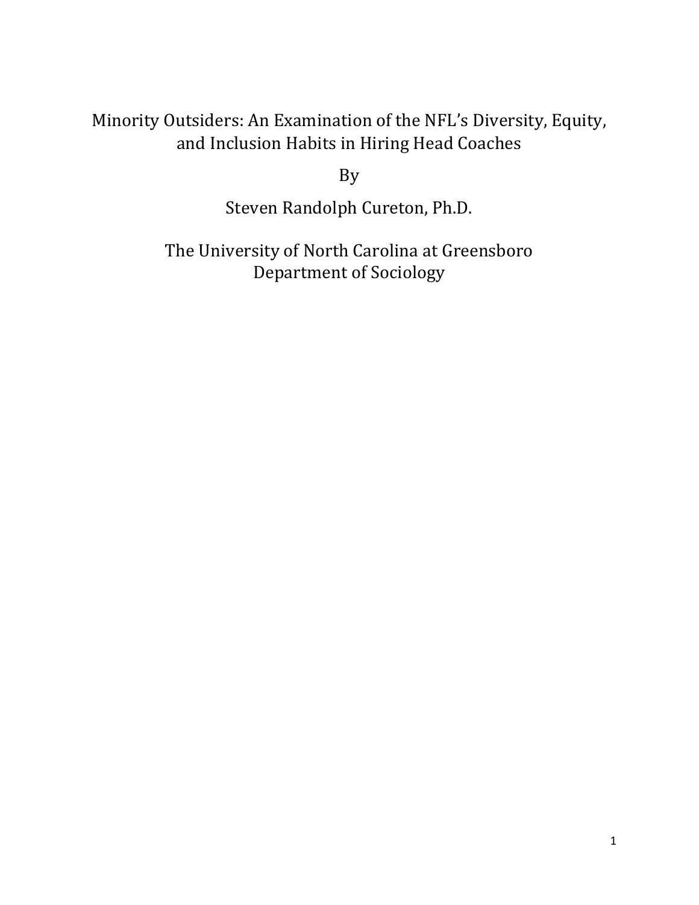# Minority Outsiders: An Examination of the NFL's Diversity, Equity, and Inclusion Habits in Hiring Head Coaches

By

Steven Randolph Cureton, Ph.D.

The University of North Carolina at Greensboro
Department of Sociology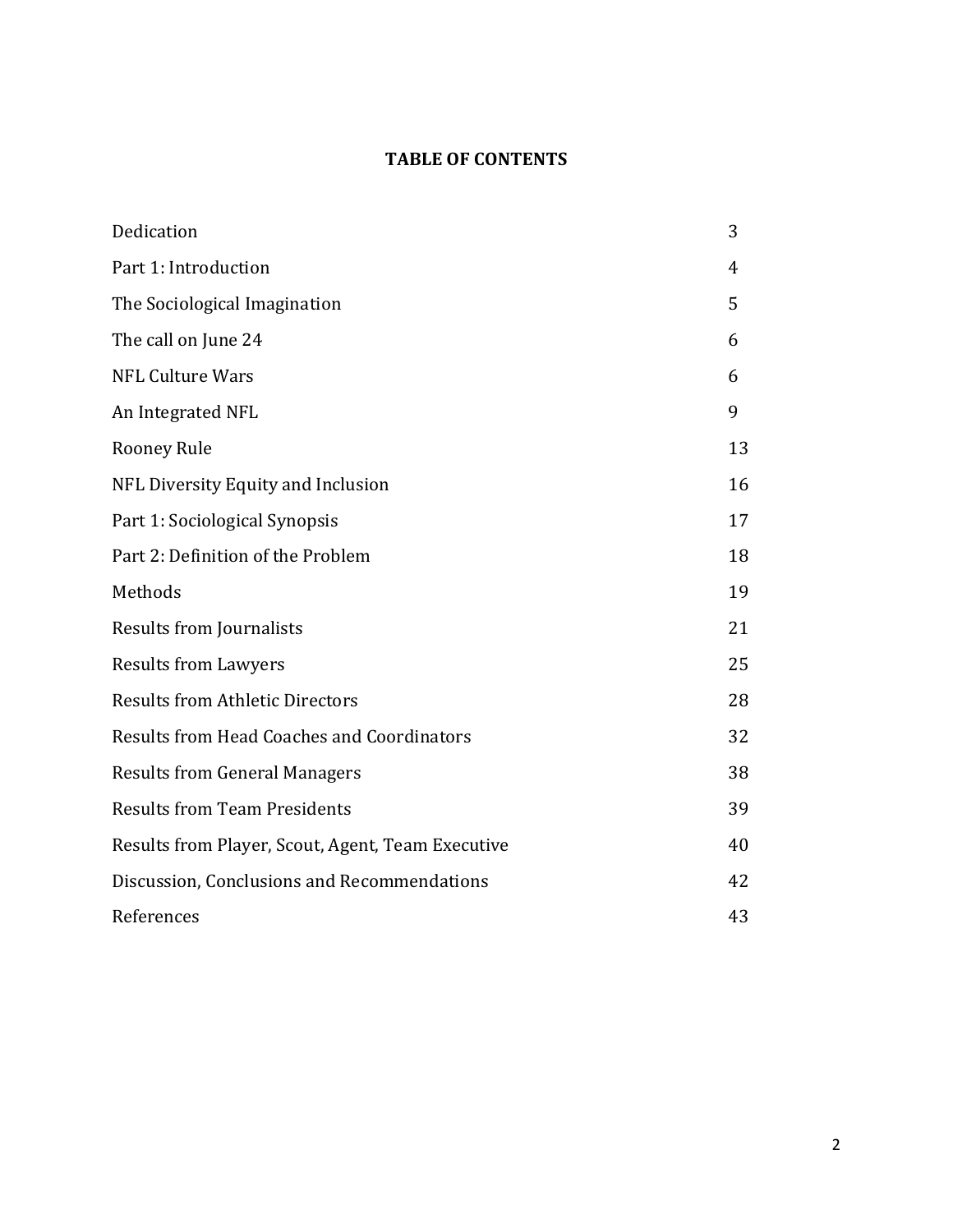# TABLE OF CONTENTS

| | |
|---|---|
| Dedication | 3 |
| Part 1: Introduction | 4 |
| The Sociological Imagination | 5 |
| The call on June 24 | 6 |
| NFL Culture Wars | 6 |
| An Integrated NFL | 9 |
| Rooney Rule | 13 |
| NFL Diversity Equity and Inclusion | 16 |
| Part 1: Sociological Synopsis | 17 |
| Part 2: Definition of the Problem | 18 |
| Methods | 19 |
| Results from Journalists | 21 |
| Results from Lawyers | 25 |
| Results from Athletic Directors | 28 |
| Results from Head Coaches and Coordinators | 32 |
| Results from General Managers | 38 |
| Results from Team Presidents | 39 |
| Results from Player, Scout, Agent, Team Executive | 40 |
| Discussion, Conclusions and Recommendations | 42 |
| References | 43 |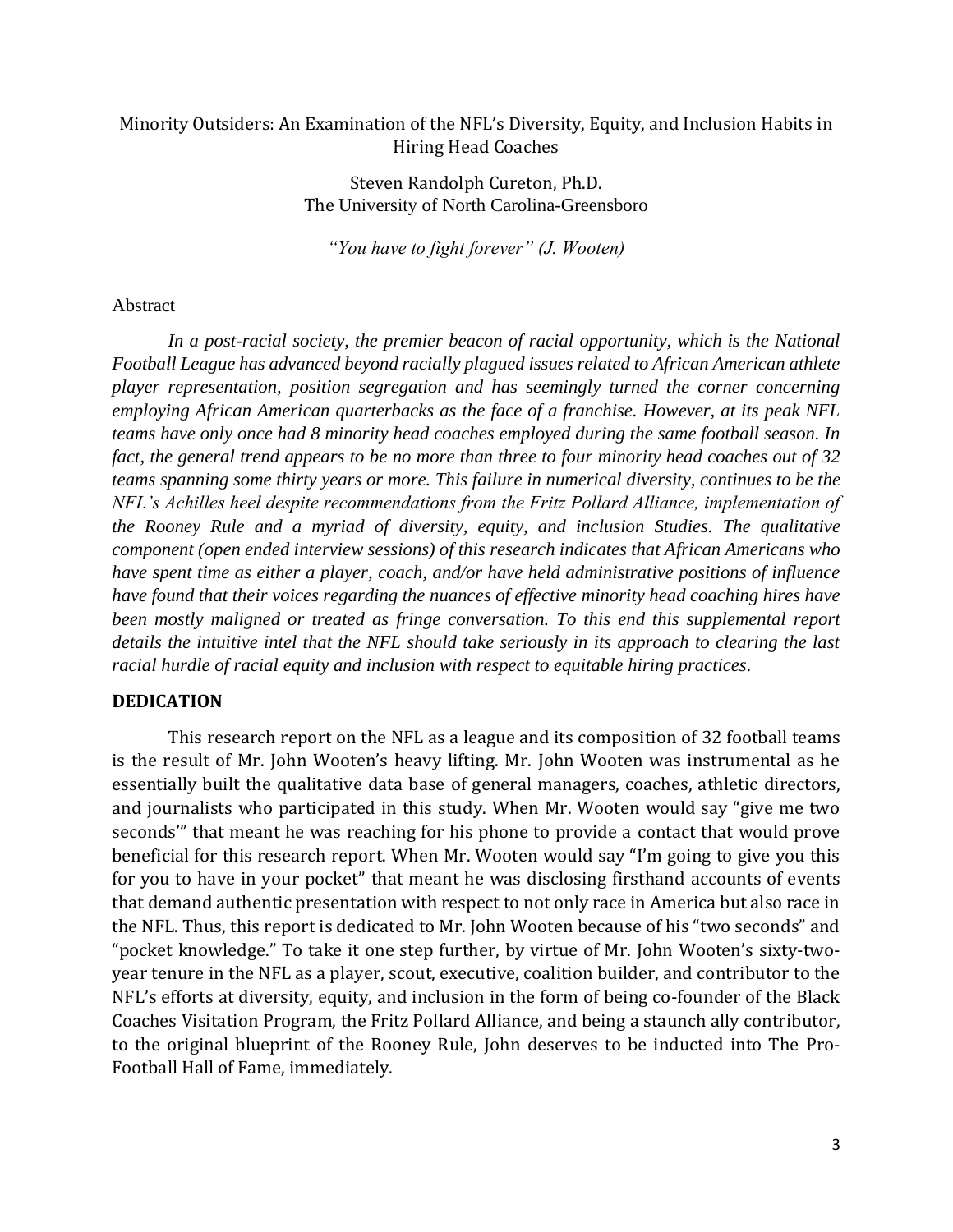# Minority Outsiders: An Examination of the NFL's Diversity, Equity, and Inclusion Habits in Hiring Head Coaches

Steven Randolph Cureton, Ph.D.
The University of North Carolina-Greensboro

*"You have to fight forever" (J. Wooten)*

Abstract

*In a post-racial society, the premier beacon of racial opportunity, which is the National Football League has advanced beyond racially plagued issues related to African American athlete player representation, position segregation and has seemingly turned the corner concerning employing African American quarterbacks as the face of a franchise. However, at its peak NFL teams have only once had 8 minority head coaches employed during the same football season. In fact, the general trend appears to be no more than three to four minority head coaches out of 32 teams spanning some thirty years or more. This failure in numerical diversity, continues to be the NFL's Achilles heel despite recommendations from the Fritz Pollard Alliance, implementation of the Rooney Rule and a myriad of diversity, equity, and inclusion Studies. The qualitative component (open ended interview sessions) of this research indicates that African Americans who have spent time as either a player, coach, and/or have held administrative positions of influence have found that their voices regarding the nuances of effective minority head coaching hires have been mostly maligned or treated as fringe conversation. To this end this supplemental report details the intuitive intel that the NFL should take seriously in its approach to clearing the last racial hurdle of racial equity and inclusion with respect to equitable hiring practices.*

**DEDICATION**

This research report on the NFL as a league and its composition of 32 football teams is the result of Mr. John Wooten's heavy lifting. Mr. John Wooten was instrumental as he essentially built the qualitative data base of general managers, coaches, athletic directors, and journalists who participated in this study. When Mr. Wooten would say "give me two seconds'" that meant he was reaching for his phone to provide a contact that would prove beneficial for this research report. When Mr. Wooten would say "I'm going to give you this for you to have in your pocket" that meant he was disclosing firsthand accounts of events that demand authentic presentation with respect to not only race in America but also race in the NFL. Thus, this report is dedicated to Mr. John Wooten because of his "two seconds" and "pocket knowledge." To take it one step further, by virtue of Mr. John Wooten's sixty-two-year tenure in the NFL as a player, scout, executive, coalition builder, and contributor to the NFL's efforts at diversity, equity, and inclusion in the form of being co-founder of the Black Coaches Visitation Program, the Fritz Pollard Alliance, and being a staunch ally contributor, to the original blueprint of the Rooney Rule, John deserves to be inducted into The Pro-Football Hall of Fame, immediately.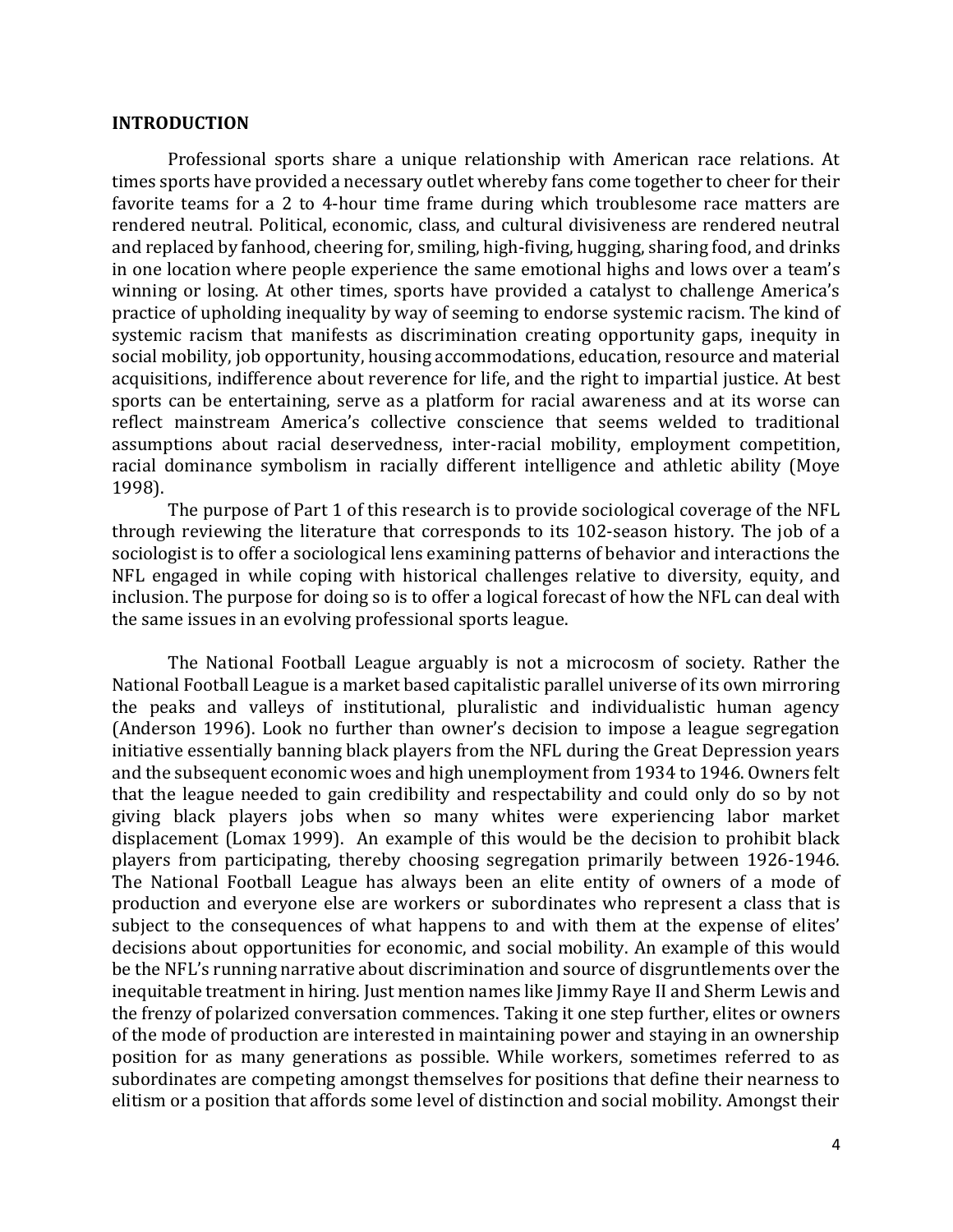**INTRODUCTION**

Professional sports share a unique relationship with American race relations. At times sports have provided a necessary outlet whereby fans come together to cheer for their favorite teams for a 2 to 4-hour time frame during which troublesome race matters are rendered neutral. Political, economic, class, and cultural divisiveness are rendered neutral and replaced by fanhood, cheering for, smiling, high-fiving, hugging, sharing food, and drinks in one location where people experience the same emotional highs and lows over a team's winning or losing. At other times, sports have provided a catalyst to challenge America's practice of upholding inequality by way of seeming to endorse systemic racism. The kind of systemic racism that manifests as discrimination creating opportunity gaps, inequity in social mobility, job opportunity, housing accommodations, education, resource and material acquisitions, indifference about reverence for life, and the right to impartial justice. At best sports can be entertaining, serve as a platform for racial awareness and at its worse can reflect mainstream America's collective conscience that seems welded to traditional assumptions about racial deservedness, inter-racial mobility, employment competition, racial dominance symbolism in racially different intelligence and athletic ability (Moye 1998).

The purpose of Part 1 of this research is to provide sociological coverage of the NFL through reviewing the literature that corresponds to its 102-season history. The job of a sociologist is to offer a sociological lens examining patterns of behavior and interactions the NFL engaged in while coping with historical challenges relative to diversity, equity, and inclusion. The purpose for doing so is to offer a logical forecast of how the NFL can deal with the same issues in an evolving professional sports league.

The National Football League arguably is not a microcosm of society. Rather the National Football League is a market based capitalistic parallel universe of its own mirroring the peaks and valleys of institutional, pluralistic and individualistic human agency (Anderson 1996). Look no further than owner's decision to impose a league segregation initiative essentially banning black players from the NFL during the Great Depression years and the subsequent economic woes and high unemployment from 1934 to 1946. Owners felt that the league needed to gain credibility and respectability and could only do so by not giving black players jobs when so many whites were experiencing labor market displacement (Lomax 1999). An example of this would be the decision to prohibit black players from participating, thereby choosing segregation primarily between 1926-1946. The National Football League has always been an elite entity of owners of a mode of production and everyone else are workers or subordinates who represent a class that is subject to the consequences of what happens to and with them at the expense of elites' decisions about opportunities for economic, and social mobility. An example of this would be the NFL's running narrative about discrimination and source of disgruntlements over the inequitable treatment in hiring. Just mention names like Jimmy Raye II and Sherm Lewis and the frenzy of polarized conversation commences. Taking it one step further, elites or owners of the mode of production are interested in maintaining power and staying in an ownership position for as many generations as possible. While workers, sometimes referred to as subordinates are competing amongst themselves for positions that define their nearness to elitism or a position that affords some level of distinction and social mobility. Amongst their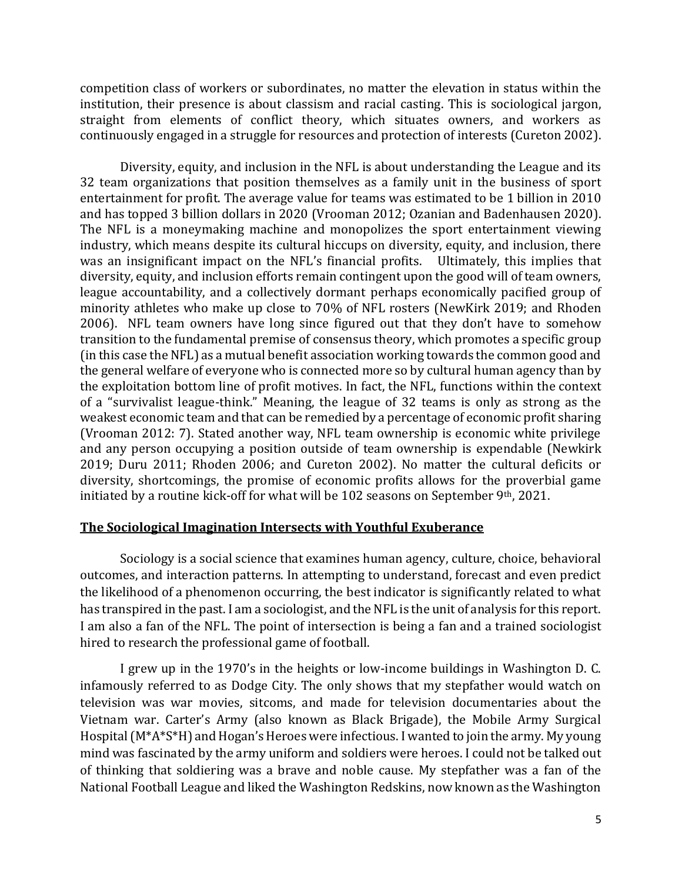competition class of workers or subordinates, no matter the elevation in status within the institution, their presence is about classism and racial casting. This is sociological jargon, straight from elements of conflict theory, which situates owners, and workers as continuously engaged in a struggle for resources and protection of interests (Cureton 2002).

Diversity, equity, and inclusion in the NFL is about understanding the League and its 32 team organizations that position themselves as a family unit in the business of sport entertainment for profit. The average value for teams was estimated to be 1 billion in 2010 and has topped 3 billion dollars in 2020 (Vrooman 2012; Ozanian and Badenhausen 2020). The NFL is a moneymaking machine and monopolizes the sport entertainment viewing industry, which means despite its cultural hiccups on diversity, equity, and inclusion, there was an insignificant impact on the NFL's financial profits. Ultimately, this implies that diversity, equity, and inclusion efforts remain contingent upon the good will of team owners, league accountability, and a collectively dormant perhaps economically pacified group of minority athletes who make up close to 70% of NFL rosters (NewKirk 2019; and Rhoden 2006). NFL team owners have long since figured out that they don't have to somehow transition to the fundamental premise of consensus theory, which promotes a specific group (in this case the NFL) as a mutual benefit association working towards the common good and the general welfare of everyone who is connected more so by cultural human agency than by the exploitation bottom line of profit motives. In fact, the NFL, functions within the context of a "survivalist league-think." Meaning, the league of 32 teams is only as strong as the weakest economic team and that can be remedied by a percentage of economic profit sharing (Vrooman 2012: 7). Stated another way, NFL team ownership is economic white privilege and any person occupying a position outside of team ownership is expendable (Newkirk 2019; Duru 2011; Rhoden 2006; and Cureton 2002). No matter the cultural deficits or diversity, shortcomings, the promise of economic profits allows for the proverbial game initiated by a routine kick-off for what will be 102 seasons on September 9th, 2021.

## The Sociological Imagination Intersects with Youthful Exuberance

Sociology is a social science that examines human agency, culture, choice, behavioral outcomes, and interaction patterns. In attempting to understand, forecast and even predict the likelihood of a phenomenon occurring, the best indicator is significantly related to what has transpired in the past. I am a sociologist, and the NFL is the unit of analysis for this report. I am also a fan of the NFL. The point of intersection is being a fan and a trained sociologist hired to research the professional game of football.

I grew up in the 1970's in the heights or low-income buildings in Washington D. C. infamously referred to as Dodge City. The only shows that my stepfather would watch on television was war movies, sitcoms, and made for television documentaries about the Vietnam war. Carter's Army (also known as Black Brigade), the Mobile Army Surgical Hospital (M*A*S*H) and Hogan's Heroes were infectious. I wanted to join the army. My young mind was fascinated by the army uniform and soldiers were heroes. I could not be talked out of thinking that soldiering was a brave and noble cause. My stepfather was a fan of the National Football League and liked the Washington Redskins, now known as the Washington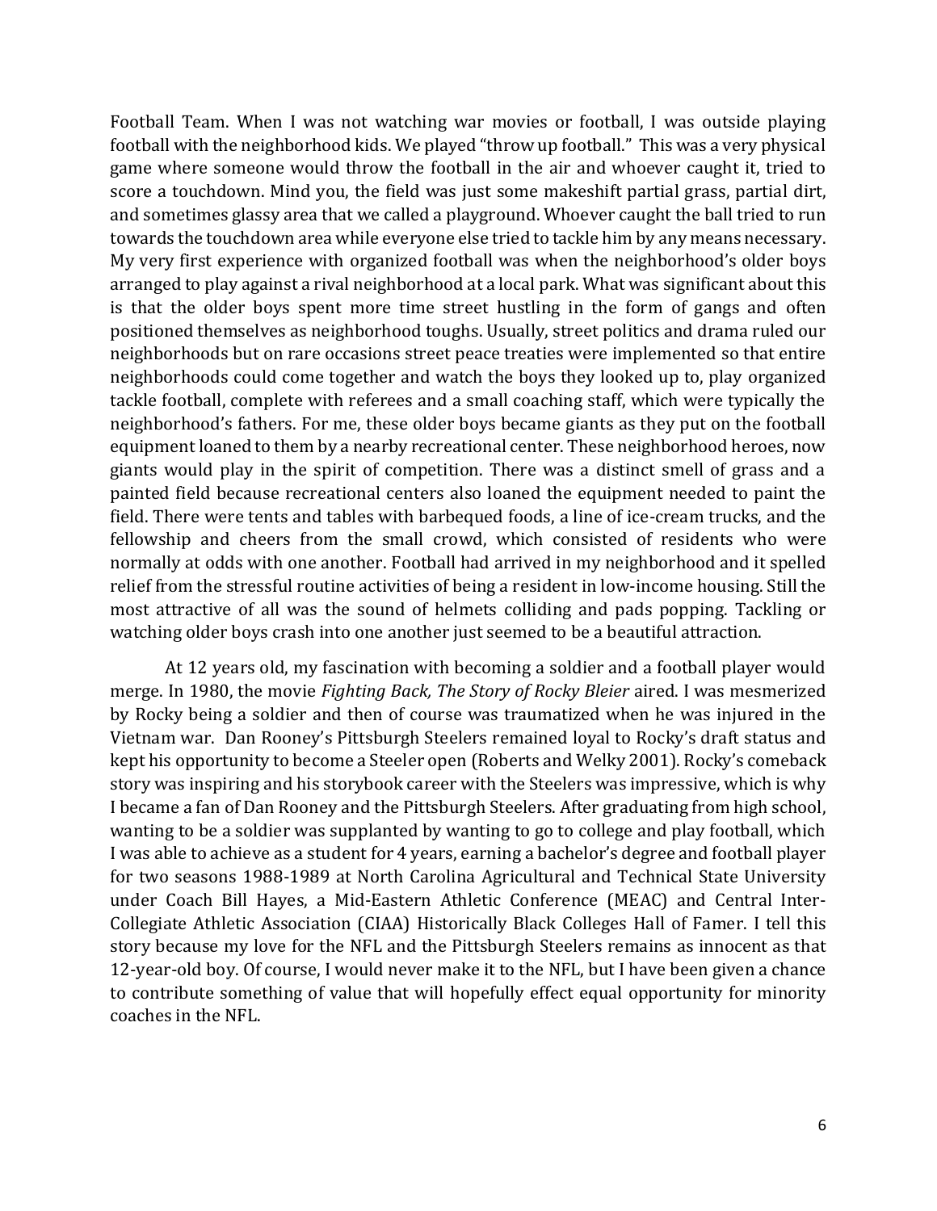Football Team. When I was not watching war movies or football, I was outside playing football with the neighborhood kids. We played "throw up football." This was a very physical game where someone would throw the football in the air and whoever caught it, tried to score a touchdown. Mind you, the field was just some makeshift partial grass, partial dirt, and sometimes glassy area that we called a playground. Whoever caught the ball tried to run towards the touchdown area while everyone else tried to tackle him by any means necessary. My very first experience with organized football was when the neighborhood's older boys arranged to play against a rival neighborhood at a local park. What was significant about this is that the older boys spent more time street hustling in the form of gangs and often positioned themselves as neighborhood toughs. Usually, street politics and drama ruled our neighborhoods but on rare occasions street peace treaties were implemented so that entire neighborhoods could come together and watch the boys they looked up to, play organized tackle football, complete with referees and a small coaching staff, which were typically the neighborhood's fathers. For me, these older boys became giants as they put on the football equipment loaned to them by a nearby recreational center. These neighborhood heroes, now giants would play in the spirit of competition. There was a distinct smell of grass and a painted field because recreational centers also loaned the equipment needed to paint the field. There were tents and tables with barbequed foods, a line of ice-cream trucks, and the fellowship and cheers from the small crowd, which consisted of residents who were normally at odds with one another. Football had arrived in my neighborhood and it spelled relief from the stressful routine activities of being a resident in low-income housing. Still the most attractive of all was the sound of helmets colliding and pads popping. Tackling or watching older boys crash into one another just seemed to be a beautiful attraction.

At 12 years old, my fascination with becoming a soldier and a football player would merge. In 1980, the movie *Fighting Back, The Story of Rocky Bleier* aired. I was mesmerized by Rocky being a soldier and then of course was traumatized when he was injured in the Vietnam war. Dan Rooney's Pittsburgh Steelers remained loyal to Rocky's draft status and kept his opportunity to become a Steeler open (Roberts and Welky 2001). Rocky's comeback story was inspiring and his storybook career with the Steelers was impressive, which is why I became a fan of Dan Rooney and the Pittsburgh Steelers. After graduating from high school, wanting to be a soldier was supplanted by wanting to go to college and play football, which I was able to achieve as a student for 4 years, earning a bachelor's degree and football player for two seasons 1988-1989 at North Carolina Agricultural and Technical State University under Coach Bill Hayes, a Mid-Eastern Athletic Conference (MEAC) and Central Inter-Collegiate Athletic Association (CIAA) Historically Black Colleges Hall of Famer. I tell this story because my love for the NFL and the Pittsburgh Steelers remains as innocent as that 12-year-old boy. Of course, I would never make it to the NFL, but I have been given a chance to contribute something of value that will hopefully effect equal opportunity for minority coaches in the NFL.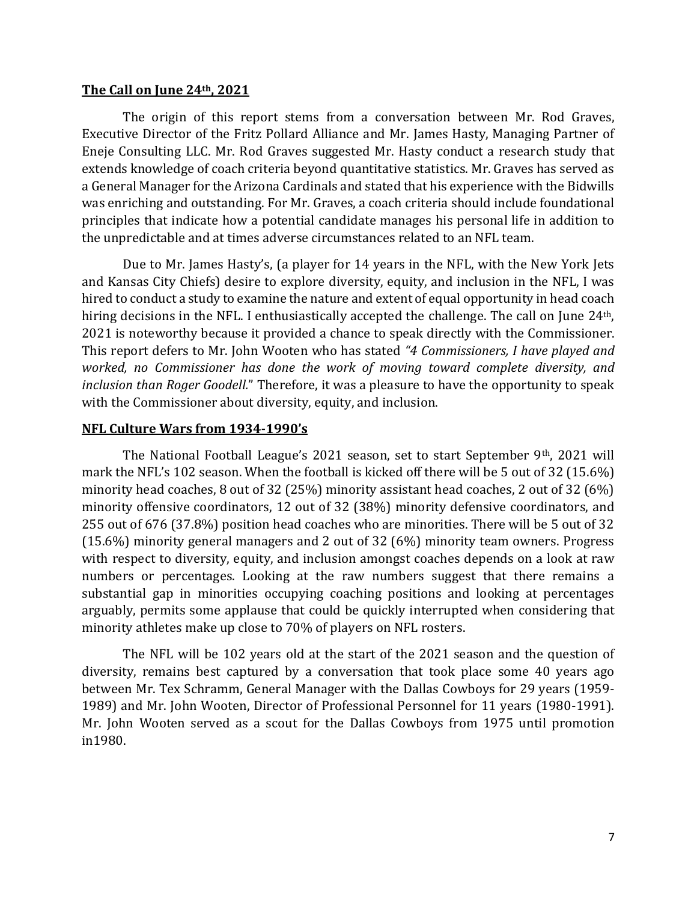## The Call on June 24th, 2021

The origin of this report stems from a conversation between Mr. Rod Graves, Executive Director of the Fritz Pollard Alliance and Mr. James Hasty, Managing Partner of Eneje Consulting LLC. Mr. Rod Graves suggested Mr. Hasty conduct a research study that extends knowledge of coach criteria beyond quantitative statistics. Mr. Graves has served as a General Manager for the Arizona Cardinals and stated that his experience with the Bidwills was enriching and outstanding. For Mr. Graves, a coach criteria should include foundational principles that indicate how a potential candidate manages his personal life in addition to the unpredictable and at times adverse circumstances related to an NFL team.

Due to Mr. James Hasty's, (a player for 14 years in the NFL, with the New York Jets and Kansas City Chiefs) desire to explore diversity, equity, and inclusion in the NFL, I was hired to conduct a study to examine the nature and extent of equal opportunity in head coach hiring decisions in the NFL. I enthusiastically accepted the challenge. The call on June 24th, 2021 is noteworthy because it provided a chance to speak directly with the Commissioner. This report defers to Mr. John Wooten who has stated *"4 Commissioners, I have played and worked, no Commissioner has done the work of moving toward complete diversity, and inclusion than Roger Goodell.*" Therefore, it was a pleasure to have the opportunity to speak with the Commissioner about diversity, equity, and inclusion.

## NFL Culture Wars from 1934-1990's

The National Football League's 2021 season, set to start September 9th, 2021 will mark the NFL's 102 season. When the football is kicked off there will be 5 out of 32 (15.6%) minority head coaches, 8 out of 32 (25%) minority assistant head coaches, 2 out of 32 (6%) minority offensive coordinators, 12 out of 32 (38%) minority defensive coordinators, and 255 out of 676 (37.8%) position head coaches who are minorities. There will be 5 out of 32 (15.6%) minority general managers and 2 out of 32 (6%) minority team owners. Progress with respect to diversity, equity, and inclusion amongst coaches depends on a look at raw numbers or percentages. Looking at the raw numbers suggest that there remains a substantial gap in minorities occupying coaching positions and looking at percentages arguably, permits some applause that could be quickly interrupted when considering that minority athletes make up close to 70% of players on NFL rosters.

The NFL will be 102 years old at the start of the 2021 season and the question of diversity, remains best captured by a conversation that took place some 40 years ago between Mr. Tex Schramm, General Manager with the Dallas Cowboys for 29 years (1959-1989) and Mr. John Wooten, Director of Professional Personnel for 11 years (1980-1991). Mr. John Wooten served as a scout for the Dallas Cowboys from 1975 until promotion in1980.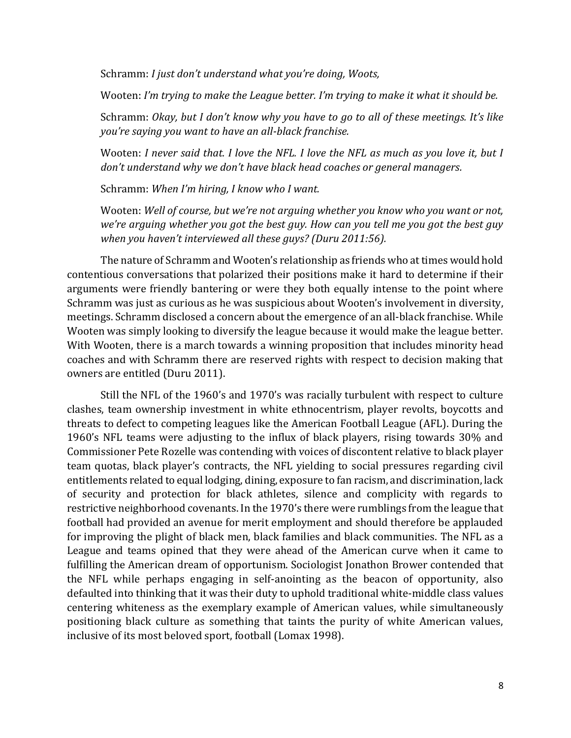Schramm: *I just don't understand what you're doing, Woots,*

Wooten: *I'm trying to make the League better. I'm trying to make it what it should be.*

Schramm: *Okay, but I don't know why you have to go to all of these meetings. It's like you're saying you want to have an all-black franchise.*

Wooten: *I never said that. I love the NFL. I love the NFL as much as you love it, but I don't understand why we don't have black head coaches or general managers.*

Schramm: *When I'm hiring, I know who I want.*

Wooten: *Well of course, but we're not arguing whether you know who you want or not, we're arguing whether you got the best guy. How can you tell me you got the best guy when you haven't interviewed all these guys? (Duru 2011:56).*

The nature of Schramm and Wooten's relationship as friends who at times would hold contentious conversations that polarized their positions make it hard to determine if their arguments were friendly bantering or were they both equally intense to the point where Schramm was just as curious as he was suspicious about Wooten's involvement in diversity, meetings. Schramm disclosed a concern about the emergence of an all-black franchise. While Wooten was simply looking to diversify the league because it would make the league better. With Wooten, there is a march towards a winning proposition that includes minority head coaches and with Schramm there are reserved rights with respect to decision making that owners are entitled (Duru 2011).

Still the NFL of the 1960's and 1970's was racially turbulent with respect to culture clashes, team ownership investment in white ethnocentrism, player revolts, boycotts and threats to defect to competing leagues like the American Football League (AFL). During the 1960's NFL teams were adjusting to the influx of black players, rising towards 30% and Commissioner Pete Rozelle was contending with voices of discontent relative to black player team quotas, black player's contracts, the NFL yielding to social pressures regarding civil entitlements related to equal lodging, dining, exposure to fan racism, and discrimination, lack of security and protection for black athletes, silence and complicity with regards to restrictive neighborhood covenants. In the 1970's there were rumblings from the league that football had provided an avenue for merit employment and should therefore be applauded for improving the plight of black men, black families and black communities. The NFL as a League and teams opined that they were ahead of the American curve when it came to fulfilling the American dream of opportunism. Sociologist Jonathon Brower contended that the NFL while perhaps engaging in self-anointing as the beacon of opportunity, also defaulted into thinking that it was their duty to uphold traditional white-middle class values centering whiteness as the exemplary example of American values, while simultaneously positioning black culture as something that taints the purity of white American values, inclusive of its most beloved sport, football (Lomax 1998).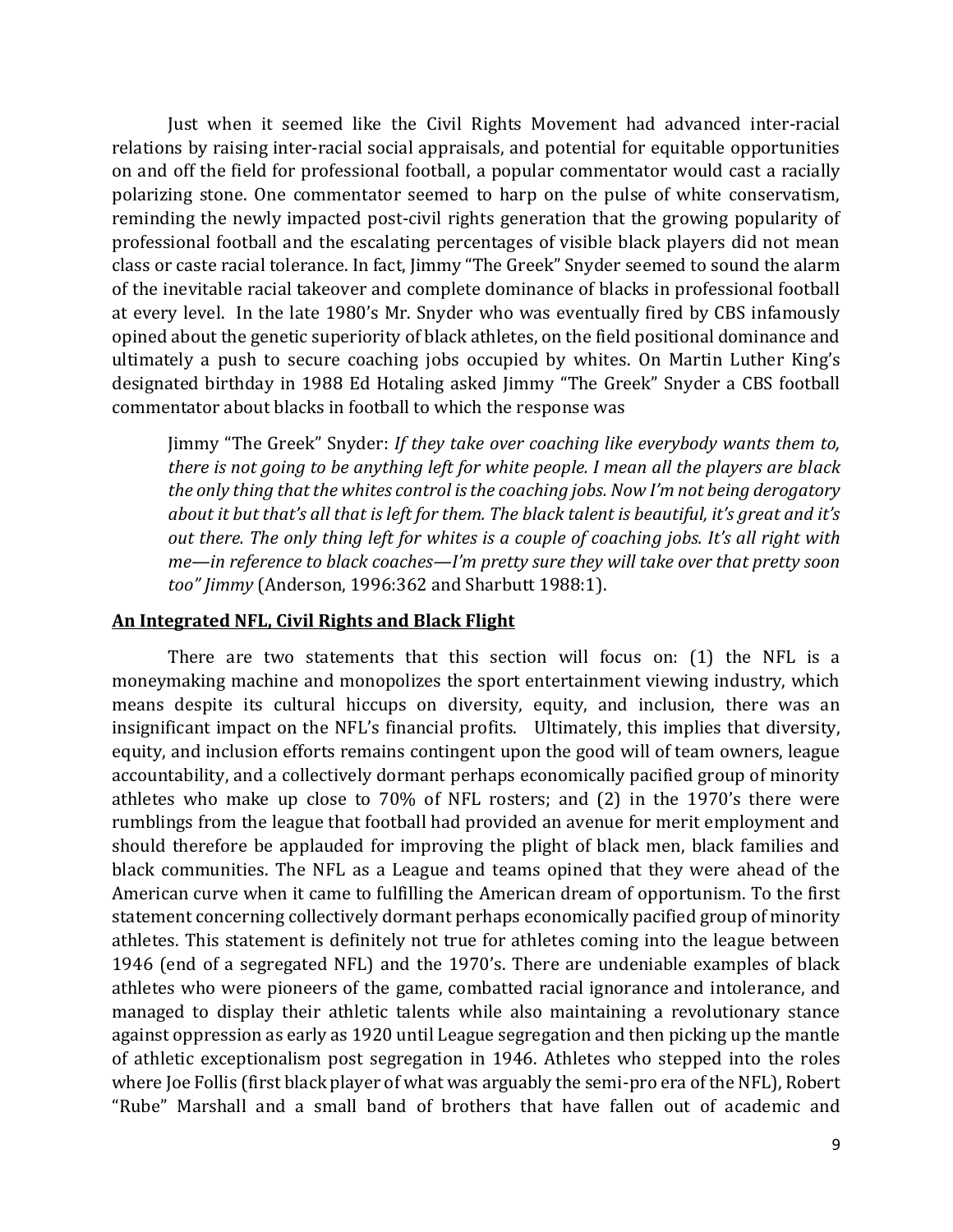Just when it seemed like the Civil Rights Movement had advanced inter-racial relations by raising inter-racial social appraisals, and potential for equitable opportunities on and off the field for professional football, a popular commentator would cast a racially polarizing stone. One commentator seemed to harp on the pulse of white conservatism, reminding the newly impacted post-civil rights generation that the growing popularity of professional football and the escalating percentages of visible black players did not mean class or caste racial tolerance. In fact, Jimmy "The Greek" Snyder seemed to sound the alarm of the inevitable racial takeover and complete dominance of blacks in professional football at every level. In the late 1980's Mr. Snyder who was eventually fired by CBS infamously opined about the genetic superiority of black athletes, on the field positional dominance and ultimately a push to secure coaching jobs occupied by whites. On Martin Luther King's designated birthday in 1988 Ed Hotaling asked Jimmy "The Greek" Snyder a CBS football commentator about blacks in football to which the response was

> Jimmy "The Greek" Snyder: *If they take over coaching like everybody wants them to, there is not going to be anything left for white people. I mean all the players are black the only thing that the whites control is the coaching jobs. Now I'm not being derogatory about it but that's all that is left for them. The black talent is beautiful, it's great and it's out there. The only thing left for whites is a couple of coaching jobs. It's all right with me—in reference to black coaches—I'm pretty sure they will take over that pretty soon too" Jimmy* (Anderson, 1996:362 and Sharbutt 1988:1).

## An Integrated NFL, Civil Rights and Black Flight

There are two statements that this section will focus on: (1) the NFL is a moneymaking machine and monopolizes the sport entertainment viewing industry, which means despite its cultural hiccups on diversity, equity, and inclusion, there was an insignificant impact on the NFL's financial profits. Ultimately, this implies that diversity, equity, and inclusion efforts remains contingent upon the good will of team owners, league accountability, and a collectively dormant perhaps economically pacified group of minority athletes who make up close to 70% of NFL rosters; and (2) in the 1970's there were rumblings from the league that football had provided an avenue for merit employment and should therefore be applauded for improving the plight of black men, black families and black communities. The NFL as a League and teams opined that they were ahead of the American curve when it came to fulfilling the American dream of opportunism. To the first statement concerning collectively dormant perhaps economically pacified group of minority athletes. This statement is definitely not true for athletes coming into the league between 1946 (end of a segregated NFL) and the 1970's. There are undeniable examples of black athletes who were pioneers of the game, combatted racial ignorance and intolerance, and managed to display their athletic talents while also maintaining a revolutionary stance against oppression as early as 1920 until League segregation and then picking up the mantle of athletic exceptionalism post segregation in 1946. Athletes who stepped into the roles where Joe Follis (first black player of what was arguably the semi-pro era of the NFL), Robert "Rube" Marshall and a small band of brothers that have fallen out of academic and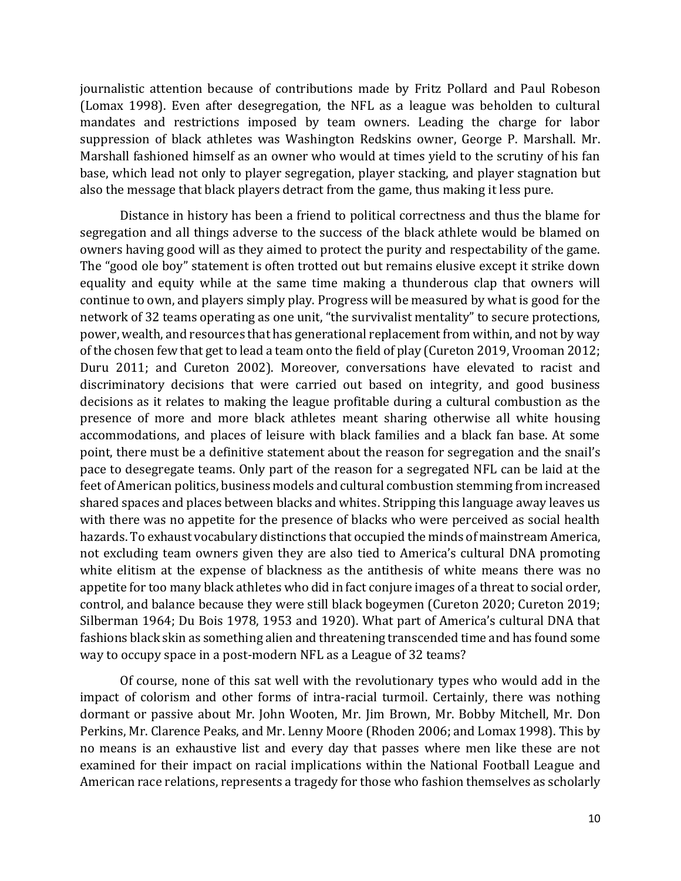journalistic attention because of contributions made by Fritz Pollard and Paul Robeson (Lomax 1998). Even after desegregation, the NFL as a league was beholden to cultural mandates and restrictions imposed by team owners. Leading the charge for labor suppression of black athletes was Washington Redskins owner, George P. Marshall. Mr. Marshall fashioned himself as an owner who would at times yield to the scrutiny of his fan base, which lead not only to player segregation, player stacking, and player stagnation but also the message that black players detract from the game, thus making it less pure.

Distance in history has been a friend to political correctness and thus the blame for segregation and all things adverse to the success of the black athlete would be blamed on owners having good will as they aimed to protect the purity and respectability of the game. The "good ole boy" statement is often trotted out but remains elusive except it strike down equality and equity while at the same time making a thunderous clap that owners will continue to own, and players simply play. Progress will be measured by what is good for the network of 32 teams operating as one unit, "the survivalist mentality" to secure protections, power, wealth, and resources that has generational replacement from within, and not by way of the chosen few that get to lead a team onto the field of play (Cureton 2019, Vrooman 2012; Duru 2011; and Cureton 2002). Moreover, conversations have elevated to racist and discriminatory decisions that were carried out based on integrity, and good business decisions as it relates to making the league profitable during a cultural combustion as the presence of more and more black athletes meant sharing otherwise all white housing accommodations, and places of leisure with black families and a black fan base. At some point, there must be a definitive statement about the reason for segregation and the snail's pace to desegregate teams. Only part of the reason for a segregated NFL can be laid at the feet of American politics, business models and cultural combustion stemming from increased shared spaces and places between blacks and whites. Stripping this language away leaves us with there was no appetite for the presence of blacks who were perceived as social health hazards. To exhaust vocabulary distinctions that occupied the minds of mainstream America, not excluding team owners given they are also tied to America's cultural DNA promoting white elitism at the expense of blackness as the antithesis of white means there was no appetite for too many black athletes who did in fact conjure images of a threat to social order, control, and balance because they were still black bogeymen (Cureton 2020; Cureton 2019; Silberman 1964; Du Bois 1978, 1953 and 1920). What part of America's cultural DNA that fashions black skin as something alien and threatening transcended time and has found some way to occupy space in a post-modern NFL as a League of 32 teams?

Of course, none of this sat well with the revolutionary types who would add in the impact of colorism and other forms of intra-racial turmoil. Certainly, there was nothing dormant or passive about Mr. John Wooten, Mr. Jim Brown, Mr. Bobby Mitchell, Mr. Don Perkins, Mr. Clarence Peaks, and Mr. Lenny Moore (Rhoden 2006; and Lomax 1998). This by no means is an exhaustive list and every day that passes where men like these are not examined for their impact on racial implications within the National Football League and American race relations, represents a tragedy for those who fashion themselves as scholarly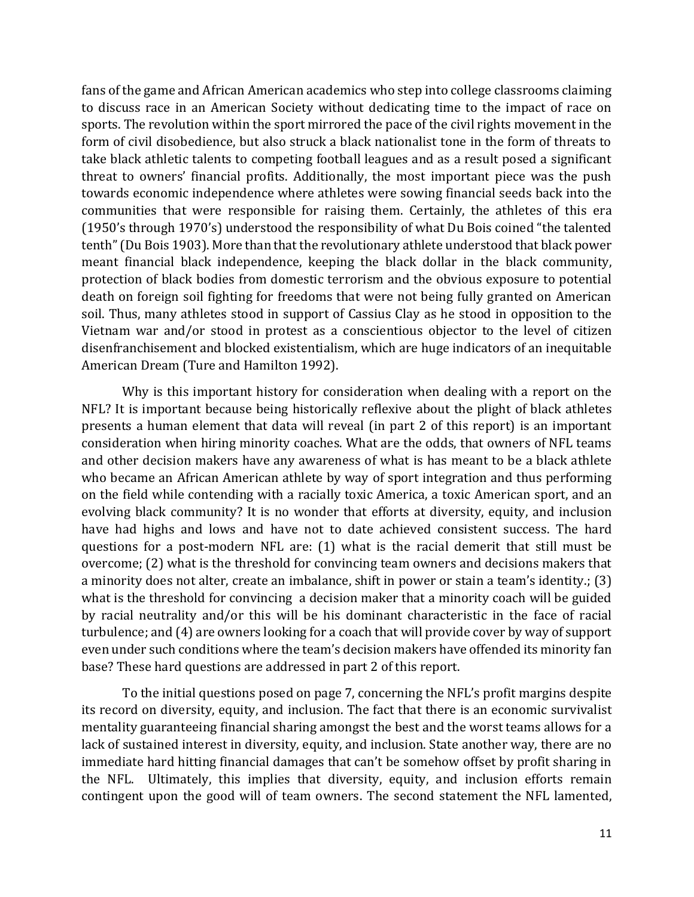fans of the game and African American academics who step into college classrooms claiming to discuss race in an American Society without dedicating time to the impact of race on sports. The revolution within the sport mirrored the pace of the civil rights movement in the form of civil disobedience, but also struck a black nationalist tone in the form of threats to take black athletic talents to competing football leagues and as a result posed a significant threat to owners' financial profits. Additionally, the most important piece was the push towards economic independence where athletes were sowing financial seeds back into the communities that were responsible for raising them. Certainly, the athletes of this era (1950's through 1970's) understood the responsibility of what Du Bois coined "the talented tenth" (Du Bois 1903). More than that the revolutionary athlete understood that black power meant financial black independence, keeping the black dollar in the black community, protection of black bodies from domestic terrorism and the obvious exposure to potential death on foreign soil fighting for freedoms that were not being fully granted on American soil. Thus, many athletes stood in support of Cassius Clay as he stood in opposition to the Vietnam war and/or stood in protest as a conscientious objector to the level of citizen disenfranchisement and blocked existentialism, which are huge indicators of an inequitable American Dream (Ture and Hamilton 1992).

Why is this important history for consideration when dealing with a report on the NFL? It is important because being historically reflexive about the plight of black athletes presents a human element that data will reveal (in part 2 of this report) is an important consideration when hiring minority coaches. What are the odds, that owners of NFL teams and other decision makers have any awareness of what is has meant to be a black athlete who became an African American athlete by way of sport integration and thus performing on the field while contending with a racially toxic America, a toxic American sport, and an evolving black community? It is no wonder that efforts at diversity, equity, and inclusion have had highs and lows and have not to date achieved consistent success. The hard questions for a post-modern NFL are: (1) what is the racial demerit that still must be overcome; (2) what is the threshold for convincing team owners and decisions makers that a minority does not alter, create an imbalance, shift in power or stain a team's identity.; (3) what is the threshold for convincing a decision maker that a minority coach will be guided by racial neutrality and/or this will be his dominant characteristic in the face of racial turbulence; and (4) are owners looking for a coach that will provide cover by way of support even under such conditions where the team's decision makers have offended its minority fan base? These hard questions are addressed in part 2 of this report.

To the initial questions posed on page 7, concerning the NFL's profit margins despite its record on diversity, equity, and inclusion. The fact that there is an economic survivalist mentality guaranteeing financial sharing amongst the best and the worst teams allows for a lack of sustained interest in diversity, equity, and inclusion. State another way, there are no immediate hard hitting financial damages that can't be somehow offset by profit sharing in the NFL. Ultimately, this implies that diversity, equity, and inclusion efforts remain contingent upon the good will of team owners. The second statement the NFL lamented,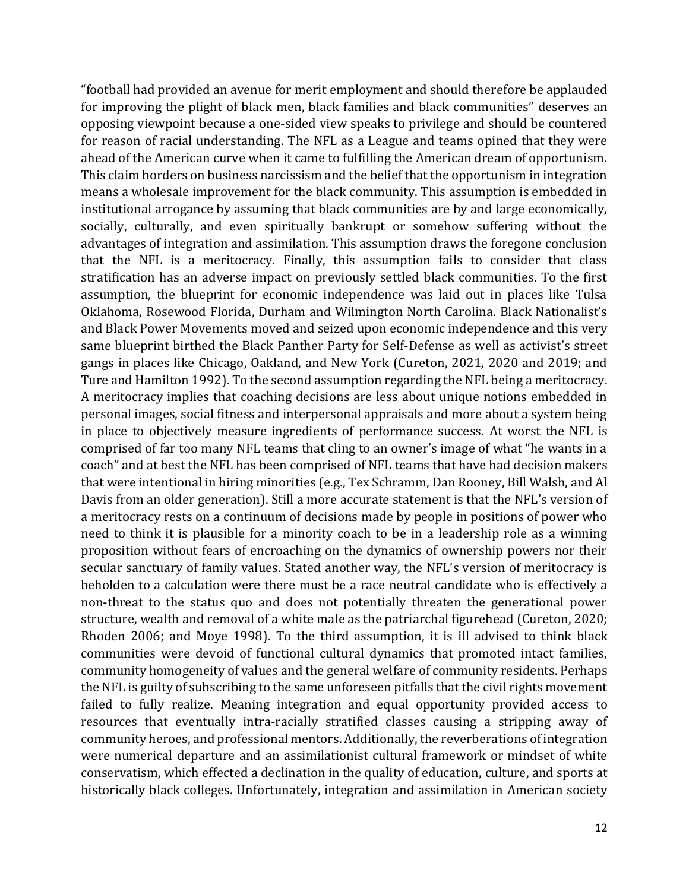"football had provided an avenue for merit employment and should therefore be applauded for improving the plight of black men, black families and black communities" deserves an opposing viewpoint because a one-sided view speaks to privilege and should be countered for reason of racial understanding. The NFL as a League and teams opined that they were ahead of the American curve when it came to fulfilling the American dream of opportunism. This claim borders on business narcissism and the belief that the opportunism in integration means a wholesale improvement for the black community. This assumption is embedded in institutional arrogance by assuming that black communities are by and large economically, socially, culturally, and even spiritually bankrupt or somehow suffering without the advantages of integration and assimilation. This assumption draws the foregone conclusion that the NFL is a meritocracy. Finally, this assumption fails to consider that class stratification has an adverse impact on previously settled black communities. To the first assumption, the blueprint for economic independence was laid out in places like Tulsa Oklahoma, Rosewood Florida, Durham and Wilmington North Carolina. Black Nationalist's and Black Power Movements moved and seized upon economic independence and this very same blueprint birthed the Black Panther Party for Self-Defense as well as activist's street gangs in places like Chicago, Oakland, and New York (Cureton, 2021, 2020 and 2019; and Ture and Hamilton 1992). To the second assumption regarding the NFL being a meritocracy. A meritocracy implies that coaching decisions are less about unique notions embedded in personal images, social fitness and interpersonal appraisals and more about a system being in place to objectively measure ingredients of performance success. At worst the NFL is comprised of far too many NFL teams that cling to an owner's image of what "he wants in a coach" and at best the NFL has been comprised of NFL teams that have had decision makers that were intentional in hiring minorities (e.g., Tex Schramm, Dan Rooney, Bill Walsh, and Al Davis from an older generation). Still a more accurate statement is that the NFL's version of a meritocracy rests on a continuum of decisions made by people in positions of power who need to think it is plausible for a minority coach to be in a leadership role as a winning proposition without fears of encroaching on the dynamics of ownership powers nor their secular sanctuary of family values. Stated another way, the NFL's version of meritocracy is beholden to a calculation were there must be a race neutral candidate who is effectively a non-threat to the status quo and does not potentially threaten the generational power structure, wealth and removal of a white male as the patriarchal figurehead (Cureton, 2020; Rhoden 2006; and Moye 1998). To the third assumption, it is ill advised to think black communities were devoid of functional cultural dynamics that promoted intact families, community homogeneity of values and the general welfare of community residents. Perhaps the NFL is guilty of subscribing to the same unforeseen pitfalls that the civil rights movement failed to fully realize. Meaning integration and equal opportunity provided access to resources that eventually intra-racially stratified classes causing a stripping away of community heroes, and professional mentors. Additionally, the reverberations of integration were numerical departure and an assimilationist cultural framework or mindset of white conservatism, which effected a declination in the quality of education, culture, and sports at historically black colleges. Unfortunately, integration and assimilation in American society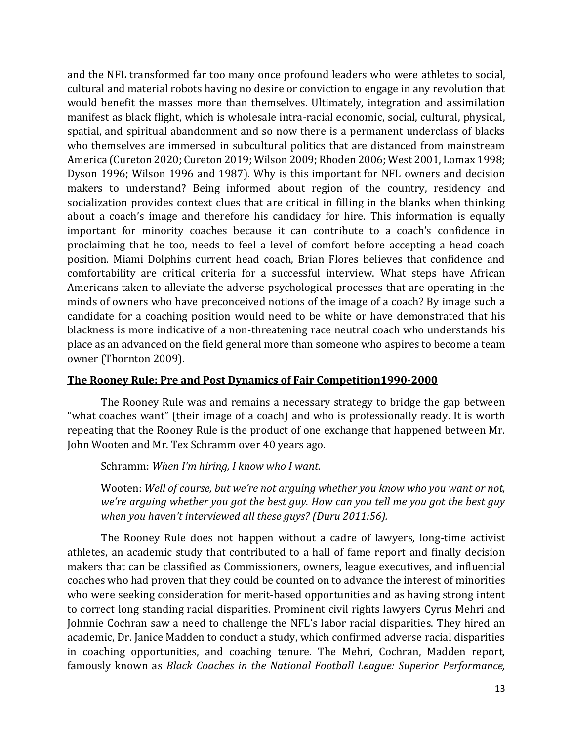and the NFL transformed far too many once profound leaders who were athletes to social, cultural and material robots having no desire or conviction to engage in any revolution that would benefit the masses more than themselves. Ultimately, integration and assimilation manifest as black flight, which is wholesale intra-racial economic, social, cultural, physical, spatial, and spiritual abandonment and so now there is a permanent underclass of blacks who themselves are immersed in subcultural politics that are distanced from mainstream America (Cureton 2020; Cureton 2019; Wilson 2009; Rhoden 2006; West 2001, Lomax 1998; Dyson 1996; Wilson 1996 and 1987). Why is this important for NFL owners and decision makers to understand? Being informed about region of the country, residency and socialization provides context clues that are critical in filling in the blanks when thinking about a coach's image and therefore his candidacy for hire. This information is equally important for minority coaches because it can contribute to a coach's confidence in proclaiming that he too, needs to feel a level of comfort before accepting a head coach position. Miami Dolphins current head coach, Brian Flores believes that confidence and comfortability are critical criteria for a successful interview. What steps have African Americans taken to alleviate the adverse psychological processes that are operating in the minds of owners who have preconceived notions of the image of a coach? By image such a candidate for a coaching position would need to be white or have demonstrated that his blackness is more indicative of a non-threatening race neutral coach who understands his place as an advanced on the field general more than someone who aspires to become a team owner (Thornton 2009).

## The Rooney Rule: Pre and Post Dynamics of Fair Competition1990-2000

The Rooney Rule was and remains a necessary strategy to bridge the gap between "what coaches want" (their image of a coach) and who is professionally ready. It is worth repeating that the Rooney Rule is the product of one exchange that happened between Mr. John Wooten and Mr. Tex Schramm over 40 years ago.

> Schramm: *When I'm hiring, I know who I want.*
>
> Wooten: *Well of course, but we're not arguing whether you know who you want or not, we're arguing whether you got the best guy. How can you tell me you got the best guy when you haven't interviewed all these guys? (Duru 2011:56).*

The Rooney Rule does not happen without a cadre of lawyers, long-time activist athletes, an academic study that contributed to a hall of fame report and finally decision makers that can be classified as Commissioners, owners, league executives, and influential coaches who had proven that they could be counted on to advance the interest of minorities who were seeking consideration for merit-based opportunities and as having strong intent to correct long standing racial disparities. Prominent civil rights lawyers Cyrus Mehri and Johnnie Cochran saw a need to challenge the NFL's labor racial disparities. They hired an academic, Dr. Janice Madden to conduct a study, which confirmed adverse racial disparities in coaching opportunities, and coaching tenure. The Mehri, Cochran, Madden report, famously known as *Black Coaches in the National Football League: Superior Performance,*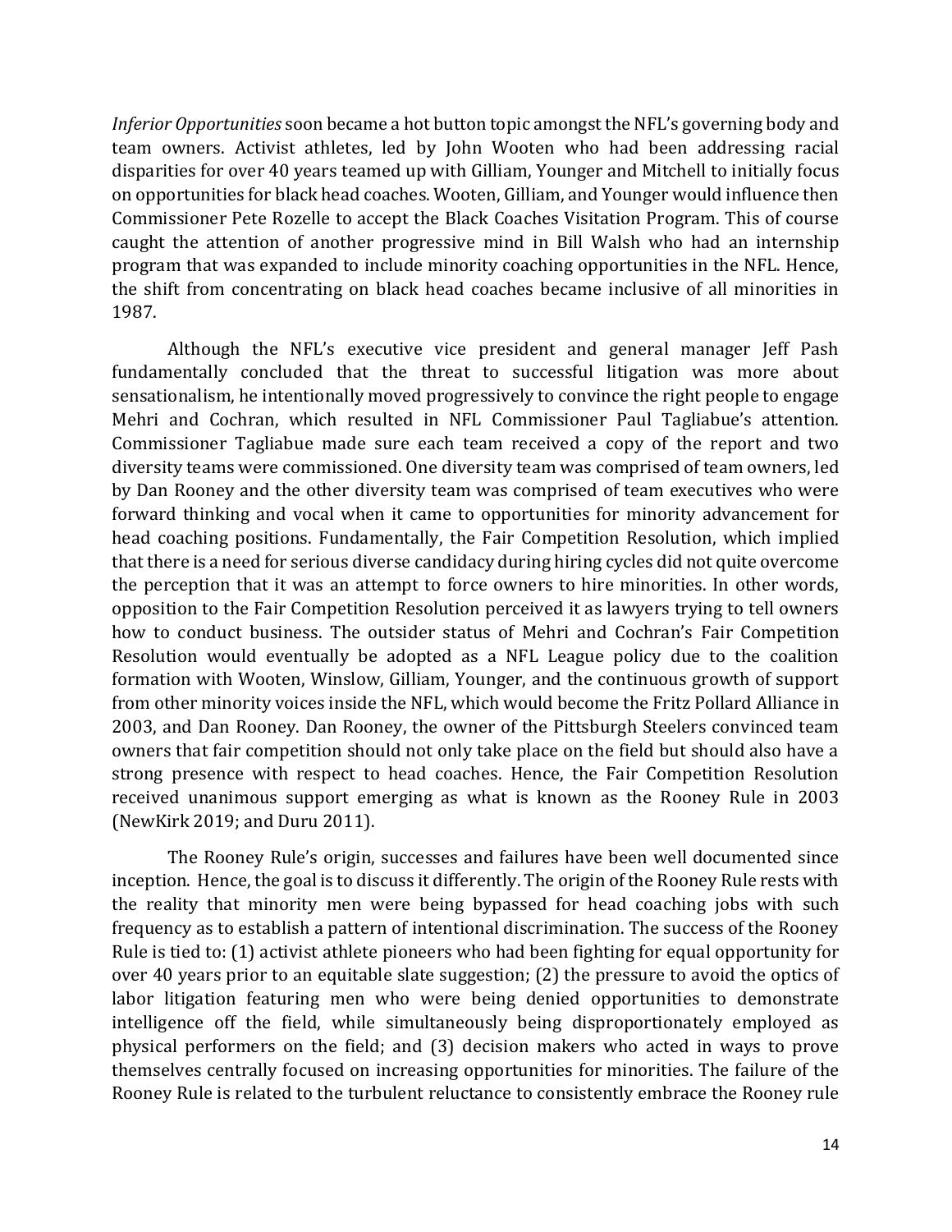*Inferior Opportunities* soon became a hot button topic amongst the NFL's governing body and team owners. Activist athletes, led by John Wooten who had been addressing racial disparities for over 40 years teamed up with Gilliam, Younger and Mitchell to initially focus on opportunities for black head coaches. Wooten, Gilliam, and Younger would influence then Commissioner Pete Rozelle to accept the Black Coaches Visitation Program. This of course caught the attention of another progressive mind in Bill Walsh who had an internship program that was expanded to include minority coaching opportunities in the NFL. Hence, the shift from concentrating on black head coaches became inclusive of all minorities in 1987.

Although the NFL's executive vice president and general manager Jeff Pash fundamentally concluded that the threat to successful litigation was more about sensationalism, he intentionally moved progressively to convince the right people to engage Mehri and Cochran, which resulted in NFL Commissioner Paul Tagliabue's attention. Commissioner Tagliabue made sure each team received a copy of the report and two diversity teams were commissioned. One diversity team was comprised of team owners, led by Dan Rooney and the other diversity team was comprised of team executives who were forward thinking and vocal when it came to opportunities for minority advancement for head coaching positions. Fundamentally, the Fair Competition Resolution, which implied that there is a need for serious diverse candidacy during hiring cycles did not quite overcome the perception that it was an attempt to force owners to hire minorities. In other words, opposition to the Fair Competition Resolution perceived it as lawyers trying to tell owners how to conduct business. The outsider status of Mehri and Cochran's Fair Competition Resolution would eventually be adopted as a NFL League policy due to the coalition formation with Wooten, Winslow, Gilliam, Younger, and the continuous growth of support from other minority voices inside the NFL, which would become the Fritz Pollard Alliance in 2003, and Dan Rooney. Dan Rooney, the owner of the Pittsburgh Steelers convinced team owners that fair competition should not only take place on the field but should also have a strong presence with respect to head coaches. Hence, the Fair Competition Resolution received unanimous support emerging as what is known as the Rooney Rule in 2003 (NewKirk 2019; and Duru 2011).

The Rooney Rule's origin, successes and failures have been well documented since inception. Hence, the goal is to discuss it differently. The origin of the Rooney Rule rests with the reality that minority men were being bypassed for head coaching jobs with such frequency as to establish a pattern of intentional discrimination. The success of the Rooney Rule is tied to: (1) activist athlete pioneers who had been fighting for equal opportunity for over 40 years prior to an equitable slate suggestion; (2) the pressure to avoid the optics of labor litigation featuring men who were being denied opportunities to demonstrate intelligence off the field, while simultaneously being disproportionately employed as physical performers on the field; and (3) decision makers who acted in ways to prove themselves centrally focused on increasing opportunities for minorities. The failure of the Rooney Rule is related to the turbulent reluctance to consistently embrace the Rooney rule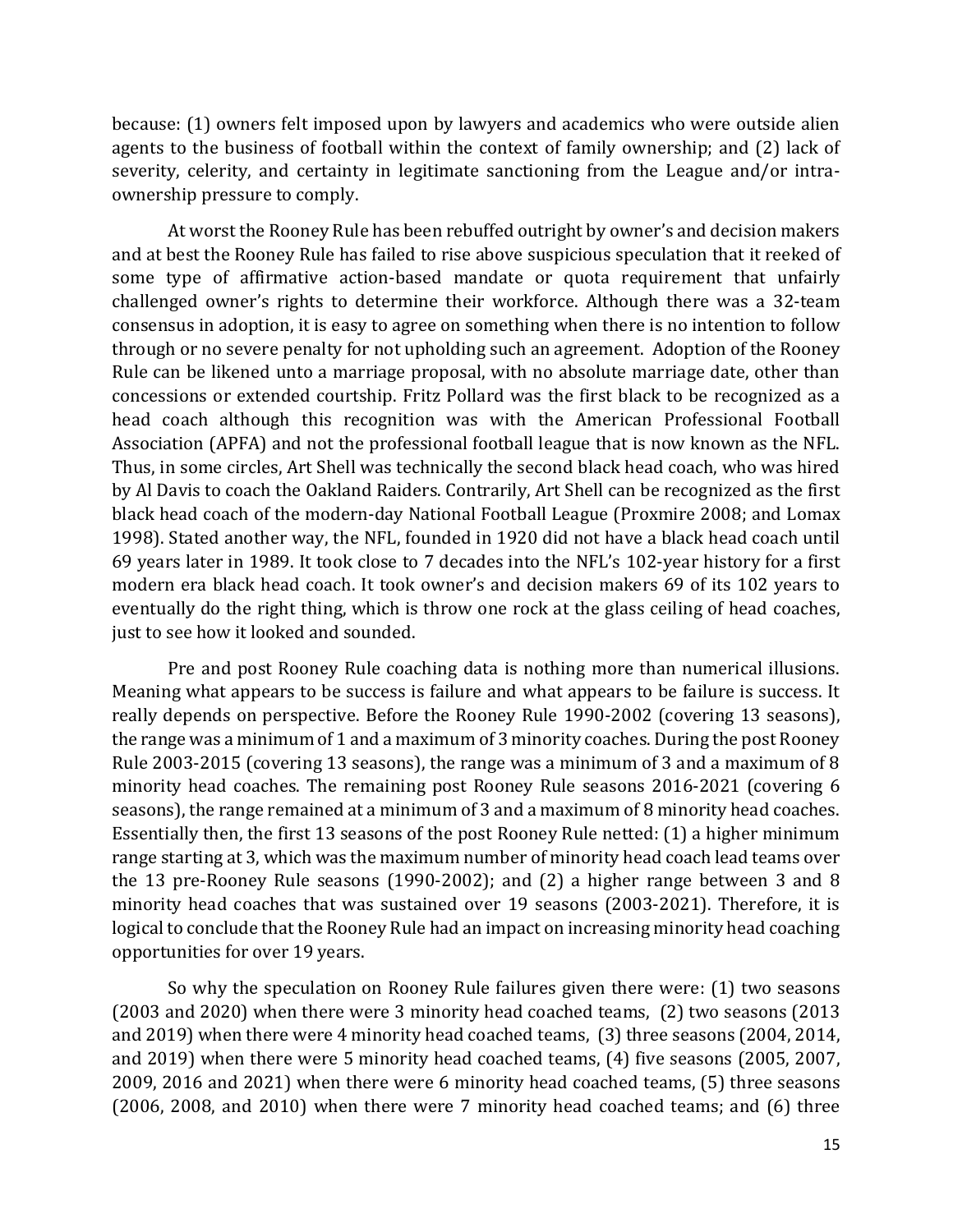because: (1) owners felt imposed upon by lawyers and academics who were outside alien agents to the business of football within the context of family ownership; and (2) lack of severity, celerity, and certainty in legitimate sanctioning from the League and/or intra-ownership pressure to comply.

At worst the Rooney Rule has been rebuffed outright by owner's and decision makers and at best the Rooney Rule has failed to rise above suspicious speculation that it reeked of some type of affirmative action-based mandate or quota requirement that unfairly challenged owner's rights to determine their workforce. Although there was a 32-team consensus in adoption, it is easy to agree on something when there is no intention to follow through or no severe penalty for not upholding such an agreement. Adoption of the Rooney Rule can be likened unto a marriage proposal, with no absolute marriage date, other than concessions or extended courtship. Fritz Pollard was the first black to be recognized as a head coach although this recognition was with the American Professional Football Association (APFA) and not the professional football league that is now known as the NFL. Thus, in some circles, Art Shell was technically the second black head coach, who was hired by Al Davis to coach the Oakland Raiders. Contrarily, Art Shell can be recognized as the first black head coach of the modern-day National Football League (Proxmire 2008; and Lomax 1998). Stated another way, the NFL, founded in 1920 did not have a black head coach until 69 years later in 1989. It took close to 7 decades into the NFL's 102-year history for a first modern era black head coach. It took owner's and decision makers 69 of its 102 years to eventually do the right thing, which is throw one rock at the glass ceiling of head coaches, just to see how it looked and sounded.

Pre and post Rooney Rule coaching data is nothing more than numerical illusions. Meaning what appears to be success is failure and what appears to be failure is success. It really depends on perspective. Before the Rooney Rule 1990-2002 (covering 13 seasons), the range was a minimum of 1 and a maximum of 3 minority coaches. During the post Rooney Rule 2003-2015 (covering 13 seasons), the range was a minimum of 3 and a maximum of 8 minority head coaches. The remaining post Rooney Rule seasons 2016-2021 (covering 6 seasons), the range remained at a minimum of 3 and a maximum of 8 minority head coaches. Essentially then, the first 13 seasons of the post Rooney Rule netted: (1) a higher minimum range starting at 3, which was the maximum number of minority head coach lead teams over the 13 pre-Rooney Rule seasons (1990-2002); and (2) a higher range between 3 and 8 minority head coaches that was sustained over 19 seasons (2003-2021). Therefore, it is logical to conclude that the Rooney Rule had an impact on increasing minority head coaching opportunities for over 19 years.

So why the speculation on Rooney Rule failures given there were: (1) two seasons (2003 and 2020) when there were 3 minority head coached teams, (2) two seasons (2013 and 2019) when there were 4 minority head coached teams, (3) three seasons (2004, 2014, and 2019) when there were 5 minority head coached teams, (4) five seasons (2005, 2007, 2009, 2016 and 2021) when there were 6 minority head coached teams, (5) three seasons (2006, 2008, and 2010) when there were 7 minority head coached teams; and (6) three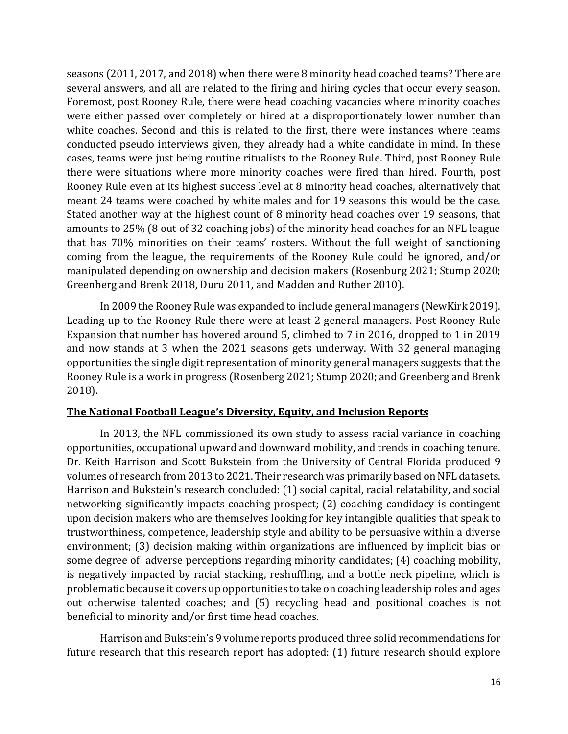seasons (2011, 2017, and 2018) when there were 8 minority head coached teams? There are several answers, and all are related to the firing and hiring cycles that occur every season. Foremost, post Rooney Rule, there were head coaching vacancies where minority coaches were either passed over completely or hired at a disproportionately lower number than white coaches. Second and this is related to the first, there were instances where teams conducted pseudo interviews given, they already had a white candidate in mind. In these cases, teams were just being routine ritualists to the Rooney Rule. Third, post Rooney Rule there were situations where more minority coaches were fired than hired. Fourth, post Rooney Rule even at its highest success level at 8 minority head coaches, alternatively that meant 24 teams were coached by white males and for 19 seasons this would be the case. Stated another way at the highest count of 8 minority head coaches over 19 seasons, that amounts to 25% (8 out of 32 coaching jobs) of the minority head coaches for an NFL league that has 70% minorities on their teams' rosters. Without the full weight of sanctioning coming from the league, the requirements of the Rooney Rule could be ignored, and/or manipulated depending on ownership and decision makers (Rosenburg 2021; Stump 2020; Greenberg and Brenk 2018, Duru 2011, and Madden and Ruther 2010).

In 2009 the Rooney Rule was expanded to include general managers (NewKirk 2019). Leading up to the Rooney Rule there were at least 2 general managers. Post Rooney Rule Expansion that number has hovered around 5, climbed to 7 in 2016, dropped to 1 in 2019 and now stands at 3 when the 2021 seasons gets underway. With 32 general managing opportunities the single digit representation of minority general managers suggests that the Rooney Rule is a work in progress (Rosenberg 2021; Stump 2020; and Greenberg and Brenk 2018).

## **The National Football League's Diversity, Equity, and Inclusion Reports**

In 2013, the NFL commissioned its own study to assess racial variance in coaching opportunities, occupational upward and downward mobility, and trends in coaching tenure. Dr. Keith Harrison and Scott Bukstein from the University of Central Florida produced 9 volumes of research from 2013 to 2021. Their research was primarily based on NFL datasets. Harrison and Bukstein's research concluded: (1) social capital, racial relatability, and social networking significantly impacts coaching prospect; (2) coaching candidacy is contingent upon decision makers who are themselves looking for key intangible qualities that speak to trustworthiness, competence, leadership style and ability to be persuasive within a diverse environment; (3) decision making within organizations are influenced by implicit bias or some degree of adverse perceptions regarding minority candidates; (4) coaching mobility, is negatively impacted by racial stacking, reshuffling, and a bottle neck pipeline, which is problematic because it covers up opportunities to take on coaching leadership roles and ages out otherwise talented coaches; and (5) recycling head and positional coaches is not beneficial to minority and/or first time head coaches.

Harrison and Bukstein's 9 volume reports produced three solid recommendations for future research that this research report has adopted: (1) future research should explore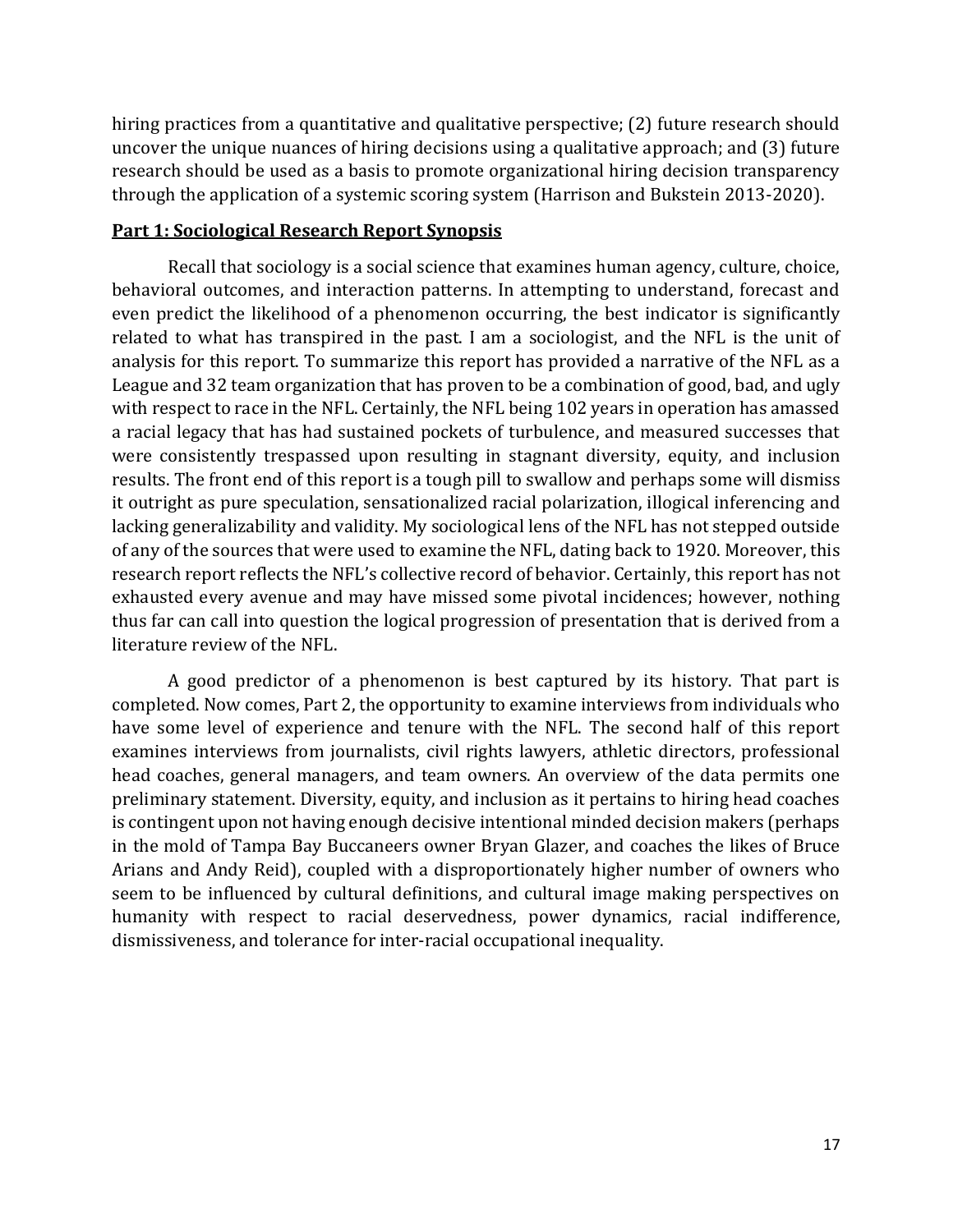hiring practices from a quantitative and qualitative perspective; (2) future research should uncover the unique nuances of hiring decisions using a qualitative approach; and (3) future research should be used as a basis to promote organizational hiring decision transparency through the application of a systemic scoring system (Harrison and Bukstein 2013-2020).

## Part 1: Sociological Research Report Synopsis

Recall that sociology is a social science that examines human agency, culture, choice, behavioral outcomes, and interaction patterns. In attempting to understand, forecast and even predict the likelihood of a phenomenon occurring, the best indicator is significantly related to what has transpired in the past. I am a sociologist, and the NFL is the unit of analysis for this report. To summarize this report has provided a narrative of the NFL as a League and 32 team organization that has proven to be a combination of good, bad, and ugly with respect to race in the NFL. Certainly, the NFL being 102 years in operation has amassed a racial legacy that has had sustained pockets of turbulence, and measured successes that were consistently trespassed upon resulting in stagnant diversity, equity, and inclusion results. The front end of this report is a tough pill to swallow and perhaps some will dismiss it outright as pure speculation, sensationalized racial polarization, illogical inferencing and lacking generalizability and validity. My sociological lens of the NFL has not stepped outside of any of the sources that were used to examine the NFL, dating back to 1920. Moreover, this research report reflects the NFL's collective record of behavior. Certainly, this report has not exhausted every avenue and may have missed some pivotal incidences; however, nothing thus far can call into question the logical progression of presentation that is derived from a literature review of the NFL.

A good predictor of a phenomenon is best captured by its history. That part is completed. Now comes, Part 2, the opportunity to examine interviews from individuals who have some level of experience and tenure with the NFL. The second half of this report examines interviews from journalists, civil rights lawyers, athletic directors, professional head coaches, general managers, and team owners. An overview of the data permits one preliminary statement. Diversity, equity, and inclusion as it pertains to hiring head coaches is contingent upon not having enough decisive intentional minded decision makers (perhaps in the mold of Tampa Bay Buccaneers owner Bryan Glazer, and coaches the likes of Bruce Arians and Andy Reid), coupled with a disproportionately higher number of owners who seem to be influenced by cultural definitions, and cultural image making perspectives on humanity with respect to racial deservedness, power dynamics, racial indifference, dismissiveness, and tolerance for inter-racial occupational inequality.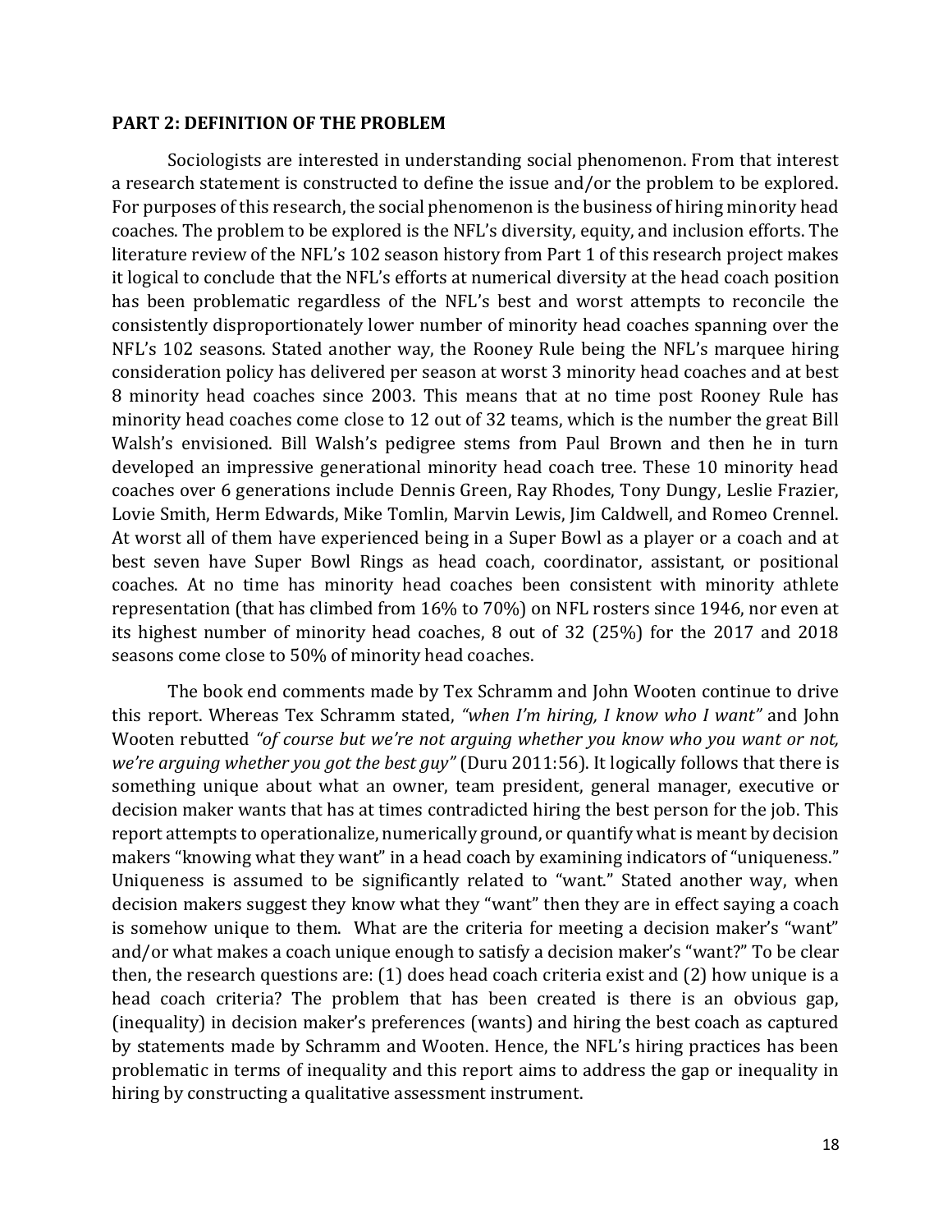**PART 2: DEFINITION OF THE PROBLEM**

Sociologists are interested in understanding social phenomenon. From that interest a research statement is constructed to define the issue and/or the problem to be explored. For purposes of this research, the social phenomenon is the business of hiring minority head coaches. The problem to be explored is the NFL's diversity, equity, and inclusion efforts. The literature review of the NFL's 102 season history from Part 1 of this research project makes it logical to conclude that the NFL's efforts at numerical diversity at the head coach position has been problematic regardless of the NFL's best and worst attempts to reconcile the consistently disproportionately lower number of minority head coaches spanning over the NFL's 102 seasons. Stated another way, the Rooney Rule being the NFL's marquee hiring consideration policy has delivered per season at worst 3 minority head coaches and at best 8 minority head coaches since 2003. This means that at no time post Rooney Rule has minority head coaches come close to 12 out of 32 teams, which is the number the great Bill Walsh's envisioned. Bill Walsh's pedigree stems from Paul Brown and then he in turn developed an impressive generational minority head coach tree. These 10 minority head coaches over 6 generations include Dennis Green, Ray Rhodes, Tony Dungy, Leslie Frazier, Lovie Smith, Herm Edwards, Mike Tomlin, Marvin Lewis, Jim Caldwell, and Romeo Crennel. At worst all of them have experienced being in a Super Bowl as a player or a coach and at best seven have Super Bowl Rings as head coach, coordinator, assistant, or positional coaches. At no time has minority head coaches been consistent with minority athlete representation (that has climbed from 16% to 70%) on NFL rosters since 1946, nor even at its highest number of minority head coaches, 8 out of 32 (25%) for the 2017 and 2018 seasons come close to 50% of minority head coaches.

The book end comments made by Tex Schramm and John Wooten continue to drive this report. Whereas Tex Schramm stated, *"when I'm hiring, I know who I want"* and John Wooten rebutted *"of course but we're not arguing whether you know who you want or not, we're arguing whether you got the best guy"* (Duru 2011:56). It logically follows that there is something unique about what an owner, team president, general manager, executive or decision maker wants that has at times contradicted hiring the best person for the job. This report attempts to operationalize, numerically ground, or quantify what is meant by decision makers "knowing what they want" in a head coach by examining indicators of "uniqueness." Uniqueness is assumed to be significantly related to "want." Stated another way, when decision makers suggest they know what they "want" then they are in effect saying a coach is somehow unique to them. What are the criteria for meeting a decision maker's "want" and/or what makes a coach unique enough to satisfy a decision maker's "want?" To be clear then, the research questions are: (1) does head coach criteria exist and (2) how unique is a head coach criteria? The problem that has been created is there is an obvious gap, (inequality) in decision maker's preferences (wants) and hiring the best coach as captured by statements made by Schramm and Wooten. Hence, the NFL's hiring practices has been problematic in terms of inequality and this report aims to address the gap or inequality in hiring by constructing a qualitative assessment instrument.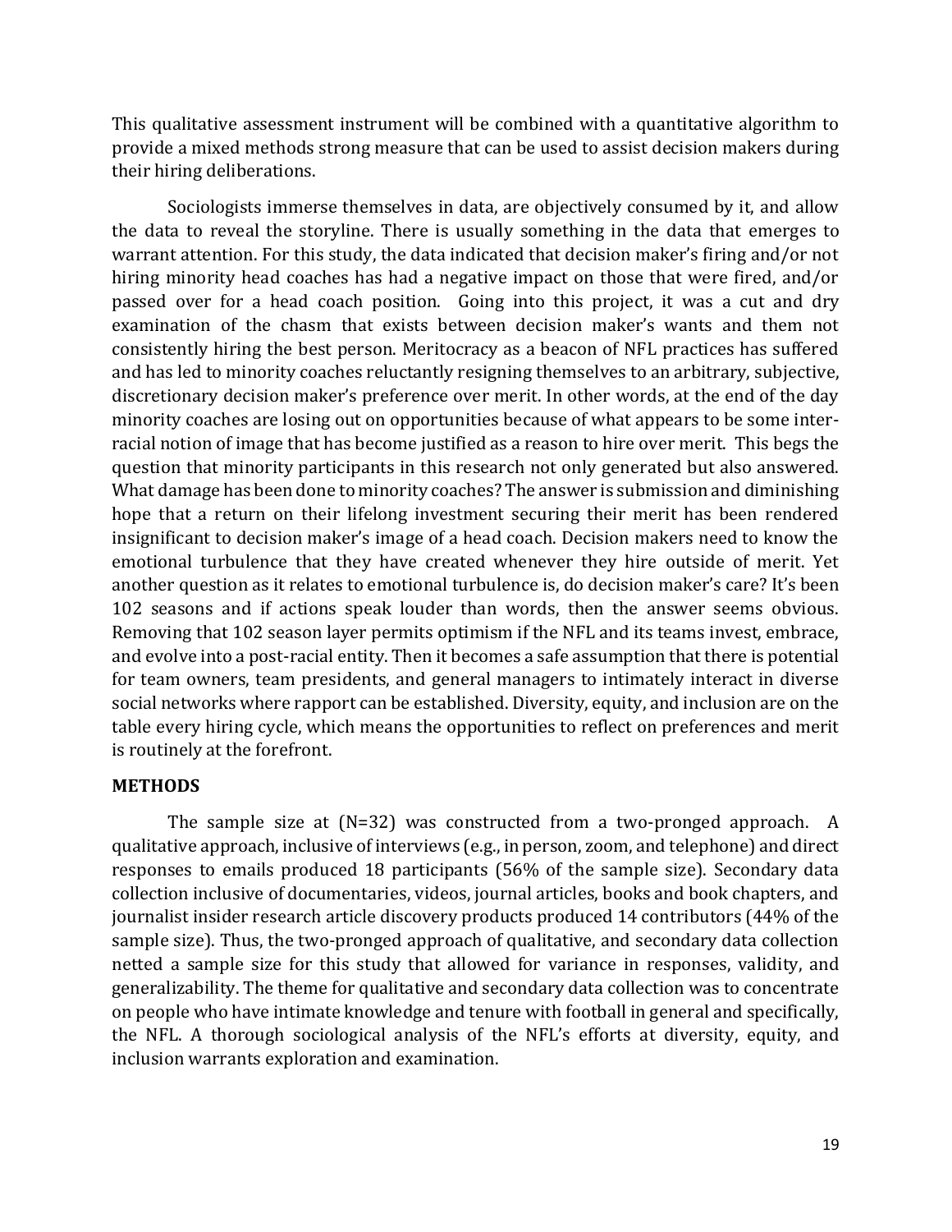This qualitative assessment instrument will be combined with a quantitative algorithm to provide a mixed methods strong measure that can be used to assist decision makers during their hiring deliberations.

Sociologists immerse themselves in data, are objectively consumed by it, and allow the data to reveal the storyline. There is usually something in the data that emerges to warrant attention. For this study, the data indicated that decision maker's firing and/or not hiring minority head coaches has had a negative impact on those that were fired, and/or passed over for a head coach position. Going into this project, it was a cut and dry examination of the chasm that exists between decision maker's wants and them not consistently hiring the best person. Meritocracy as a beacon of NFL practices has suffered and has led to minority coaches reluctantly resigning themselves to an arbitrary, subjective, discretionary decision maker's preference over merit. In other words, at the end of the day minority coaches are losing out on opportunities because of what appears to be some inter-racial notion of image that has become justified as a reason to hire over merit. This begs the question that minority participants in this research not only generated but also answered. What damage has been done to minority coaches? The answer is submission and diminishing hope that a return on their lifelong investment securing their merit has been rendered insignificant to decision maker's image of a head coach. Decision makers need to know the emotional turbulence that they have created whenever they hire outside of merit. Yet another question as it relates to emotional turbulence is, do decision maker's care? It's been 102 seasons and if actions speak louder than words, then the answer seems obvious. Removing that 102 season layer permits optimism if the NFL and its teams invest, embrace, and evolve into a post-racial entity. Then it becomes a safe assumption that there is potential for team owners, team presidents, and general managers to intimately interact in diverse social networks where rapport can be established. Diversity, equity, and inclusion are on the table every hiring cycle, which means the opportunities to reflect on preferences and merit is routinely at the forefront.

**METHODS**

The sample size at (N=32) was constructed from a two-pronged approach. A qualitative approach, inclusive of interviews (e.g., in person, zoom, and telephone) and direct responses to emails produced 18 participants (56% of the sample size). Secondary data collection inclusive of documentaries, videos, journal articles, books and book chapters, and journalist insider research article discovery products produced 14 contributors (44% of the sample size). Thus, the two-pronged approach of qualitative, and secondary data collection netted a sample size for this study that allowed for variance in responses, validity, and generalizability. The theme for qualitative and secondary data collection was to concentrate on people who have intimate knowledge and tenure with football in general and specifically, the NFL. A thorough sociological analysis of the NFL's efforts at diversity, equity, and inclusion warrants exploration and examination.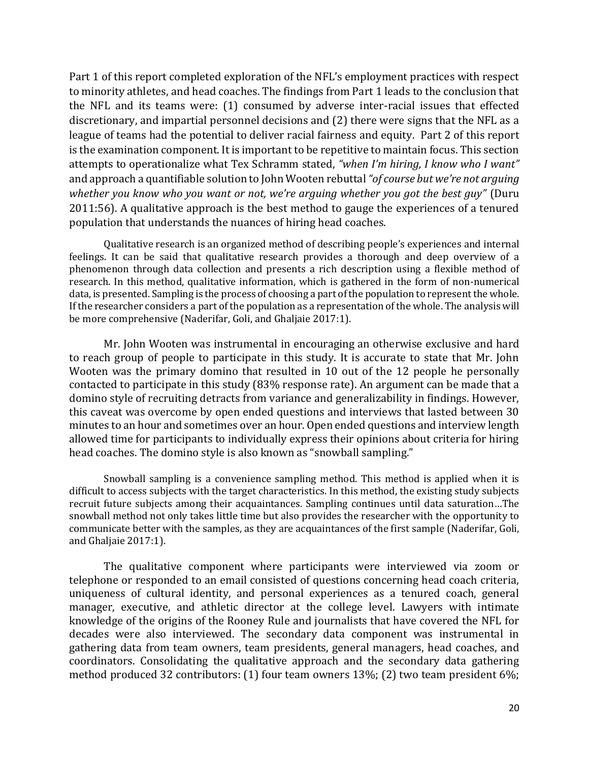Part 1 of this report completed exploration of the NFL's employment practices with respect to minority athletes, and head coaches. The findings from Part 1 leads to the conclusion that the NFL and its teams were: (1) consumed by adverse inter-racial issues that effected discretionary, and impartial personnel decisions and (2) there were signs that the NFL as a league of teams had the potential to deliver racial fairness and equity. Part 2 of this report is the examination component. It is important to be repetitive to maintain focus. This section attempts to operationalize what Tex Schramm stated, *"when I'm hiring, I know who I want"* and approach a quantifiable solution to John Wooten rebuttal *"of course but we're not arguing whether you know who you want or not, we're arguing whether you got the best guy"* (Duru 2011:56). A qualitative approach is the best method to gauge the experiences of a tenured population that understands the nuances of hiring head coaches.

> Qualitative research is an organized method of describing people's experiences and internal feelings. It can be said that qualitative research provides a thorough and deep overview of a phenomenon through data collection and presents a rich description using a flexible method of research. In this method, qualitative information, which is gathered in the form of non-numerical data, is presented. Sampling is the process of choosing a part of the population to represent the whole. If the researcher considers a part of the population as a representation of the whole. The analysis will be more comprehensive (Naderifar, Goli, and Ghaljaie 2017:1).

Mr. John Wooten was instrumental in encouraging an otherwise exclusive and hard to reach group of people to participate in this study. It is accurate to state that Mr. John Wooten was the primary domino that resulted in 10 out of the 12 people he personally contacted to participate in this study (83% response rate). An argument can be made that a domino style of recruiting detracts from variance and generalizability in findings. However, this caveat was overcome by open ended questions and interviews that lasted between 30 minutes to an hour and sometimes over an hour. Open ended questions and interview length allowed time for participants to individually express their opinions about criteria for hiring head coaches. The domino style is also known as "snowball sampling."

> Snowball sampling is a convenience sampling method. This method is applied when it is difficult to access subjects with the target characteristics. In this method, the existing study subjects recruit future subjects among their acquaintances. Sampling continues until data saturation…The snowball method not only takes little time but also provides the researcher with the opportunity to communicate better with the samples, as they are acquaintances of the first sample (Naderifar, Goli, and Ghaljaie 2017:1).

The qualitative component where participants were interviewed via zoom or telephone or responded to an email consisted of questions concerning head coach criteria, uniqueness of cultural identity, and personal experiences as a tenured coach, general manager, executive, and athletic director at the college level. Lawyers with intimate knowledge of the origins of the Rooney Rule and journalists that have covered the NFL for decades were also interviewed. The secondary data component was instrumental in gathering data from team owners, team presidents, general managers, head coaches, and coordinators. Consolidating the qualitative approach and the secondary data gathering method produced 32 contributors: (1) four team owners 13%; (2) two team president 6%;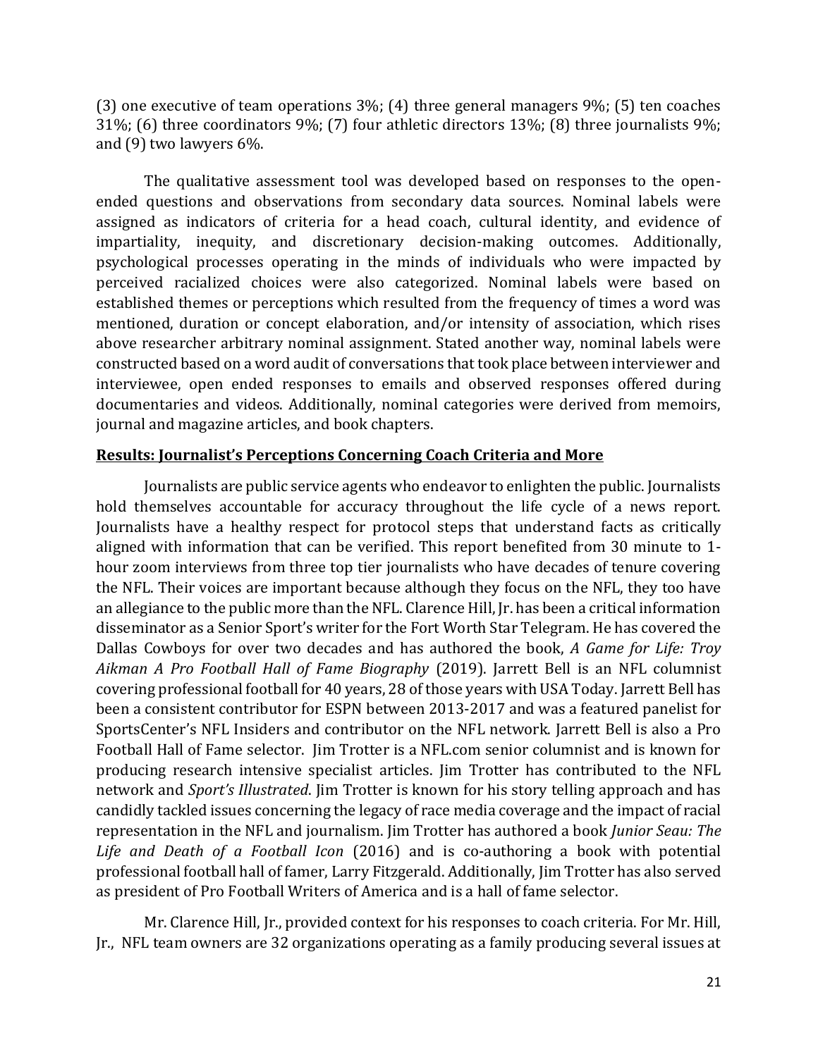(3) one executive of team operations 3%; (4) three general managers 9%; (5) ten coaches 31%; (6) three coordinators 9%; (7) four athletic directors 13%; (8) three journalists 9%; and (9) two lawyers 6%.

The qualitative assessment tool was developed based on responses to the open-ended questions and observations from secondary data sources. Nominal labels were assigned as indicators of criteria for a head coach, cultural identity, and evidence of impartiality, inequity, and discretionary decision-making outcomes. Additionally, psychological processes operating in the minds of individuals who were impacted by perceived racialized choices were also categorized. Nominal labels were based on established themes or perceptions which resulted from the frequency of times a word was mentioned, duration or concept elaboration, and/or intensity of association, which rises above researcher arbitrary nominal assignment. Stated another way, nominal labels were constructed based on a word audit of conversations that took place between interviewer and interviewee, open ended responses to emails and observed responses offered during documentaries and videos. Additionally, nominal categories were derived from memoirs, journal and magazine articles, and book chapters.

## **<u>Results: Journalist's Perceptions Concerning Coach Criteria and More</u>**

Journalists are public service agents who endeavor to enlighten the public. Journalists hold themselves accountable for accuracy throughout the life cycle of a news report. Journalists have a healthy respect for protocol steps that understand facts as critically aligned with information that can be verified. This report benefited from 30 minute to 1-hour zoom interviews from three top tier journalists who have decades of tenure covering the NFL. Their voices are important because although they focus on the NFL, they too have an allegiance to the public more than the NFL. Clarence Hill, Jr. has been a critical information disseminator as a Senior Sport's writer for the Fort Worth Star Telegram. He has covered the Dallas Cowboys for over two decades and has authored the book, *A Game for Life: Troy Aikman A Pro Football Hall of Fame Biography* (2019). Jarrett Bell is an NFL columnist covering professional football for 40 years, 28 of those years with USA Today. Jarrett Bell has been a consistent contributor for ESPN between 2013-2017 and was a featured panelist for SportsCenter's NFL Insiders and contributor on the NFL network. Jarrett Bell is also a Pro Football Hall of Fame selector. Jim Trotter is a NFL.com senior columnist and is known for producing research intensive specialist articles. Jim Trotter has contributed to the NFL network and *Sport's Illustrated*. Jim Trotter is known for his story telling approach and has candidly tackled issues concerning the legacy of race media coverage and the impact of racial representation in the NFL and journalism. Jim Trotter has authored a book *Junior Seau: The Life and Death of a Football Icon* (2016) and is co-authoring a book with potential professional football hall of famer, Larry Fitzgerald. Additionally, Jim Trotter has also served as president of Pro Football Writers of America and is a hall of fame selector.

Mr. Clarence Hill, Jr., provided context for his responses to coach criteria. For Mr. Hill, Jr., NFL team owners are 32 organizations operating as a family producing several issues at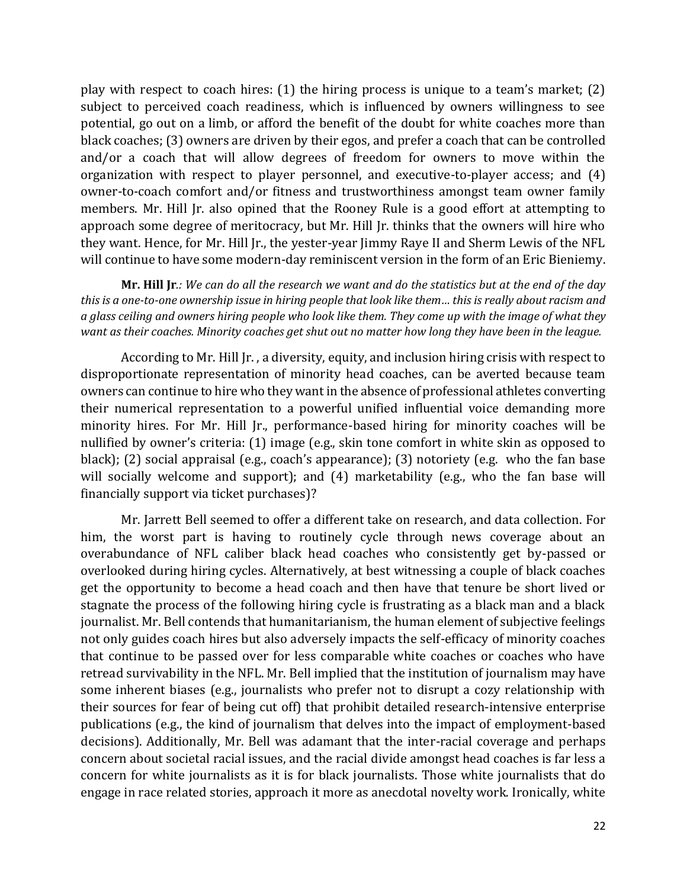play with respect to coach hires: (1) the hiring process is unique to a team's market; (2) subject to perceived coach readiness, which is influenced by owners willingness to see potential, go out on a limb, or afford the benefit of the doubt for white coaches more than black coaches; (3) owners are driven by their egos, and prefer a coach that can be controlled and/or a coach that will allow degrees of freedom for owners to move within the organization with respect to player personnel, and executive-to-player access; and (4) owner-to-coach comfort and/or fitness and trustworthiness amongst team owner family members. Mr. Hill Jr. also opined that the Rooney Rule is a good effort at attempting to approach some degree of meritocracy, but Mr. Hill Jr. thinks that the owners will hire who they want. Hence, for Mr. Hill Jr., the yester-year Jimmy Raye II and Sherm Lewis of the NFL will continue to have some modern-day reminiscent version in the form of an Eric Bieniemy.

**Mr. Hill Jr**.*: We can do all the research we want and do the statistics but at the end of the day this is a one-to-one ownership issue in hiring people that look like them… this is really about racism and a glass ceiling and owners hiring people who look like them. They come up with the image of what they want as their coaches. Minority coaches get shut out no matter how long they have been in the league.*

According to Mr. Hill Jr. , a diversity, equity, and inclusion hiring crisis with respect to disproportionate representation of minority head coaches, can be averted because team owners can continue to hire who they want in the absence of professional athletes converting their numerical representation to a powerful unified influential voice demanding more minority hires. For Mr. Hill Jr., performance-based hiring for minority coaches will be nullified by owner's criteria: (1) image (e.g., skin tone comfort in white skin as opposed to black); (2) social appraisal (e.g., coach's appearance); (3) notoriety (e.g. who the fan base will socially welcome and support); and (4) marketability (e.g., who the fan base will financially support via ticket purchases)?

Mr. Jarrett Bell seemed to offer a different take on research, and data collection. For him, the worst part is having to routinely cycle through news coverage about an overabundance of NFL caliber black head coaches who consistently get by-passed or overlooked during hiring cycles. Alternatively, at best witnessing a couple of black coaches get the opportunity to become a head coach and then have that tenure be short lived or stagnate the process of the following hiring cycle is frustrating as a black man and a black journalist. Mr. Bell contends that humanitarianism, the human element of subjective feelings not only guides coach hires but also adversely impacts the self-efficacy of minority coaches that continue to be passed over for less comparable white coaches or coaches who have retread survivability in the NFL. Mr. Bell implied that the institution of journalism may have some inherent biases (e.g., journalists who prefer not to disrupt a cozy relationship with their sources for fear of being cut off) that prohibit detailed research-intensive enterprise publications (e.g., the kind of journalism that delves into the impact of employment-based decisions). Additionally, Mr. Bell was adamant that the inter-racial coverage and perhaps concern about societal racial issues, and the racial divide amongst head coaches is far less a concern for white journalists as it is for black journalists. Those white journalists that do engage in race related stories, approach it more as anecdotal novelty work. Ironically, white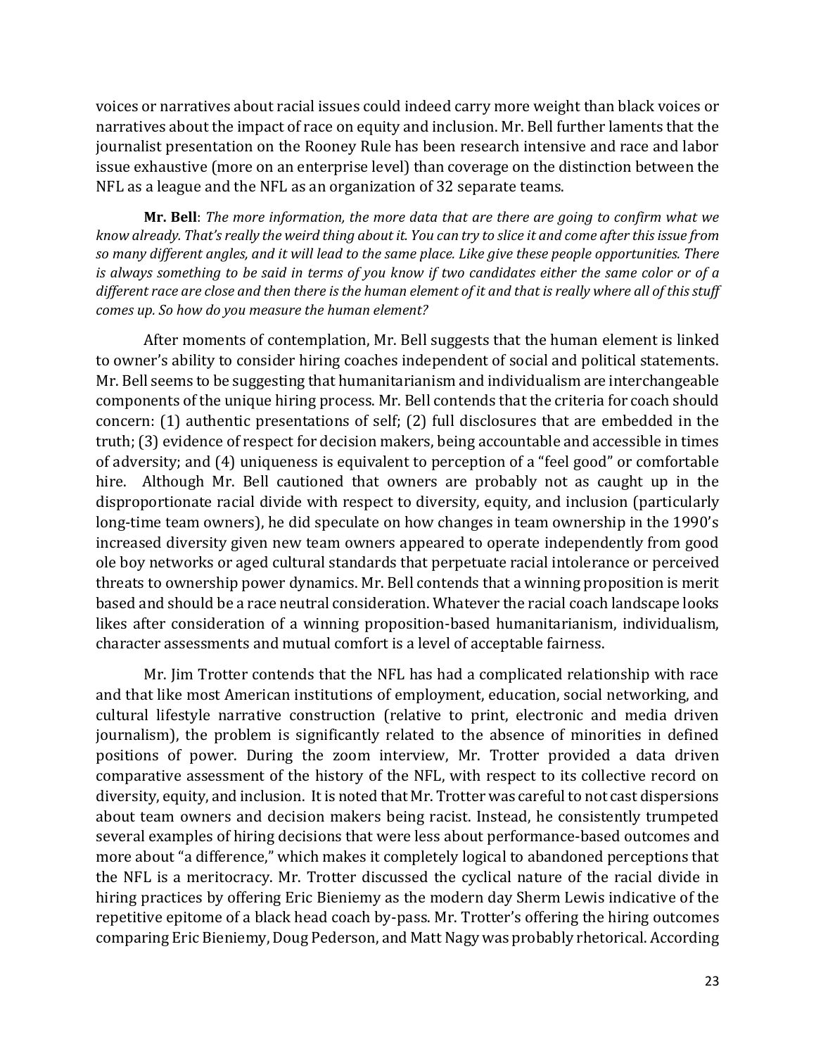voices or narratives about racial issues could indeed carry more weight than black voices or narratives about the impact of race on equity and inclusion. Mr. Bell further laments that the journalist presentation on the Rooney Rule has been research intensive and race and labor issue exhaustive (more on an enterprise level) than coverage on the distinction between the NFL as a league and the NFL as an organization of 32 separate teams.

**Mr. Bell**: *The more information, the more data that are there are going to confirm what we know already. That's really the weird thing about it. You can try to slice it and come after this issue from so many different angles, and it will lead to the same place. Like give these people opportunities. There is always something to be said in terms of you know if two candidates either the same color or of a different race are close and then there is the human element of it and that is really where all of this stuff comes up. So how do you measure the human element?*

After moments of contemplation, Mr. Bell suggests that the human element is linked to owner's ability to consider hiring coaches independent of social and political statements. Mr. Bell seems to be suggesting that humanitarianism and individualism are interchangeable components of the unique hiring process. Mr. Bell contends that the criteria for coach should concern: (1) authentic presentations of self; (2) full disclosures that are embedded in the truth; (3) evidence of respect for decision makers, being accountable and accessible in times of adversity; and (4) uniqueness is equivalent to perception of a "feel good" or comfortable hire. Although Mr. Bell cautioned that owners are probably not as caught up in the disproportionate racial divide with respect to diversity, equity, and inclusion (particularly long-time team owners), he did speculate on how changes in team ownership in the 1990's increased diversity given new team owners appeared to operate independently from good ole boy networks or aged cultural standards that perpetuate racial intolerance or perceived threats to ownership power dynamics. Mr. Bell contends that a winning proposition is merit based and should be a race neutral consideration. Whatever the racial coach landscape looks likes after consideration of a winning proposition-based humanitarianism, individualism, character assessments and mutual comfort is a level of acceptable fairness.

Mr. Jim Trotter contends that the NFL has had a complicated relationship with race and that like most American institutions of employment, education, social networking, and cultural lifestyle narrative construction (relative to print, electronic and media driven journalism), the problem is significantly related to the absence of minorities in defined positions of power. During the zoom interview, Mr. Trotter provided a data driven comparative assessment of the history of the NFL, with respect to its collective record on diversity, equity, and inclusion. It is noted that Mr. Trotter was careful to not cast dispersions about team owners and decision makers being racist. Instead, he consistently trumpeted several examples of hiring decisions that were less about performance-based outcomes and more about "a difference," which makes it completely logical to abandoned perceptions that the NFL is a meritocracy. Mr. Trotter discussed the cyclical nature of the racial divide in hiring practices by offering Eric Bieniemy as the modern day Sherm Lewis indicative of the repetitive epitome of a black head coach by-pass. Mr. Trotter's offering the hiring outcomes comparing Eric Bieniemy, Doug Pederson, and Matt Nagy was probably rhetorical. According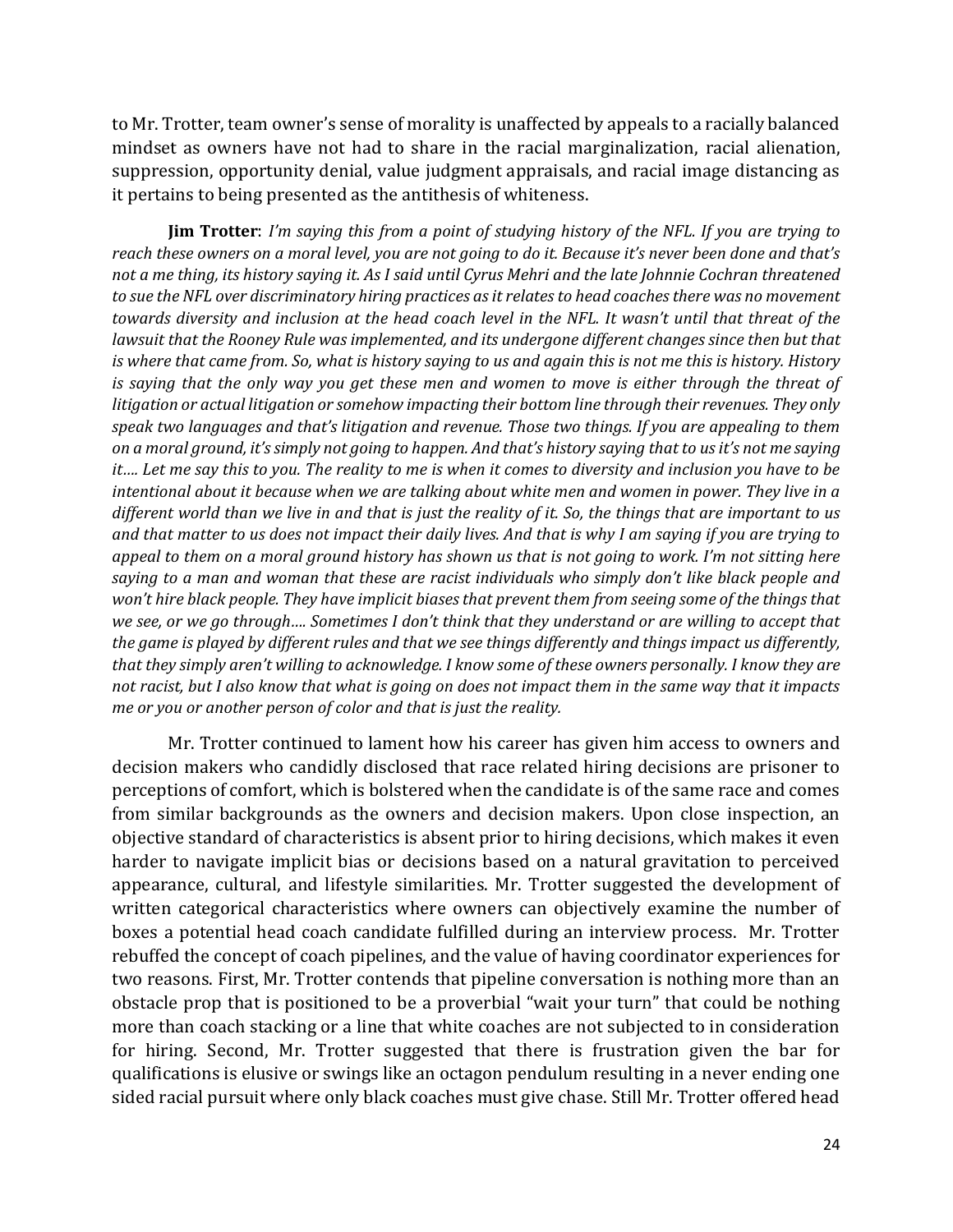to Mr. Trotter, team owner's sense of morality is unaffected by appeals to a racially balanced mindset as owners have not had to share in the racial marginalization, racial alienation, suppression, opportunity denial, value judgment appraisals, and racial image distancing as it pertains to being presented as the antithesis of whiteness.

**Jim Trotter**: *I'm saying this from a point of studying history of the NFL. If you are trying to reach these owners on a moral level, you are not going to do it. Because it's never been done and that's not a me thing, its history saying it. As I said until Cyrus Mehri and the late Johnnie Cochran threatened to sue the NFL over discriminatory hiring practices as it relates to head coaches there was no movement towards diversity and inclusion at the head coach level in the NFL. It wasn't until that threat of the lawsuit that the Rooney Rule was implemented, and its undergone different changes since then but that is where that came from. So, what is history saying to us and again this is not me this is history. History is saying that the only way you get these men and women to move is either through the threat of litigation or actual litigation or somehow impacting their bottom line through their revenues. They only speak two languages and that's litigation and revenue. Those two things. If you are appealing to them on a moral ground, it's simply not going to happen. And that's history saying that to us it's not me saying it…. Let me say this to you. The reality to me is when it comes to diversity and inclusion you have to be intentional about it because when we are talking about white men and women in power. They live in a different world than we live in and that is just the reality of it. So, the things that are important to us and that matter to us does not impact their daily lives. And that is why I am saying if you are trying to appeal to them on a moral ground history has shown us that is not going to work. I'm not sitting here saying to a man and woman that these are racist individuals who simply don't like black people and won't hire black people. They have implicit biases that prevent them from seeing some of the things that we see, or we go through…. Sometimes I don't think that they understand or are willing to accept that the game is played by different rules and that we see things differently and things impact us differently, that they simply aren't willing to acknowledge. I know some of these owners personally. I know they are not racist, but I also know that what is going on does not impact them in the same way that it impacts me or you or another person of color and that is just the reality.*

Mr. Trotter continued to lament how his career has given him access to owners and decision makers who candidly disclosed that race related hiring decisions are prisoner to perceptions of comfort, which is bolstered when the candidate is of the same race and comes from similar backgrounds as the owners and decision makers. Upon close inspection, an objective standard of characteristics is absent prior to hiring decisions, which makes it even harder to navigate implicit bias or decisions based on a natural gravitation to perceived appearance, cultural, and lifestyle similarities. Mr. Trotter suggested the development of written categorical characteristics where owners can objectively examine the number of boxes a potential head coach candidate fulfilled during an interview process. Mr. Trotter rebuffed the concept of coach pipelines, and the value of having coordinator experiences for two reasons. First, Mr. Trotter contends that pipeline conversation is nothing more than an obstacle prop that is positioned to be a proverbial "wait your turn" that could be nothing more than coach stacking or a line that white coaches are not subjected to in consideration for hiring. Second, Mr. Trotter suggested that there is frustration given the bar for qualifications is elusive or swings like an octagon pendulum resulting in a never ending one sided racial pursuit where only black coaches must give chase. Still Mr. Trotter offered head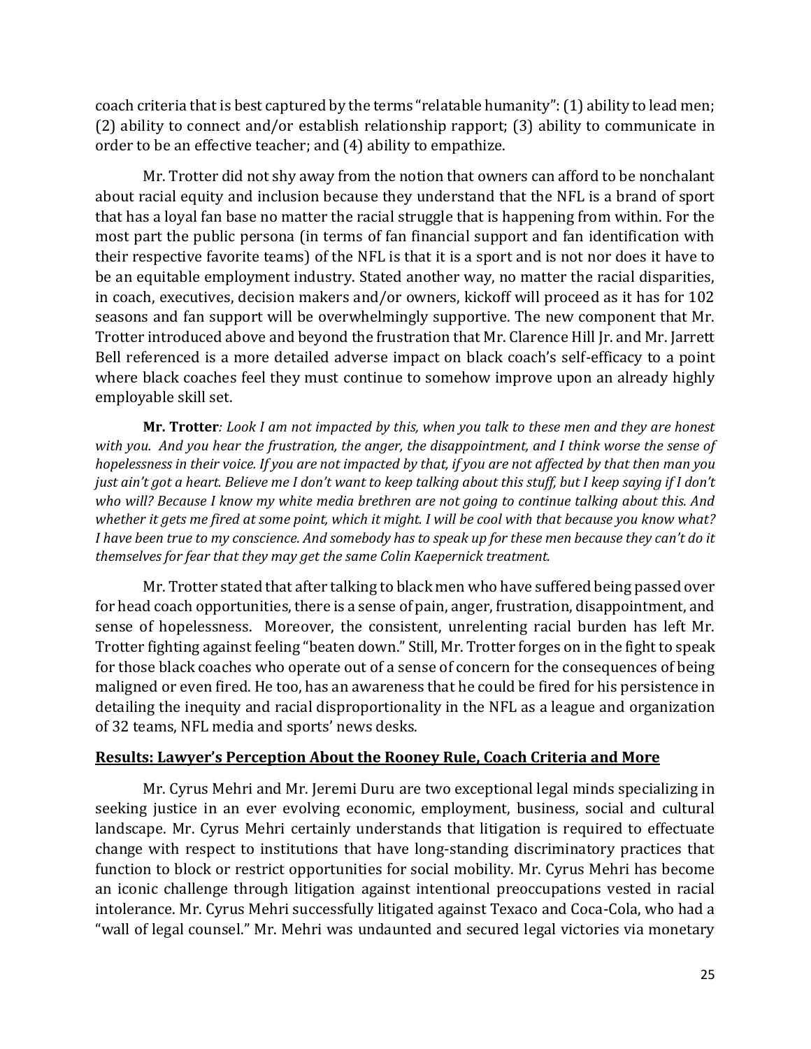coach criteria that is best captured by the terms "relatable humanity": (1) ability to lead men; (2) ability to connect and/or establish relationship rapport; (3) ability to communicate in order to be an effective teacher; and (4) ability to empathize.

Mr. Trotter did not shy away from the notion that owners can afford to be nonchalant about racial equity and inclusion because they understand that the NFL is a brand of sport that has a loyal fan base no matter the racial struggle that is happening from within. For the most part the public persona (in terms of fan financial support and fan identification with their respective favorite teams) of the NFL is that it is a sport and is not nor does it have to be an equitable employment industry. Stated another way, no matter the racial disparities, in coach, executives, decision makers and/or owners, kickoff will proceed as it has for 102 seasons and fan support will be overwhelmingly supportive. The new component that Mr. Trotter introduced above and beyond the frustration that Mr. Clarence Hill Jr. and Mr. Jarrett Bell referenced is a more detailed adverse impact on black coach's self-efficacy to a point where black coaches feel they must continue to somehow improve upon an already highly employable skill set.

**Mr. Trotter***: Look I am not impacted by this, when you talk to these men and they are honest with you. And you hear the frustration, the anger, the disappointment, and I think worse the sense of hopelessness in their voice. If you are not impacted by that, if you are not affected by that then man you just ain't got a heart. Believe me I don't want to keep talking about this stuff, but I keep saying if I don't who will? Because I know my white media brethren are not going to continue talking about this. And whether it gets me fired at some point, which it might. I will be cool with that because you know what? I have been true to my conscience. And somebody has to speak up for these men because they can't do it themselves for fear that they may get the same Colin Kaepernick treatment.*

Mr. Trotter stated that after talking to black men who have suffered being passed over for head coach opportunities, there is a sense of pain, anger, frustration, disappointment, and sense of hopelessness. Moreover, the consistent, unrelenting racial burden has left Mr. Trotter fighting against feeling "beaten down." Still, Mr. Trotter forges on in the fight to speak for those black coaches who operate out of a sense of concern for the consequences of being maligned or even fired. He too, has an awareness that he could be fired for his persistence in detailing the inequity and racial disproportionality in the NFL as a league and organization of 32 teams, NFL media and sports' news desks.

## Results: Lawyer's Perception About the Rooney Rule, Coach Criteria and More

Mr. Cyrus Mehri and Mr. Jeremi Duru are two exceptional legal minds specializing in seeking justice in an ever evolving economic, employment, business, social and cultural landscape. Mr. Cyrus Mehri certainly understands that litigation is required to effectuate change with respect to institutions that have long-standing discriminatory practices that function to block or restrict opportunities for social mobility. Mr. Cyrus Mehri has become an iconic challenge through litigation against intentional preoccupations vested in racial intolerance. Mr. Cyrus Mehri successfully litigated against Texaco and Coca-Cola, who had a "wall of legal counsel." Mr. Mehri was undaunted and secured legal victories via monetary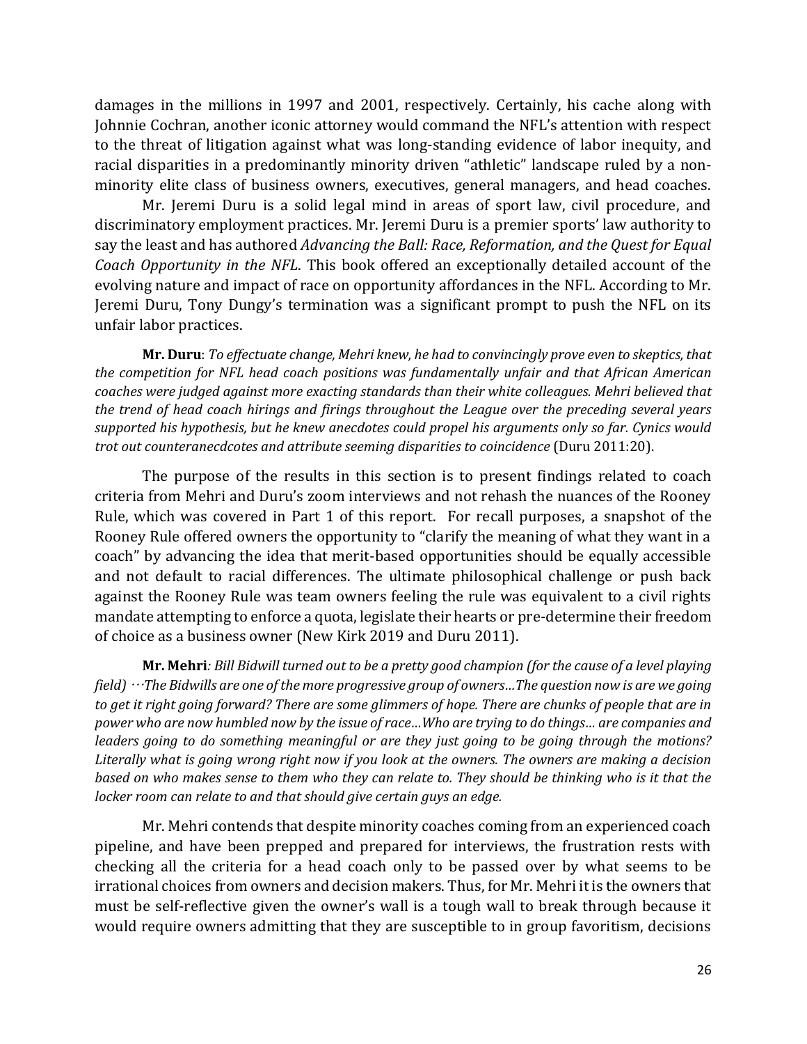damages in the millions in 1997 and 2001, respectively. Certainly, his cache along with Johnnie Cochran, another iconic attorney would command the NFL's attention with respect to the threat of litigation against what was long-standing evidence of labor inequity, and racial disparities in a predominantly minority driven "athletic" landscape ruled by a non-minority elite class of business owners, executives, general managers, and head coaches.

Mr. Jeremi Duru is a solid legal mind in areas of sport law, civil procedure, and discriminatory employment practices. Mr. Jeremi Duru is a premier sports' law authority to say the least and has authored *Advancing the Ball: Race, Reformation, and the Quest for Equal Coach Opportunity in the NFL*. This book offered an exceptionally detailed account of the evolving nature and impact of race on opportunity affordances in the NFL. According to Mr. Jeremi Duru, Tony Dungy's termination was a significant prompt to push the NFL on its unfair labor practices.

**Mr. Duru**: *To effectuate change, Mehri knew, he had to convincingly prove even to skeptics, that the competition for NFL head coach positions was fundamentally unfair and that African American coaches were judged against more exacting standards than their white colleagues. Mehri believed that the trend of head coach hirings and firings throughout the League over the preceding several years supported his hypothesis, but he knew anecdotes could propel his arguments only so far. Cynics would trot out counteranecdcotes and attribute seeming disparities to coincidence* (Duru 2011:20).

The purpose of the results in this section is to present findings related to coach criteria from Mehri and Duru's zoom interviews and not rehash the nuances of the Rooney Rule, which was covered in Part 1 of this report. For recall purposes, a snapshot of the Rooney Rule offered owners the opportunity to "clarify the meaning of what they want in a coach" by advancing the idea that merit-based opportunities should be equally accessible and not default to racial differences. The ultimate philosophical challenge or push back against the Rooney Rule was team owners feeling the rule was equivalent to a civil rights mandate attempting to enforce a quota, legislate their hearts or pre-determine their freedom of choice as a business owner (New Kirk 2019 and Duru 2011).

**Mr. Mehri**: *Bill Bidwill turned out to be a pretty good champion (for the cause of a level playing field) …The Bidwills are one of the more progressive group of owners…The question now is are we going to get it right going forward? There are some glimmers of hope. There are chunks of people that are in power who are now humbled now by the issue of race…Who are trying to do things… are companies and leaders going to do something meaningful or are they just going to be going through the motions? Literally what is going wrong right now if you look at the owners. The owners are making a decision based on who makes sense to them who they can relate to. They should be thinking who is it that the locker room can relate to and that should give certain guys an edge.*

Mr. Mehri contends that despite minority coaches coming from an experienced coach pipeline, and have been prepped and prepared for interviews, the frustration rests with checking all the criteria for a head coach only to be passed over by what seems to be irrational choices from owners and decision makers. Thus, for Mr. Mehri it is the owners that must be self-reflective given the owner's wall is a tough wall to break through because it would require owners admitting that they are susceptible to in group favoritism, decisions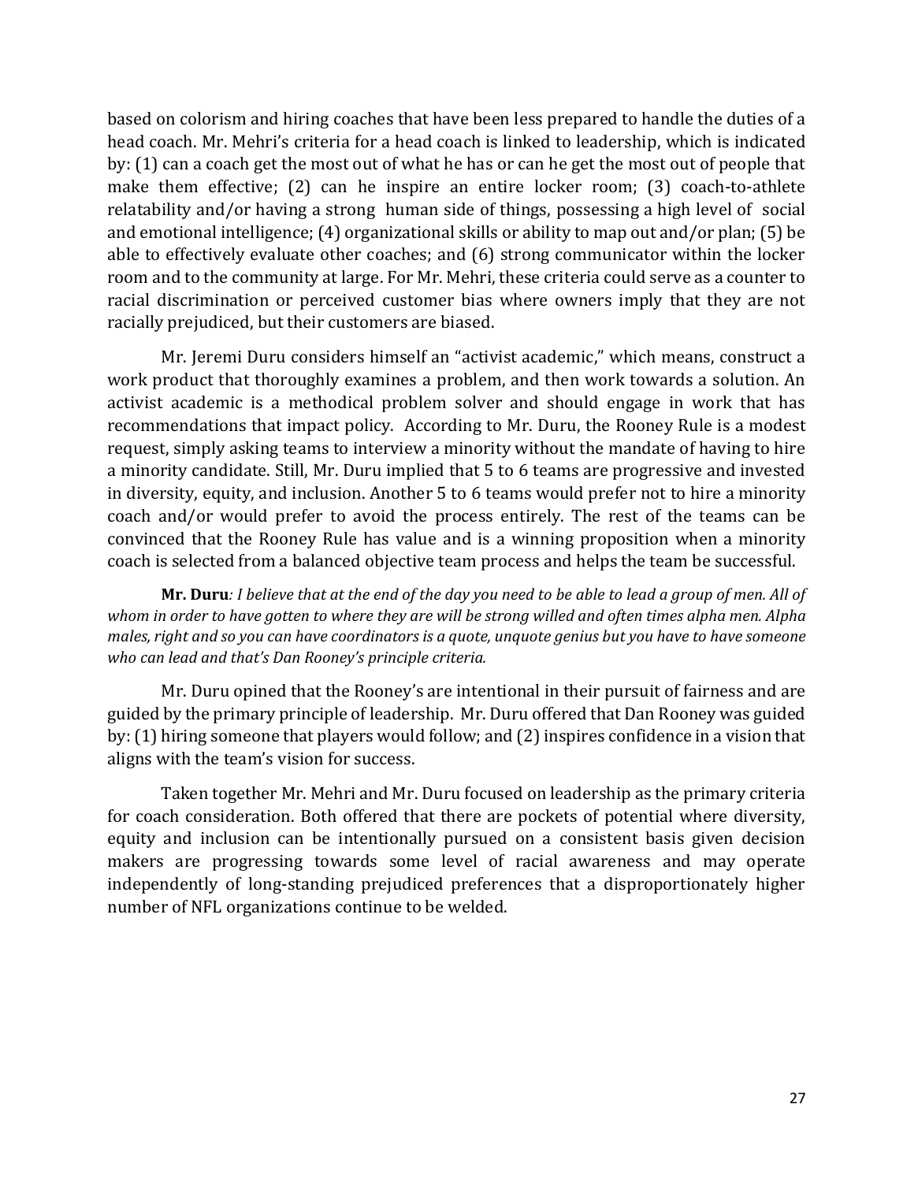based on colorism and hiring coaches that have been less prepared to handle the duties of a head coach. Mr. Mehri's criteria for a head coach is linked to leadership, which is indicated by: (1) can a coach get the most out of what he has or can he get the most out of people that make them effective; (2) can he inspire an entire locker room; (3) coach-to-athlete relatability and/or having a strong human side of things, possessing a high level of social and emotional intelligence; (4) organizational skills or ability to map out and/or plan; (5) be able to effectively evaluate other coaches; and (6) strong communicator within the locker room and to the community at large. For Mr. Mehri, these criteria could serve as a counter to racial discrimination or perceived customer bias where owners imply that they are not racially prejudiced, but their customers are biased.

Mr. Jeremi Duru considers himself an "activist academic," which means, construct a work product that thoroughly examines a problem, and then work towards a solution. An activist academic is a methodical problem solver and should engage in work that has recommendations that impact policy. According to Mr. Duru, the Rooney Rule is a modest request, simply asking teams to interview a minority without the mandate of having to hire a minority candidate. Still, Mr. Duru implied that 5 to 6 teams are progressive and invested in diversity, equity, and inclusion. Another 5 to 6 teams would prefer not to hire a minority coach and/or would prefer to avoid the process entirely. The rest of the teams can be convinced that the Rooney Rule has value and is a winning proposition when a minority coach is selected from a balanced objective team process and helps the team be successful.

**Mr. Duru***: I believe that at the end of the day you need to be able to lead a group of men. All of whom in order to have gotten to where they are will be strong willed and often times alpha men. Alpha males, right and so you can have coordinators is a quote, unquote genius but you have to have someone who can lead and that's Dan Rooney's principle criteria.*

Mr. Duru opined that the Rooney's are intentional in their pursuit of fairness and are guided by the primary principle of leadership. Mr. Duru offered that Dan Rooney was guided by: (1) hiring someone that players would follow; and (2) inspires confidence in a vision that aligns with the team's vision for success.

Taken together Mr. Mehri and Mr. Duru focused on leadership as the primary criteria for coach consideration. Both offered that there are pockets of potential where diversity, equity and inclusion can be intentionally pursued on a consistent basis given decision makers are progressing towards some level of racial awareness and may operate independently of long-standing prejudiced preferences that a disproportionately higher number of NFL organizations continue to be welded.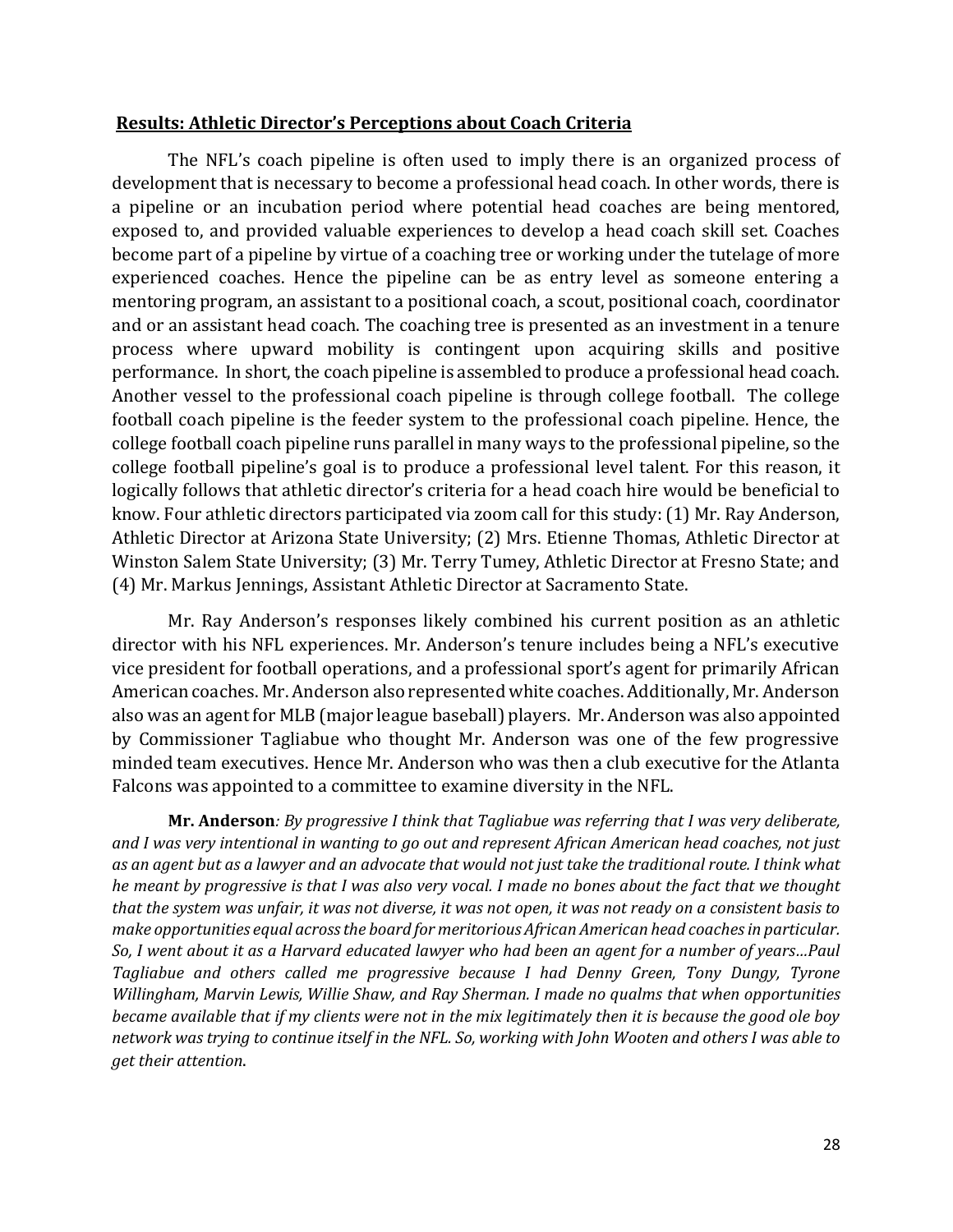**Results: Athletic Director's Perceptions about Coach Criteria**

The NFL's coach pipeline is often used to imply there is an organized process of development that is necessary to become a professional head coach. In other words, there is a pipeline or an incubation period where potential head coaches are being mentored, exposed to, and provided valuable experiences to develop a head coach skill set. Coaches become part of a pipeline by virtue of a coaching tree or working under the tutelage of more experienced coaches. Hence the pipeline can be as entry level as someone entering a mentoring program, an assistant to a positional coach, a scout, positional coach, coordinator and or an assistant head coach. The coaching tree is presented as an investment in a tenure process where upward mobility is contingent upon acquiring skills and positive performance. In short, the coach pipeline is assembled to produce a professional head coach. Another vessel to the professional coach pipeline is through college football. The college football coach pipeline is the feeder system to the professional coach pipeline. Hence, the college football coach pipeline runs parallel in many ways to the professional pipeline, so the college football pipeline's goal is to produce a professional level talent. For this reason, it logically follows that athletic director's criteria for a head coach hire would be beneficial to know. Four athletic directors participated via zoom call for this study: (1) Mr. Ray Anderson, Athletic Director at Arizona State University; (2) Mrs. Etienne Thomas, Athletic Director at Winston Salem State University; (3) Mr. Terry Tumey, Athletic Director at Fresno State; and (4) Mr. Markus Jennings, Assistant Athletic Director at Sacramento State.

Mr. Ray Anderson's responses likely combined his current position as an athletic director with his NFL experiences. Mr. Anderson's tenure includes being a NFL's executive vice president for football operations, and a professional sport's agent for primarily African American coaches. Mr. Anderson also represented white coaches. Additionally, Mr. Anderson also was an agent for MLB (major league baseball) players. Mr. Anderson was also appointed by Commissioner Tagliabue who thought Mr. Anderson was one of the few progressive minded team executives. Hence Mr. Anderson who was then a club executive for the Atlanta Falcons was appointed to a committee to examine diversity in the NFL.

**Mr. Anderson***: By progressive I think that Tagliabue was referring that I was very deliberate, and I was very intentional in wanting to go out and represent African American head coaches, not just as an agent but as a lawyer and an advocate that would not just take the traditional route. I think what he meant by progressive is that I was also very vocal. I made no bones about the fact that we thought that the system was unfair, it was not diverse, it was not open, it was not ready on a consistent basis to make opportunities equal across the board for meritorious African American head coaches in particular. So, I went about it as a Harvard educated lawyer who had been an agent for a number of years…Paul Tagliabue and others called me progressive because I had Denny Green, Tony Dungy, Tyrone Willingham, Marvin Lewis, Willie Shaw, and Ray Sherman. I made no qualms that when opportunities became available that if my clients were not in the mix legitimately then it is because the good ole boy network was trying to continue itself in the NFL. So, working with John Wooten and others I was able to get their attention.*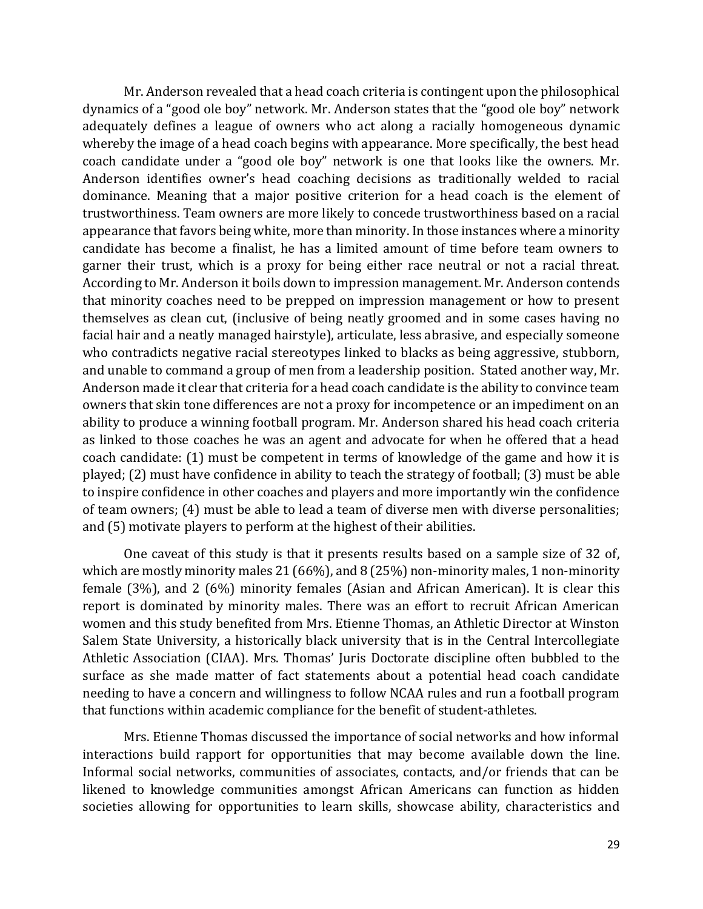Mr. Anderson revealed that a head coach criteria is contingent upon the philosophical dynamics of a "good ole boy" network. Mr. Anderson states that the "good ole boy" network adequately defines a league of owners who act along a racially homogeneous dynamic whereby the image of a head coach begins with appearance. More specifically, the best head coach candidate under a "good ole boy" network is one that looks like the owners. Mr. Anderson identifies owner's head coaching decisions as traditionally welded to racial dominance. Meaning that a major positive criterion for a head coach is the element of trustworthiness. Team owners are more likely to concede trustworthiness based on a racial appearance that favors being white, more than minority. In those instances where a minority candidate has become a finalist, he has a limited amount of time before team owners to garner their trust, which is a proxy for being either race neutral or not a racial threat. According to Mr. Anderson it boils down to impression management. Mr. Anderson contends that minority coaches need to be prepped on impression management or how to present themselves as clean cut, (inclusive of being neatly groomed and in some cases having no facial hair and a neatly managed hairstyle), articulate, less abrasive, and especially someone who contradicts negative racial stereotypes linked to blacks as being aggressive, stubborn, and unable to command a group of men from a leadership position. Stated another way, Mr. Anderson made it clear that criteria for a head coach candidate is the ability to convince team owners that skin tone differences are not a proxy for incompetence or an impediment on an ability to produce a winning football program. Mr. Anderson shared his head coach criteria as linked to those coaches he was an agent and advocate for when he offered that a head coach candidate: (1) must be competent in terms of knowledge of the game and how it is played; (2) must have confidence in ability to teach the strategy of football; (3) must be able to inspire confidence in other coaches and players and more importantly win the confidence of team owners; (4) must be able to lead a team of diverse men with diverse personalities; and (5) motivate players to perform at the highest of their abilities.

One caveat of this study is that it presents results based on a sample size of 32 of, which are mostly minority males 21 (66%), and 8 (25%) non-minority males, 1 non-minority female (3%), and 2 (6%) minority females (Asian and African American). It is clear this report is dominated by minority males. There was an effort to recruit African American women and this study benefited from Mrs. Etienne Thomas, an Athletic Director at Winston Salem State University, a historically black university that is in the Central Intercollegiate Athletic Association (CIAA). Mrs. Thomas' Juris Doctorate discipline often bubbled to the surface as she made matter of fact statements about a potential head coach candidate needing to have a concern and willingness to follow NCAA rules and run a football program that functions within academic compliance for the benefit of student-athletes.

Mrs. Etienne Thomas discussed the importance of social networks and how informal interactions build rapport for opportunities that may become available down the line. Informal social networks, communities of associates, contacts, and/or friends that can be likened to knowledge communities amongst African Americans can function as hidden societies allowing for opportunities to learn skills, showcase ability, characteristics and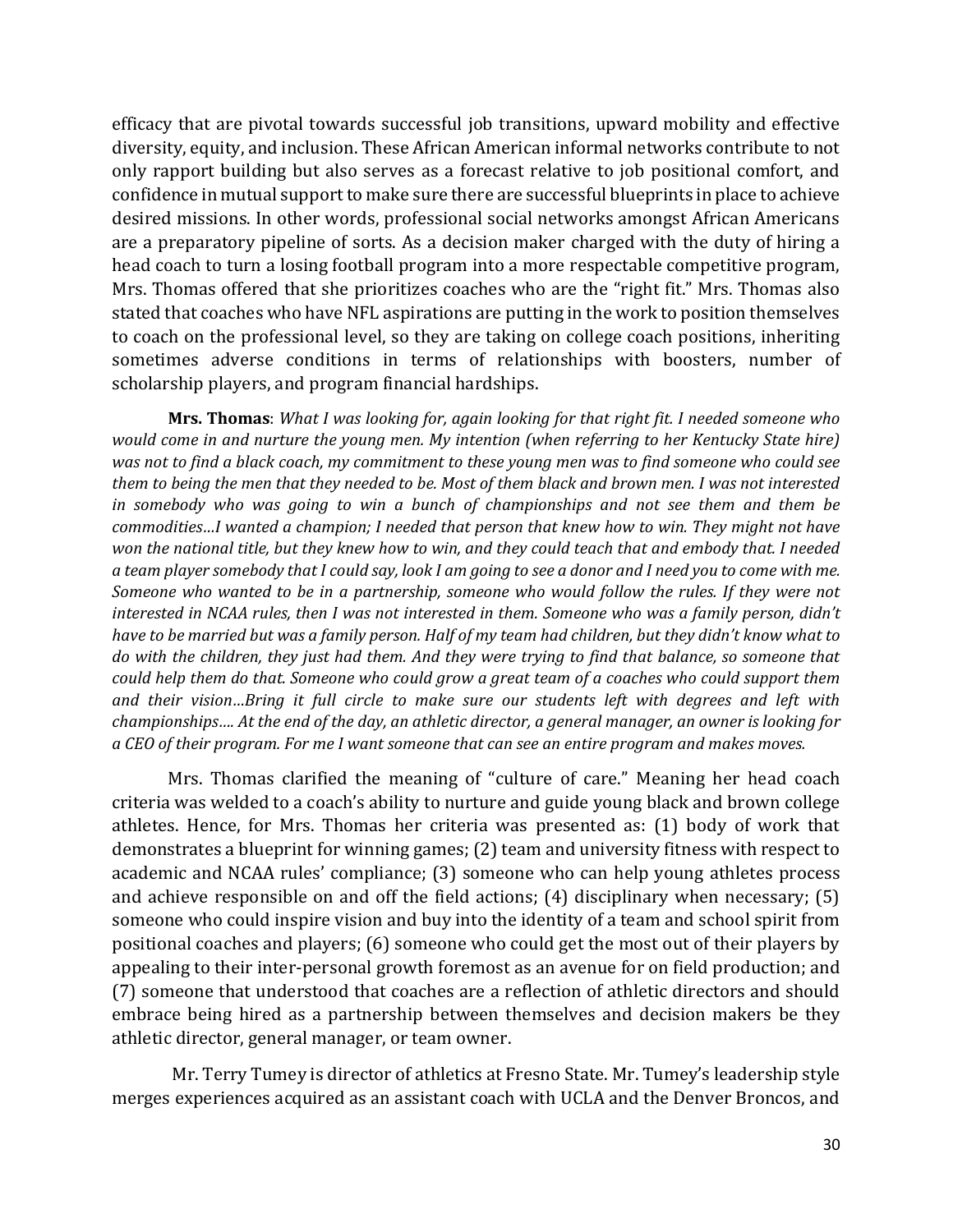efficacy that are pivotal towards successful job transitions, upward mobility and effective diversity, equity, and inclusion. These African American informal networks contribute to not only rapport building but also serves as a forecast relative to job positional comfort, and confidence in mutual support to make sure there are successful blueprints in place to achieve desired missions. In other words, professional social networks amongst African Americans are a preparatory pipeline of sorts. As a decision maker charged with the duty of hiring a head coach to turn a losing football program into a more respectable competitive program, Mrs. Thomas offered that she prioritizes coaches who are the "right fit." Mrs. Thomas also stated that coaches who have NFL aspirations are putting in the work to position themselves to coach on the professional level, so they are taking on college coach positions, inheriting sometimes adverse conditions in terms of relationships with boosters, number of scholarship players, and program financial hardships.

**Mrs. Thomas**: *What I was looking for, again looking for that right fit. I needed someone who would come in and nurture the young men. My intention (when referring to her Kentucky State hire) was not to find a black coach, my commitment to these young men was to find someone who could see them to being the men that they needed to be. Most of them black and brown men. I was not interested in somebody who was going to win a bunch of championships and not see them and them be commodities…I wanted a champion; I needed that person that knew how to win. They might not have won the national title, but they knew how to win, and they could teach that and embody that. I needed a team player somebody that I could say, look I am going to see a donor and I need you to come with me. Someone who wanted to be in a partnership, someone who would follow the rules. If they were not interested in NCAA rules, then I was not interested in them. Someone who was a family person, didn't have to be married but was a family person. Half of my team had children, but they didn't know what to do with the children, they just had them. And they were trying to find that balance, so someone that could help them do that. Someone who could grow a great team of a coaches who could support them and their vision…Bring it full circle to make sure our students left with degrees and left with championships…. At the end of the day, an athletic director, a general manager, an owner is looking for a CEO of their program. For me I want someone that can see an entire program and makes moves.*

Mrs. Thomas clarified the meaning of "culture of care." Meaning her head coach criteria was welded to a coach's ability to nurture and guide young black and brown college athletes. Hence, for Mrs. Thomas her criteria was presented as: (1) body of work that demonstrates a blueprint for winning games; (2) team and university fitness with respect to academic and NCAA rules' compliance; (3) someone who can help young athletes process and achieve responsible on and off the field actions; (4) disciplinary when necessary; (5) someone who could inspire vision and buy into the identity of a team and school spirit from positional coaches and players; (6) someone who could get the most out of their players by appealing to their inter-personal growth foremost as an avenue for on field production; and (7) someone that understood that coaches are a reflection of athletic directors and should embrace being hired as a partnership between themselves and decision makers be they athletic director, general manager, or team owner.

Mr. Terry Tumey is director of athletics at Fresno State. Mr. Tumey's leadership style merges experiences acquired as an assistant coach with UCLA and the Denver Broncos, and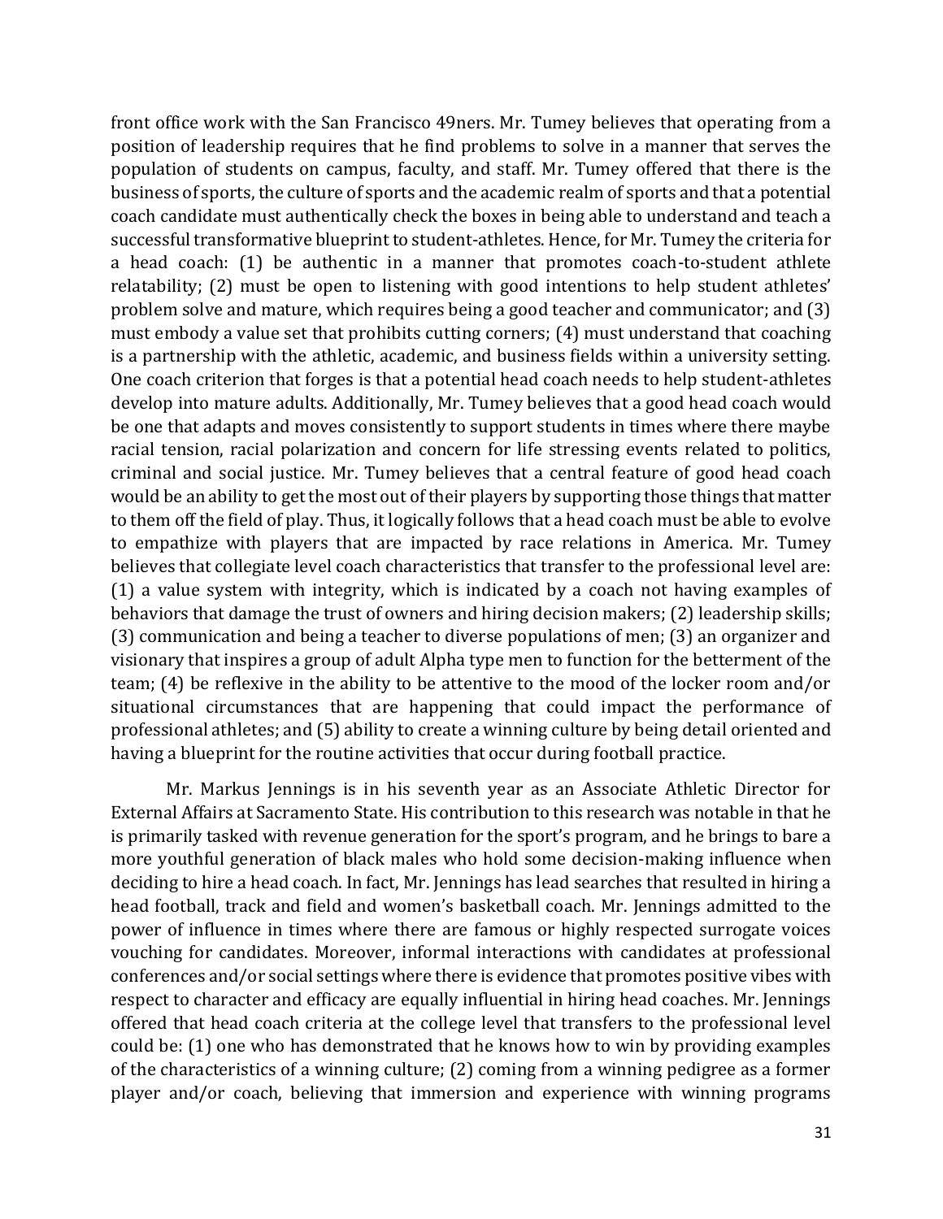front office work with the San Francisco 49ners. Mr. Tumey believes that operating from a position of leadership requires that he find problems to solve in a manner that serves the population of students on campus, faculty, and staff. Mr. Tumey offered that there is the business of sports, the culture of sports and the academic realm of sports and that a potential coach candidate must authentically check the boxes in being able to understand and teach a successful transformative blueprint to student-athletes. Hence, for Mr. Tumey the criteria for a head coach: (1) be authentic in a manner that promotes coach-to-student athlete relatability; (2) must be open to listening with good intentions to help student athletes' problem solve and mature, which requires being a good teacher and communicator; and (3) must embody a value set that prohibits cutting corners; (4) must understand that coaching is a partnership with the athletic, academic, and business fields within a university setting. One coach criterion that forges is that a potential head coach needs to help student-athletes develop into mature adults. Additionally, Mr. Tumey believes that a good head coach would be one that adapts and moves consistently to support students in times where there maybe racial tension, racial polarization and concern for life stressing events related to politics, criminal and social justice. Mr. Tumey believes that a central feature of good head coach would be an ability to get the most out of their players by supporting those things that matter to them off the field of play. Thus, it logically follows that a head coach must be able to evolve to empathize with players that are impacted by race relations in America. Mr. Tumey believes that collegiate level coach characteristics that transfer to the professional level are: (1) a value system with integrity, which is indicated by a coach not having examples of behaviors that damage the trust of owners and hiring decision makers; (2) leadership skills; (3) communication and being a teacher to diverse populations of men; (3) an organizer and visionary that inspires a group of adult Alpha type men to function for the betterment of the team; (4) be reflexive in the ability to be attentive to the mood of the locker room and/or situational circumstances that are happening that could impact the performance of professional athletes; and (5) ability to create a winning culture by being detail oriented and having a blueprint for the routine activities that occur during football practice.

Mr. Markus Jennings is in his seventh year as an Associate Athletic Director for External Affairs at Sacramento State. His contribution to this research was notable in that he is primarily tasked with revenue generation for the sport's program, and he brings to bare a more youthful generation of black males who hold some decision-making influence when deciding to hire a head coach. In fact, Mr. Jennings has lead searches that resulted in hiring a head football, track and field and women's basketball coach. Mr. Jennings admitted to the power of influence in times where there are famous or highly respected surrogate voices vouching for candidates. Moreover, informal interactions with candidates at professional conferences and/or social settings where there is evidence that promotes positive vibes with respect to character and efficacy are equally influential in hiring head coaches. Mr. Jennings offered that head coach criteria at the college level that transfers to the professional level could be: (1) one who has demonstrated that he knows how to win by providing examples of the characteristics of a winning culture; (2) coming from a winning pedigree as a former player and/or coach, believing that immersion and experience with winning programs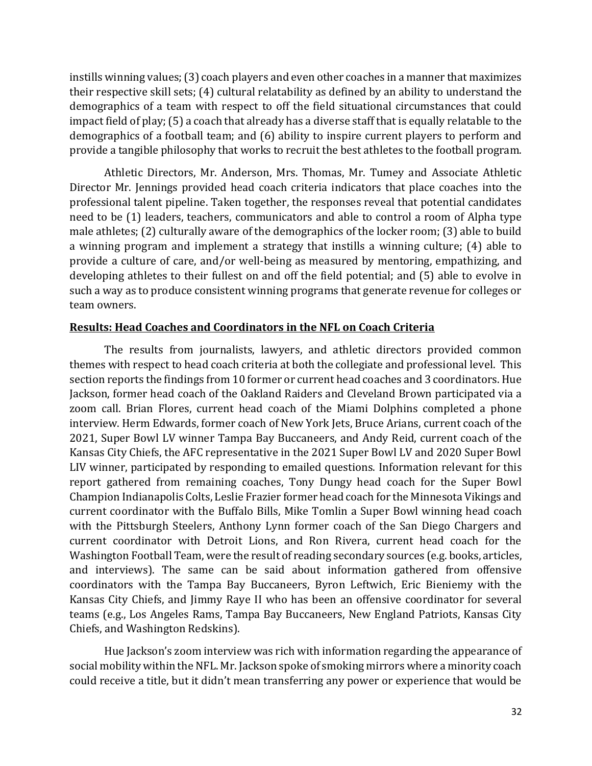instills winning values; (3) coach players and even other coaches in a manner that maximizes their respective skill sets; (4) cultural relatability as defined by an ability to understand the demographics of a team with respect to off the field situational circumstances that could impact field of play; (5) a coach that already has a diverse staff that is equally relatable to the demographics of a football team; and (6) ability to inspire current players to perform and provide a tangible philosophy that works to recruit the best athletes to the football program.

Athletic Directors, Mr. Anderson, Mrs. Thomas, Mr. Tumey and Associate Athletic Director Mr. Jennings provided head coach criteria indicators that place coaches into the professional talent pipeline. Taken together, the responses reveal that potential candidates need to be (1) leaders, teachers, communicators and able to control a room of Alpha type male athletes; (2) culturally aware of the demographics of the locker room; (3) able to build a winning program and implement a strategy that instills a winning culture; (4) able to provide a culture of care, and/or well-being as measured by mentoring, empathizing, and developing athletes to their fullest on and off the field potential; and (5) able to evolve in such a way as to produce consistent winning programs that generate revenue for colleges or team owners.

<u>**Results: Head Coaches and Coordinators in the NFL on Coach Criteria**</u>

The results from journalists, lawyers, and athletic directors provided common themes with respect to head coach criteria at both the collegiate and professional level. This section reports the findings from 10 former or current head coaches and 3 coordinators. Hue Jackson, former head coach of the Oakland Raiders and Cleveland Brown participated via a zoom call. Brian Flores, current head coach of the Miami Dolphins completed a phone interview. Herm Edwards, former coach of New York Jets, Bruce Arians, current coach of the 2021, Super Bowl LV winner Tampa Bay Buccaneers, and Andy Reid, current coach of the Kansas City Chiefs, the AFC representative in the 2021 Super Bowl LV and 2020 Super Bowl LIV winner, participated by responding to emailed questions. Information relevant for this report gathered from remaining coaches, Tony Dungy head coach for the Super Bowl Champion Indianapolis Colts, Leslie Frazier former head coach for the Minnesota Vikings and current coordinator with the Buffalo Bills, Mike Tomlin a Super Bowl winning head coach with the Pittsburgh Steelers, Anthony Lynn former coach of the San Diego Chargers and current coordinator with Detroit Lions, and Ron Rivera, current head coach for the Washington Football Team, were the result of reading secondary sources (e.g. books, articles, and interviews). The same can be said about information gathered from offensive coordinators with the Tampa Bay Buccaneers, Byron Leftwich, Eric Bieniemy with the Kansas City Chiefs, and Jimmy Raye II who has been an offensive coordinator for several teams (e.g., Los Angeles Rams, Tampa Bay Buccaneers, New England Patriots, Kansas City Chiefs, and Washington Redskins).

Hue Jackson's zoom interview was rich with information regarding the appearance of social mobility within the NFL. Mr. Jackson spoke of smoking mirrors where a minority coach could receive a title, but it didn't mean transferring any power or experience that would be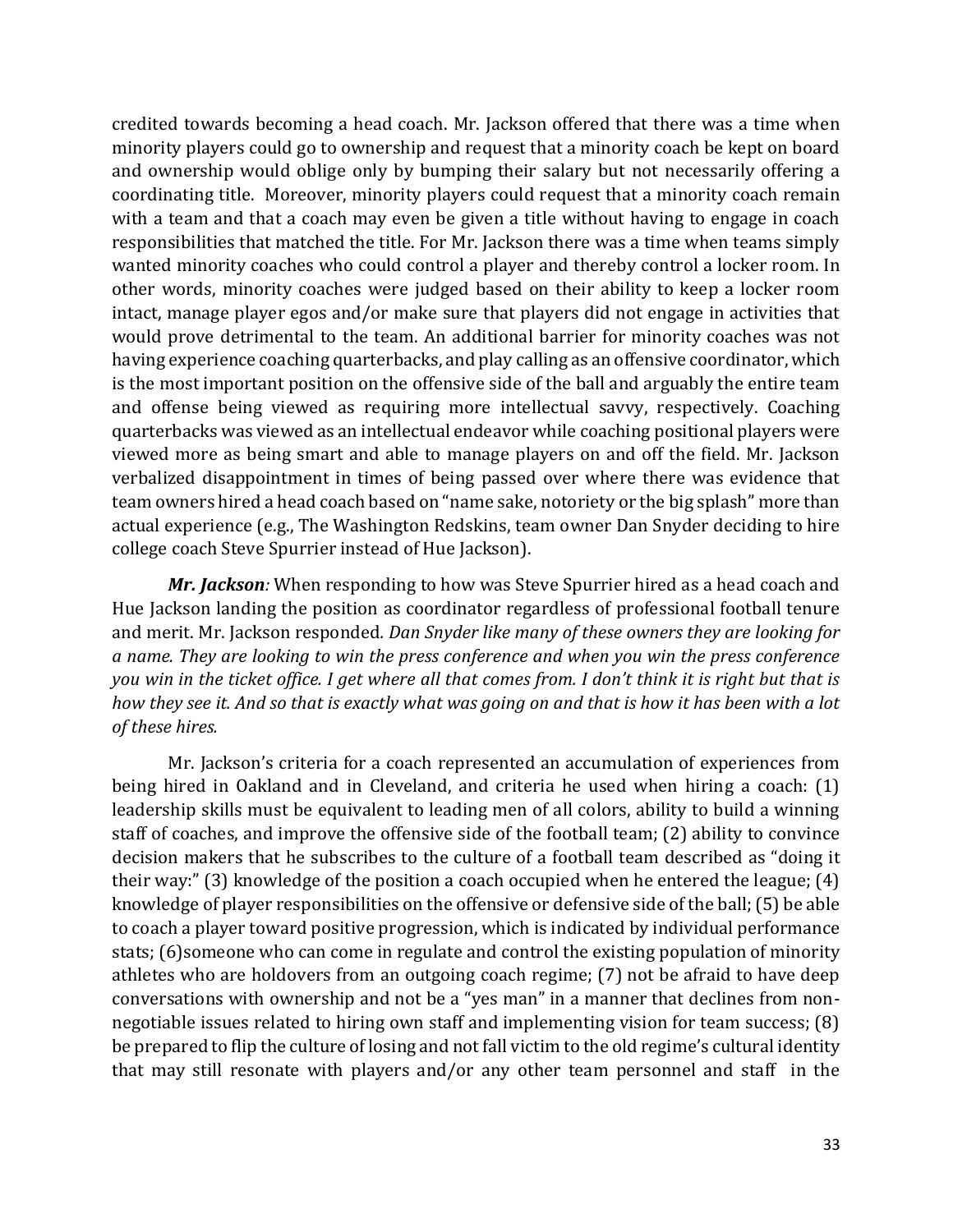credited towards becoming a head coach. Mr. Jackson offered that there was a time when minority players could go to ownership and request that a minority coach be kept on board and ownership would oblige only by bumping their salary but not necessarily offering a coordinating title. Moreover, minority players could request that a minority coach remain with a team and that a coach may even be given a title without having to engage in coach responsibilities that matched the title. For Mr. Jackson there was a time when teams simply wanted minority coaches who could control a player and thereby control a locker room. In other words, minority coaches were judged based on their ability to keep a locker room intact, manage player egos and/or make sure that players did not engage in activities that would prove detrimental to the team. An additional barrier for minority coaches was not having experience coaching quarterbacks, and play calling as an offensive coordinator, which is the most important position on the offensive side of the ball and arguably the entire team and offense being viewed as requiring more intellectual savvy, respectively. Coaching quarterbacks was viewed as an intellectual endeavor while coaching positional players were viewed more as being smart and able to manage players on and off the field. Mr. Jackson verbalized disappointment in times of being passed over where there was evidence that team owners hired a head coach based on "name sake, notoriety or the big splash" more than actual experience (e.g., The Washington Redskins, team owner Dan Snyder deciding to hire college coach Steve Spurrier instead of Hue Jackson).

***Mr. Jackson**:* When responding to how was Steve Spurrier hired as a head coach and Hue Jackson landing the position as coordinator regardless of professional football tenure and merit. Mr. Jackson responded*. Dan Snyder like many of these owners they are looking for a name. They are looking to win the press conference and when you win the press conference you win in the ticket office. I get where all that comes from. I don't think it is right but that is how they see it. And so that is exactly what was going on and that is how it has been with a lot of these hires.*

Mr. Jackson's criteria for a coach represented an accumulation of experiences from being hired in Oakland and in Cleveland, and criteria he used when hiring a coach: (1) leadership skills must be equivalent to leading men of all colors, ability to build a winning staff of coaches, and improve the offensive side of the football team; (2) ability to convince decision makers that he subscribes to the culture of a football team described as "doing it their way:" (3) knowledge of the position a coach occupied when he entered the league; (4) knowledge of player responsibilities on the offensive or defensive side of the ball; (5) be able to coach a player toward positive progression, which is indicated by individual performance stats; (6)someone who can come in regulate and control the existing population of minority athletes who are holdovers from an outgoing coach regime; (7) not be afraid to have deep conversations with ownership and not be a "yes man" in a manner that declines from non-negotiable issues related to hiring own staff and implementing vision for team success; (8) be prepared to flip the culture of losing and not fall victim to the old regime's cultural identity that may still resonate with players and/or any other team personnel and staff in the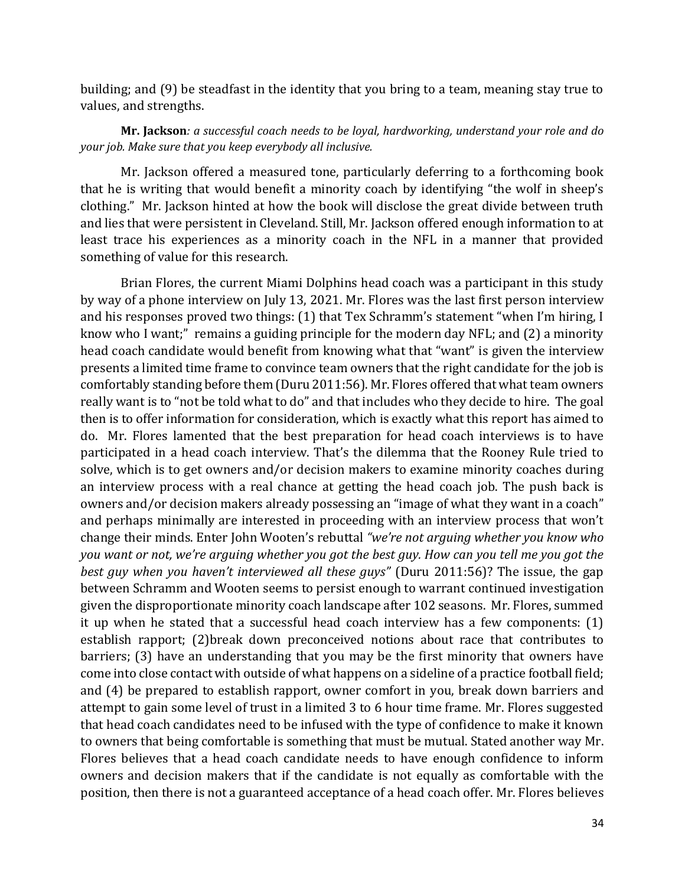building; and (9) be steadfast in the identity that you bring to a team, meaning stay true to values, and strengths.

**Mr. Jackson***: a successful coach needs to be loyal, hardworking, understand your role and do your job. Make sure that you keep everybody all inclusive.*

Mr. Jackson offered a measured tone, particularly deferring to a forthcoming book that he is writing that would benefit a minority coach by identifying "the wolf in sheep's clothing." Mr. Jackson hinted at how the book will disclose the great divide between truth and lies that were persistent in Cleveland. Still, Mr. Jackson offered enough information to at least trace his experiences as a minority coach in the NFL in a manner that provided something of value for this research.

Brian Flores, the current Miami Dolphins head coach was a participant in this study by way of a phone interview on July 13, 2021. Mr. Flores was the last first person interview and his responses proved two things: (1) that Tex Schramm's statement "when I'm hiring, I know who I want;" remains a guiding principle for the modern day NFL; and (2) a minority head coach candidate would benefit from knowing what that "want" is given the interview presents a limited time frame to convince team owners that the right candidate for the job is comfortably standing before them (Duru 2011:56). Mr. Flores offered that what team owners really want is to "not be told what to do" and that includes who they decide to hire. The goal then is to offer information for consideration, which is exactly what this report has aimed to do. Mr. Flores lamented that the best preparation for head coach interviews is to have participated in a head coach interview. That's the dilemma that the Rooney Rule tried to solve, which is to get owners and/or decision makers to examine minority coaches during an interview process with a real chance at getting the head coach job. The push back is owners and/or decision makers already possessing an "image of what they want in a coach" and perhaps minimally are interested in proceeding with an interview process that won't change their minds. Enter John Wooten's rebuttal *"we're not arguing whether you know who you want or not, we're arguing whether you got the best guy. How can you tell me you got the best guy when you haven't interviewed all these guys"* (Duru 2011:56)? The issue, the gap between Schramm and Wooten seems to persist enough to warrant continued investigation given the disproportionate minority coach landscape after 102 seasons. Mr. Flores, summed it up when he stated that a successful head coach interview has a few components: (1) establish rapport; (2)break down preconceived notions about race that contributes to barriers; (3) have an understanding that you may be the first minority that owners have come into close contact with outside of what happens on a sideline of a practice football field; and (4) be prepared to establish rapport, owner comfort in you, break down barriers and attempt to gain some level of trust in a limited 3 to 6 hour time frame. Mr. Flores suggested that head coach candidates need to be infused with the type of confidence to make it known to owners that being comfortable is something that must be mutual. Stated another way Mr. Flores believes that a head coach candidate needs to have enough confidence to inform owners and decision makers that if the candidate is not equally as comfortable with the position, then there is not a guaranteed acceptance of a head coach offer. Mr. Flores believes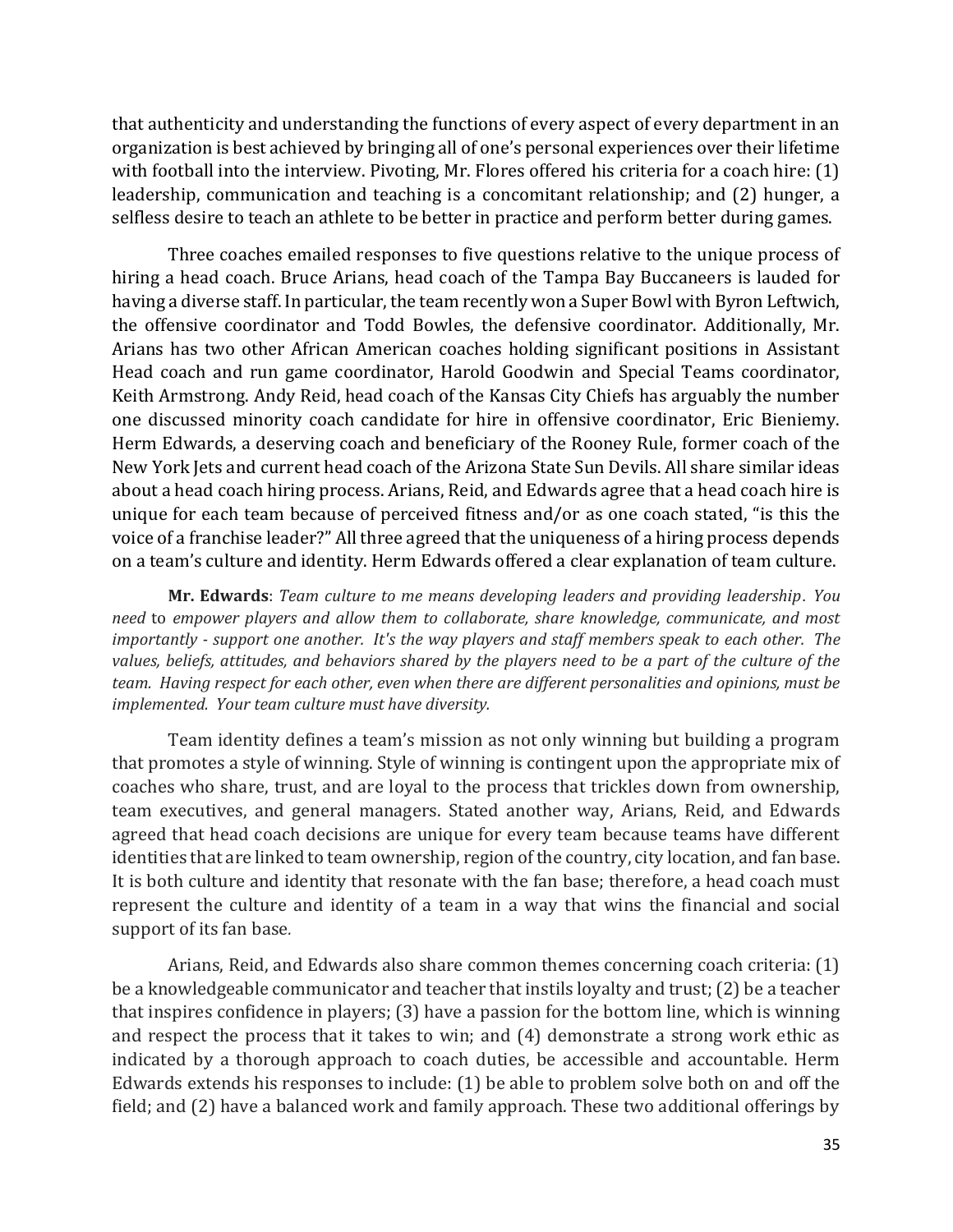that authenticity and understanding the functions of every aspect of every department in an organization is best achieved by bringing all of one's personal experiences over their lifetime with football into the interview. Pivoting, Mr. Flores offered his criteria for a coach hire: (1) leadership, communication and teaching is a concomitant relationship; and (2) hunger, a selfless desire to teach an athlete to be better in practice and perform better during games.

Three coaches emailed responses to five questions relative to the unique process of hiring a head coach. Bruce Arians, head coach of the Tampa Bay Buccaneers is lauded for having a diverse staff. In particular, the team recently won a Super Bowl with Byron Leftwich, the offensive coordinator and Todd Bowles, the defensive coordinator. Additionally, Mr. Arians has two other African American coaches holding significant positions in Assistant Head coach and run game coordinator, Harold Goodwin and Special Teams coordinator, Keith Armstrong. Andy Reid, head coach of the Kansas City Chiefs has arguably the number one discussed minority coach candidate for hire in offensive coordinator, Eric Bieniemy. Herm Edwards, a deserving coach and beneficiary of the Rooney Rule, former coach of the New York Jets and current head coach of the Arizona State Sun Devils. All share similar ideas about a head coach hiring process. Arians, Reid, and Edwards agree that a head coach hire is unique for each team because of perceived fitness and/or as one coach stated, "is this the voice of a franchise leader?" All three agreed that the uniqueness of a hiring process depends on a team's culture and identity. Herm Edwards offered a clear explanation of team culture.

**Mr. Edwards**: *Team culture to me means developing leaders and providing leadership. You need* to *empower players and allow them to collaborate, share knowledge, communicate, and most importantly - support one another. It's the way players and staff members speak to each other. The values, beliefs, attitudes, and behaviors shared by the players need to be a part of the culture of the team. Having respect for each other, even when there are different personalities and opinions, must be implemented. Your team culture must have diversity.*

Team identity defines a team's mission as not only winning but building a program that promotes a style of winning. Style of winning is contingent upon the appropriate mix of coaches who share, trust, and are loyal to the process that trickles down from ownership, team executives, and general managers. Stated another way, Arians, Reid, and Edwards agreed that head coach decisions are unique for every team because teams have different identities that are linked to team ownership, region of the country, city location, and fan base. It is both culture and identity that resonate with the fan base; therefore, a head coach must represent the culture and identity of a team in a way that wins the financial and social support of its fan base.

Arians, Reid, and Edwards also share common themes concerning coach criteria: (1) be a knowledgeable communicator and teacher that instils loyalty and trust; (2) be a teacher that inspires confidence in players; (3) have a passion for the bottom line, which is winning and respect the process that it takes to win; and (4) demonstrate a strong work ethic as indicated by a thorough approach to coach duties, be accessible and accountable. Herm Edwards extends his responses to include: (1) be able to problem solve both on and off the field; and (2) have a balanced work and family approach. These two additional offerings by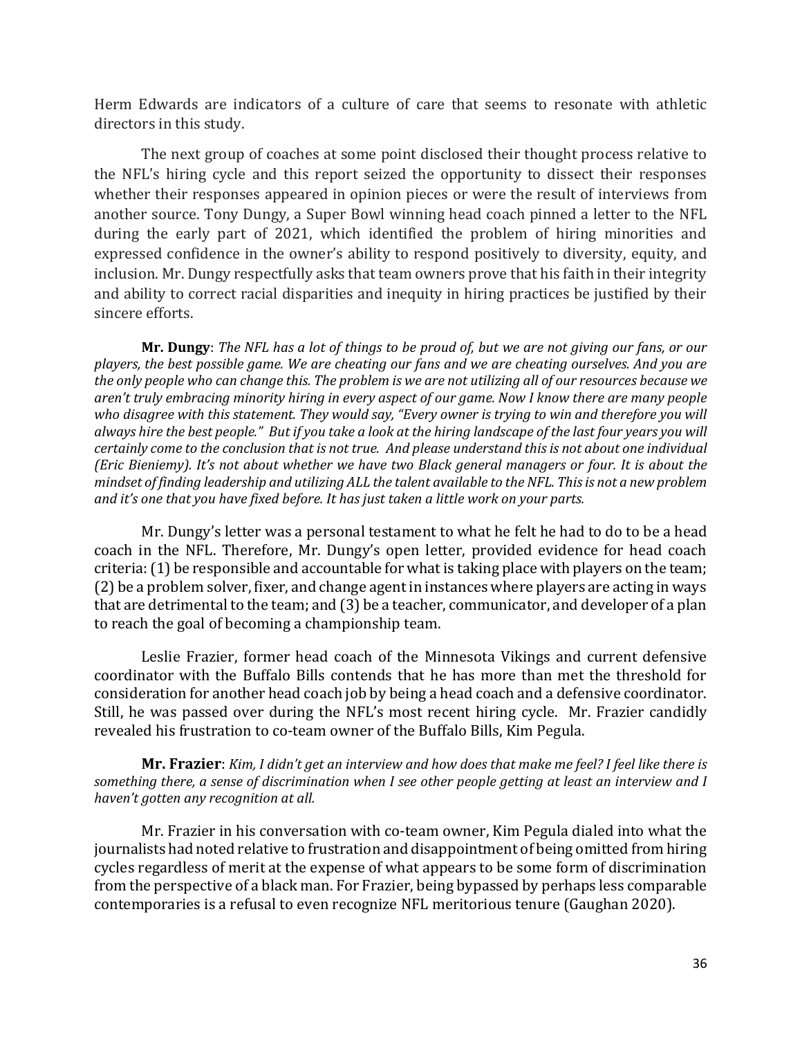Herm Edwards are indicators of a culture of care that seems to resonate with athletic directors in this study.

The next group of coaches at some point disclosed their thought process relative to the NFL's hiring cycle and this report seized the opportunity to dissect their responses whether their responses appeared in opinion pieces or were the result of interviews from another source. Tony Dungy, a Super Bowl winning head coach pinned a letter to the NFL during the early part of 2021, which identified the problem of hiring minorities and expressed confidence in the owner's ability to respond positively to diversity, equity, and inclusion. Mr. Dungy respectfully asks that team owners prove that his faith in their integrity and ability to correct racial disparities and inequity in hiring practices be justified by their sincere efforts.

**Mr. Dungy**: *The NFL has a lot of things to be proud of, but we are not giving our fans, or our players, the best possible game. We are cheating our fans and we are cheating ourselves. And you are the only people who can change this. The problem is we are not utilizing all of our resources because we aren't truly embracing minority hiring in every aspect of our game. Now I know there are many people who disagree with this statement. They would say, "Every owner is trying to win and therefore you will always hire the best people." But if you take a look at the hiring landscape of the last four years you will certainly come to the conclusion that is not true. And please understand this is not about one individual (Eric Bieniemy). It's not about whether we have two Black general managers or four. It is about the mindset of finding leadership and utilizing ALL the talent available to the NFL. This is not a new problem and it's one that you have fixed before. It has just taken a little work on your parts.*

Mr. Dungy's letter was a personal testament to what he felt he had to do to be a head coach in the NFL. Therefore, Mr. Dungy's open letter, provided evidence for head coach criteria: (1) be responsible and accountable for what is taking place with players on the team; (2) be a problem solver, fixer, and change agent in instances where players are acting in ways that are detrimental to the team; and (3) be a teacher, communicator, and developer of a plan to reach the goal of becoming a championship team.

Leslie Frazier, former head coach of the Minnesota Vikings and current defensive coordinator with the Buffalo Bills contends that he has more than met the threshold for consideration for another head coach job by being a head coach and a defensive coordinator. Still, he was passed over during the NFL's most recent hiring cycle. Mr. Frazier candidly revealed his frustration to co-team owner of the Buffalo Bills, Kim Pegula.

**Mr. Frazier**: *Kim, I didn't get an interview and how does that make me feel? I feel like there is something there, a sense of discrimination when I see other people getting at least an interview and I haven't gotten any recognition at all.*

Mr. Frazier in his conversation with co-team owner, Kim Pegula dialed into what the journalists had noted relative to frustration and disappointment of being omitted from hiring cycles regardless of merit at the expense of what appears to be some form of discrimination from the perspective of a black man. For Frazier, being bypassed by perhaps less comparable contemporaries is a refusal to even recognize NFL meritorious tenure (Gaughan 2020).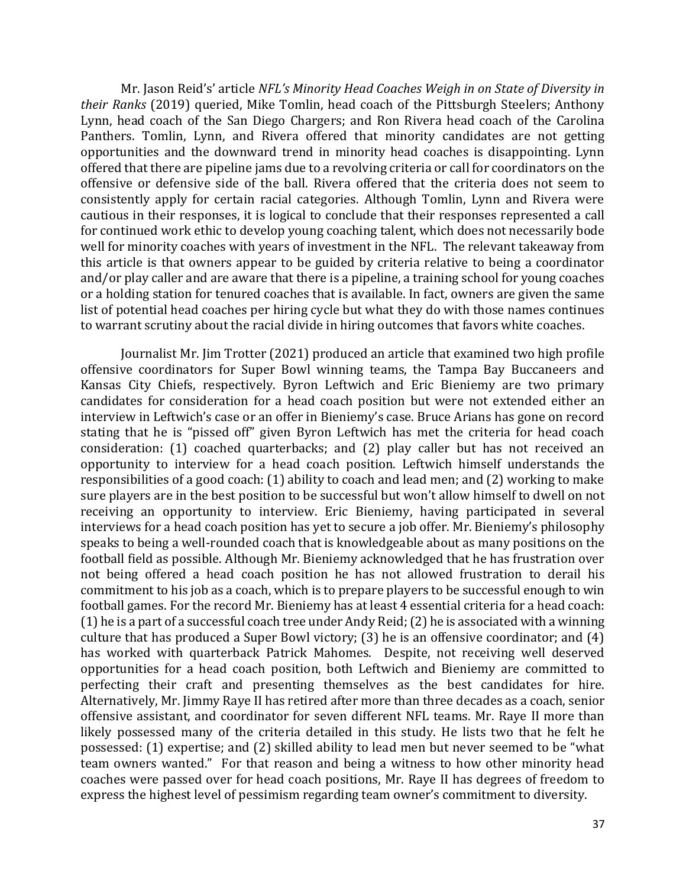Mr. Jason Reid's' article *NFL's Minority Head Coaches Weigh in on State of Diversity in their Ranks* (2019) queried, Mike Tomlin, head coach of the Pittsburgh Steelers; Anthony Lynn, head coach of the San Diego Chargers; and Ron Rivera head coach of the Carolina Panthers. Tomlin, Lynn, and Rivera offered that minority candidates are not getting opportunities and the downward trend in minority head coaches is disappointing. Lynn offered that there are pipeline jams due to a revolving criteria or call for coordinators on the offensive or defensive side of the ball. Rivera offered that the criteria does not seem to consistently apply for certain racial categories. Although Tomlin, Lynn and Rivera were cautious in their responses, it is logical to conclude that their responses represented a call for continued work ethic to develop young coaching talent, which does not necessarily bode well for minority coaches with years of investment in the NFL. The relevant takeaway from this article is that owners appear to be guided by criteria relative to being a coordinator and/or play caller and are aware that there is a pipeline, a training school for young coaches or a holding station for tenured coaches that is available. In fact, owners are given the same list of potential head coaches per hiring cycle but what they do with those names continues to warrant scrutiny about the racial divide in hiring outcomes that favors white coaches.

Journalist Mr. Jim Trotter (2021) produced an article that examined two high profile offensive coordinators for Super Bowl winning teams, the Tampa Bay Buccaneers and Kansas City Chiefs, respectively. Byron Leftwich and Eric Bieniemy are two primary candidates for consideration for a head coach position but were not extended either an interview in Leftwich's case or an offer in Bieniemy's case. Bruce Arians has gone on record stating that he is "pissed off" given Byron Leftwich has met the criteria for head coach consideration: (1) coached quarterbacks; and (2) play caller but has not received an opportunity to interview for a head coach position. Leftwich himself understands the responsibilities of a good coach: (1) ability to coach and lead men; and (2) working to make sure players are in the best position to be successful but won't allow himself to dwell on not receiving an opportunity to interview. Eric Bieniemy, having participated in several interviews for a head coach position has yet to secure a job offer. Mr. Bieniemy's philosophy speaks to being a well-rounded coach that is knowledgeable about as many positions on the football field as possible. Although Mr. Bieniemy acknowledged that he has frustration over not being offered a head coach position he has not allowed frustration to derail his commitment to his job as a coach, which is to prepare players to be successful enough to win football games. For the record Mr. Bieniemy has at least 4 essential criteria for a head coach: (1) he is a part of a successful coach tree under Andy Reid; (2) he is associated with a winning culture that has produced a Super Bowl victory; (3) he is an offensive coordinator; and (4) has worked with quarterback Patrick Mahomes. Despite, not receiving well deserved opportunities for a head coach position, both Leftwich and Bieniemy are committed to perfecting their craft and presenting themselves as the best candidates for hire. Alternatively, Mr. Jimmy Raye II has retired after more than three decades as a coach, senior offensive assistant, and coordinator for seven different NFL teams. Mr. Raye II more than likely possessed many of the criteria detailed in this study. He lists two that he felt he possessed: (1) expertise; and (2) skilled ability to lead men but never seemed to be "what team owners wanted." For that reason and being a witness to how other minority head coaches were passed over for head coach positions, Mr. Raye II has degrees of freedom to express the highest level of pessimism regarding team owner's commitment to diversity.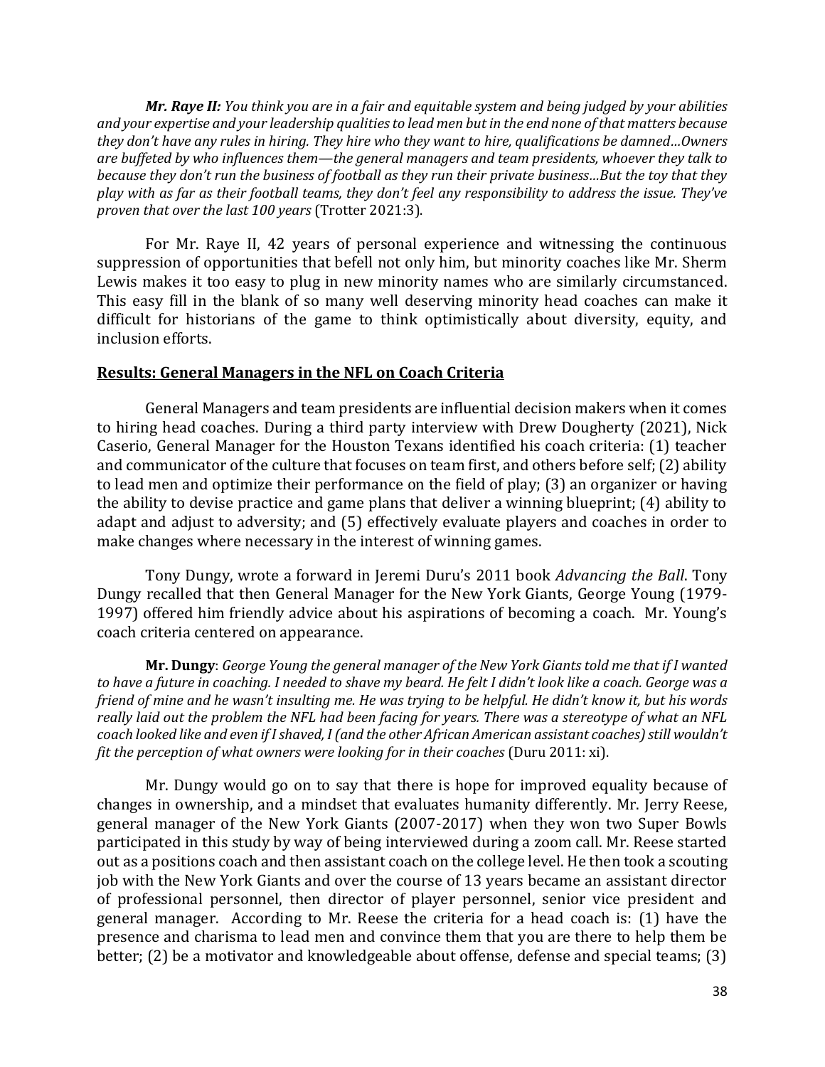***Mr. Raye II:*** *You think you are in a fair and equitable system and being judged by your abilities and your expertise and your leadership qualities to lead men but in the end none of that matters because they don't have any rules in hiring. They hire who they want to hire, qualifications be damned…Owners are buffeted by who influences them—the general managers and team presidents, whoever they talk to because they don't run the business of football as they run their private business…But the toy that they play with as far as their football teams, they don't feel any responsibility to address the issue. They've proven that over the last 100 years* (Trotter 2021:3).

For Mr. Raye II, 42 years of personal experience and witnessing the continuous suppression of opportunities that befell not only him, but minority coaches like Mr. Sherm Lewis makes it too easy to plug in new minority names who are similarly circumstanced. This easy fill in the blank of so many well deserving minority head coaches can make it difficult for historians of the game to think optimistically about diversity, equity, and inclusion efforts.

## **Results: General Managers in the NFL on Coach Criteria**

General Managers and team presidents are influential decision makers when it comes to hiring head coaches. During a third party interview with Drew Dougherty (2021), Nick Caserio, General Manager for the Houston Texans identified his coach criteria: (1) teacher and communicator of the culture that focuses on team first, and others before self; (2) ability to lead men and optimize their performance on the field of play; (3) an organizer or having the ability to devise practice and game plans that deliver a winning blueprint; (4) ability to adapt and adjust to adversity; and (5) effectively evaluate players and coaches in order to make changes where necessary in the interest of winning games.

Tony Dungy, wrote a forward in Jeremi Duru's 2011 book *Advancing the Ball*. Tony Dungy recalled that then General Manager for the New York Giants, George Young (1979-1997) offered him friendly advice about his aspirations of becoming a coach. Mr. Young's coach criteria centered on appearance.

**Mr. Dungy**: *George Young the general manager of the New York Giants told me that if I wanted to have a future in coaching. I needed to shave my beard. He felt I didn't look like a coach. George was a friend of mine and he wasn't insulting me. He was trying to be helpful. He didn't know it, but his words really laid out the problem the NFL had been facing for years. There was a stereotype of what an NFL coach looked like and even if I shaved, I (and the other African American assistant coaches) still wouldn't fit the perception of what owners were looking for in their coaches* (Duru 2011: xi).

Mr. Dungy would go on to say that there is hope for improved equality because of changes in ownership, and a mindset that evaluates humanity differently. Mr. Jerry Reese, general manager of the New York Giants (2007-2017) when they won two Super Bowls participated in this study by way of being interviewed during a zoom call. Mr. Reese started out as a positions coach and then assistant coach on the college level. He then took a scouting job with the New York Giants and over the course of 13 years became an assistant director of professional personnel, then director of player personnel, senior vice president and general manager. According to Mr. Reese the criteria for a head coach is: (1) have the presence and charisma to lead men and convince them that you are there to help them be better; (2) be a motivator and knowledgeable about offense, defense and special teams; (3)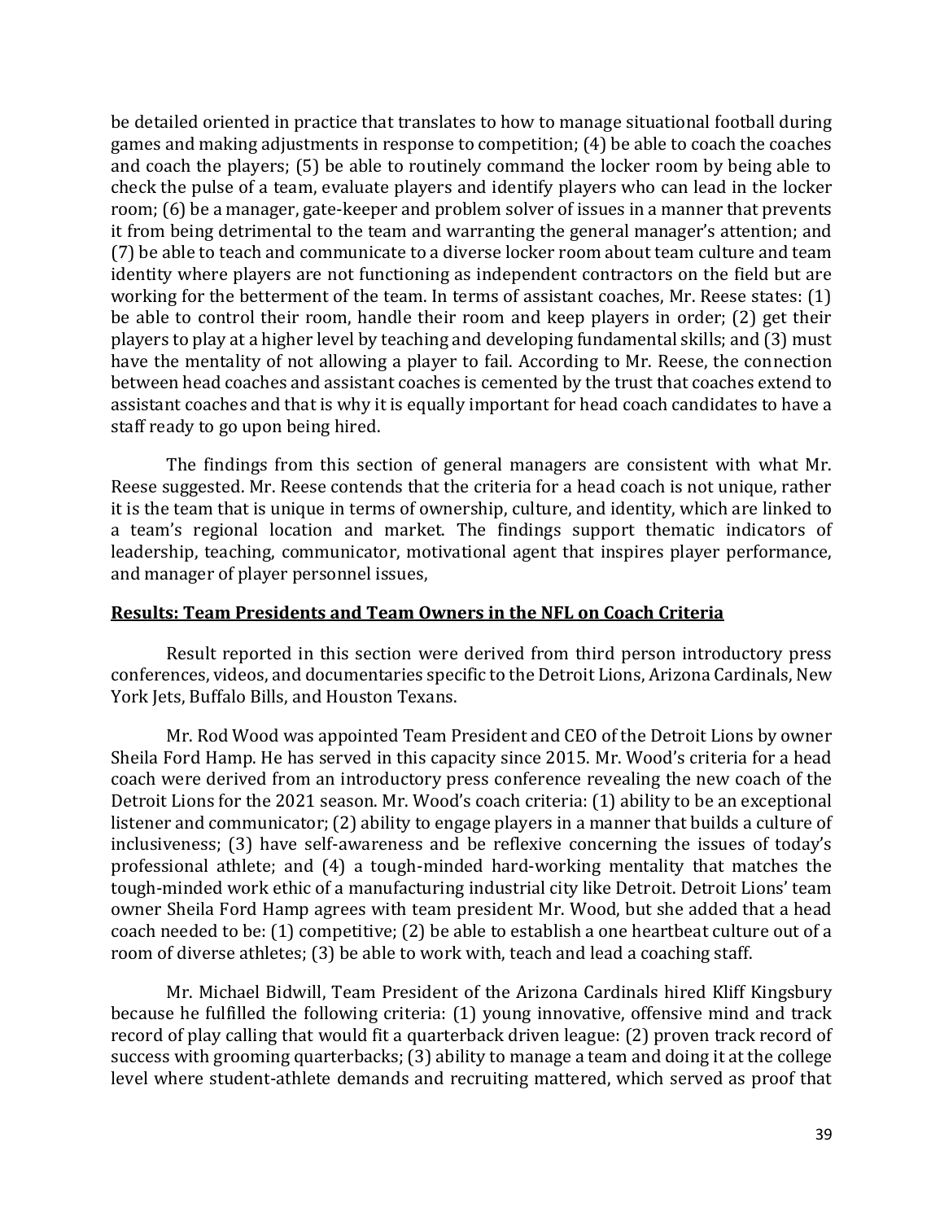be detailed oriented in practice that translates to how to manage situational football during games and making adjustments in response to competition; (4) be able to coach the coaches and coach the players; (5) be able to routinely command the locker room by being able to check the pulse of a team, evaluate players and identify players who can lead in the locker room; (6) be a manager, gate-keeper and problem solver of issues in a manner that prevents it from being detrimental to the team and warranting the general manager's attention; and (7) be able to teach and communicate to a diverse locker room about team culture and team identity where players are not functioning as independent contractors on the field but are working for the betterment of the team. In terms of assistant coaches, Mr. Reese states: (1) be able to control their room, handle their room and keep players in order; (2) get their players to play at a higher level by teaching and developing fundamental skills; and (3) must have the mentality of not allowing a player to fail. According to Mr. Reese, the connection between head coaches and assistant coaches is cemented by the trust that coaches extend to assistant coaches and that is why it is equally important for head coach candidates to have a staff ready to go upon being hired.

The findings from this section of general managers are consistent with what Mr. Reese suggested. Mr. Reese contends that the criteria for a head coach is not unique, rather it is the team that is unique in terms of ownership, culture, and identity, which are linked to a team's regional location and market. The findings support thematic indicators of leadership, teaching, communicator, motivational agent that inspires player performance, and manager of player personnel issues,

## Results: Team Presidents and Team Owners in the NFL on Coach Criteria

Result reported in this section were derived from third person introductory press conferences, videos, and documentaries specific to the Detroit Lions, Arizona Cardinals, New York Jets, Buffalo Bills, and Houston Texans.

Mr. Rod Wood was appointed Team President and CEO of the Detroit Lions by owner Sheila Ford Hamp. He has served in this capacity since 2015. Mr. Wood's criteria for a head coach were derived from an introductory press conference revealing the new coach of the Detroit Lions for the 2021 season. Mr. Wood's coach criteria: (1) ability to be an exceptional listener and communicator; (2) ability to engage players in a manner that builds a culture of inclusiveness; (3) have self-awareness and be reflexive concerning the issues of today's professional athlete; and (4) a tough-minded hard-working mentality that matches the tough-minded work ethic of a manufacturing industrial city like Detroit. Detroit Lions' team owner Sheila Ford Hamp agrees with team president Mr. Wood, but she added that a head coach needed to be: (1) competitive; (2) be able to establish a one heartbeat culture out of a room of diverse athletes; (3) be able to work with, teach and lead a coaching staff.

Mr. Michael Bidwill, Team President of the Arizona Cardinals hired Kliff Kingsbury because he fulfilled the following criteria: (1) young innovative, offensive mind and track record of play calling that would fit a quarterback driven league: (2) proven track record of success with grooming quarterbacks; (3) ability to manage a team and doing it at the college level where student-athlete demands and recruiting mattered, which served as proof that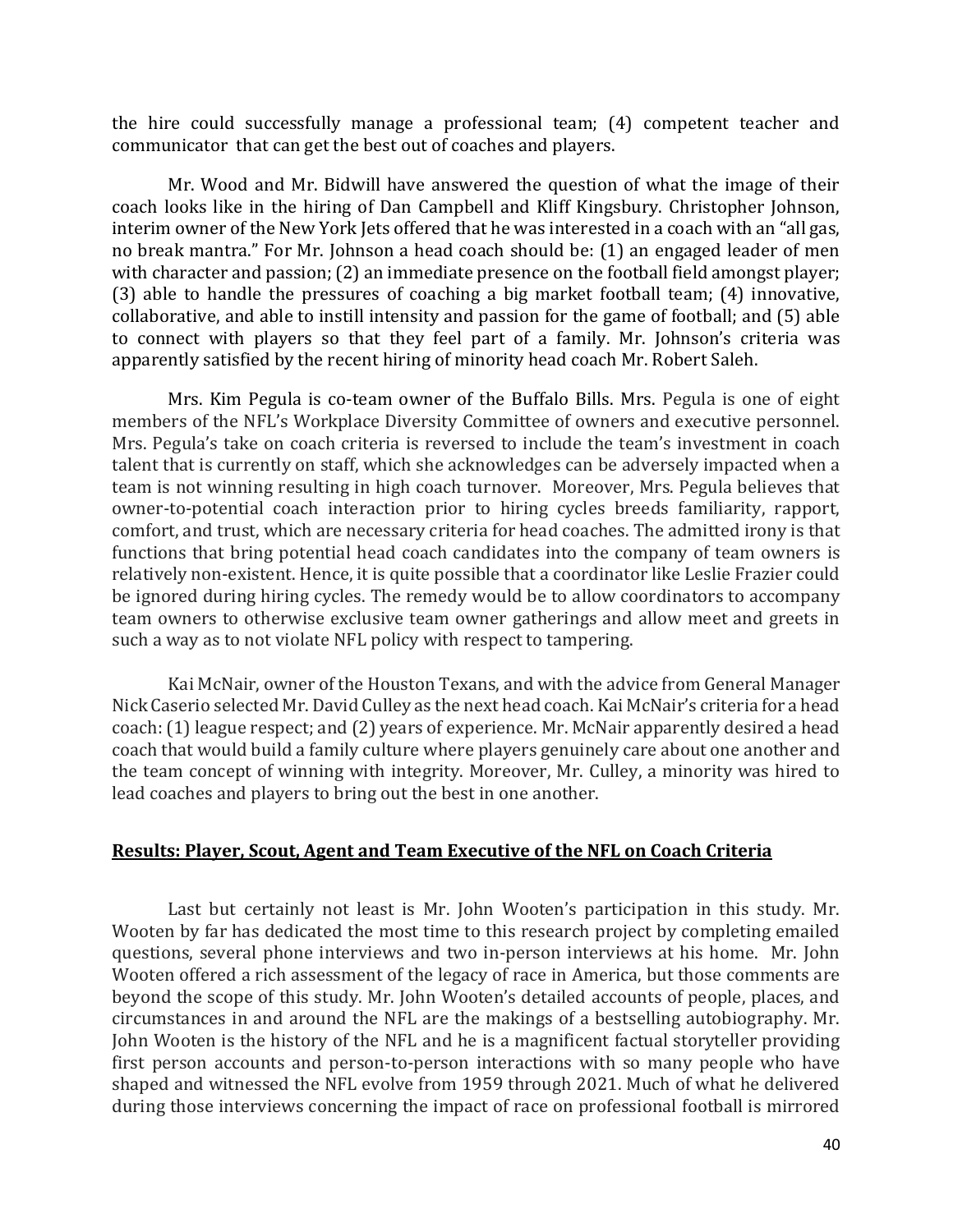the hire could successfully manage a professional team; (4) competent teacher and communicator that can get the best out of coaches and players.

Mr. Wood and Mr. Bidwill have answered the question of what the image of their coach looks like in the hiring of Dan Campbell and Kliff Kingsbury. Christopher Johnson, interim owner of the New York Jets offered that he was interested in a coach with an "all gas, no break mantra." For Mr. Johnson a head coach should be: (1) an engaged leader of men with character and passion; (2) an immediate presence on the football field amongst player; (3) able to handle the pressures of coaching a big market football team; (4) innovative, collaborative, and able to instill intensity and passion for the game of football; and (5) able to connect with players so that they feel part of a family. Mr. Johnson's criteria was apparently satisfied by the recent hiring of minority head coach Mr. Robert Saleh.

Mrs. Kim Pegula is co-team owner of the Buffalo Bills. Mrs. Pegula is one of eight members of the NFL's Workplace Diversity Committee of owners and executive personnel. Mrs. Pegula's take on coach criteria is reversed to include the team's investment in coach talent that is currently on staff, which she acknowledges can be adversely impacted when a team is not winning resulting in high coach turnover. Moreover, Mrs. Pegula believes that owner-to-potential coach interaction prior to hiring cycles breeds familiarity, rapport, comfort, and trust, which are necessary criteria for head coaches. The admitted irony is that functions that bring potential head coach candidates into the company of team owners is relatively non-existent. Hence, it is quite possible that a coordinator like Leslie Frazier could be ignored during hiring cycles. The remedy would be to allow coordinators to accompany team owners to otherwise exclusive team owner gatherings and allow meet and greets in such a way as to not violate NFL policy with respect to tampering.

Kai McNair, owner of the Houston Texans, and with the advice from General Manager Nick Caserio selected Mr. David Culley as the next head coach. Kai McNair's criteria for a head coach: (1) league respect; and (2) years of experience. Mr. McNair apparently desired a head coach that would build a family culture where players genuinely care about one another and the team concept of winning with integrity. Moreover, Mr. Culley, a minority was hired to lead coaches and players to bring out the best in one another.

## <u>**Results: Player, Scout, Agent and Team Executive of the NFL on Coach Criteria**</u>

Last but certainly not least is Mr. John Wooten's participation in this study. Mr. Wooten by far has dedicated the most time to this research project by completing emailed questions, several phone interviews and two in-person interviews at his home. Mr. John Wooten offered a rich assessment of the legacy of race in America, but those comments are beyond the scope of this study. Mr. John Wooten's detailed accounts of people, places, and circumstances in and around the NFL are the makings of a bestselling autobiography. Mr. John Wooten is the history of the NFL and he is a magnificent factual storyteller providing first person accounts and person-to-person interactions with so many people who have shaped and witnessed the NFL evolve from 1959 through 2021. Much of what he delivered during those interviews concerning the impact of race on professional football is mirrored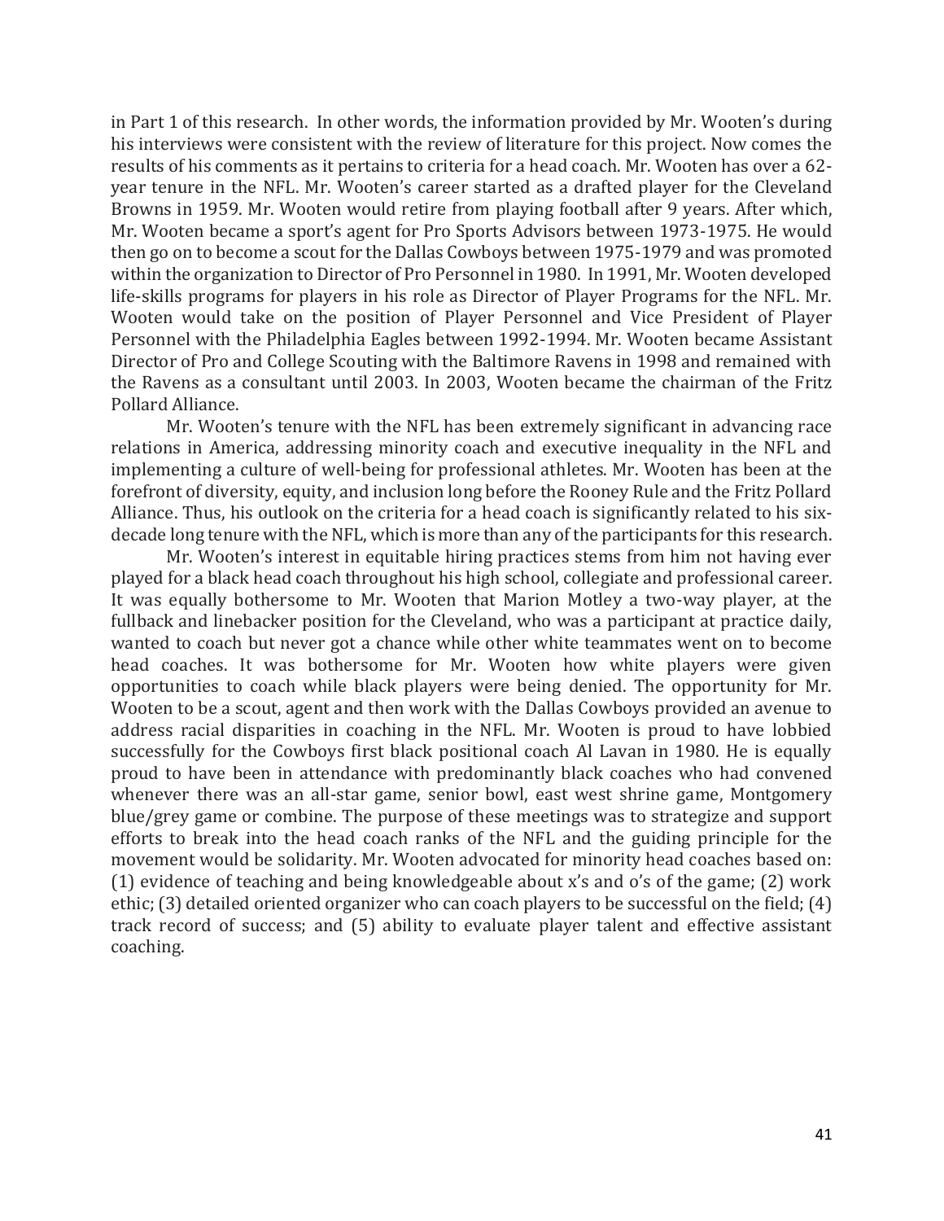in Part 1 of this research. In other words, the information provided by Mr. Wooten's during his interviews were consistent with the review of literature for this project. Now comes the results of his comments as it pertains to criteria for a head coach. Mr. Wooten has over a 62-year tenure in the NFL. Mr. Wooten's career started as a drafted player for the Cleveland Browns in 1959. Mr. Wooten would retire from playing football after 9 years. After which, Mr. Wooten became a sport's agent for Pro Sports Advisors between 1973-1975. He would then go on to become a scout for the Dallas Cowboys between 1975-1979 and was promoted within the organization to Director of Pro Personnel in 1980. In 1991, Mr. Wooten developed life-skills programs for players in his role as Director of Player Programs for the NFL. Mr. Wooten would take on the position of Player Personnel and Vice President of Player Personnel with the Philadelphia Eagles between 1992-1994. Mr. Wooten became Assistant Director of Pro and College Scouting with the Baltimore Ravens in 1998 and remained with the Ravens as a consultant until 2003. In 2003, Wooten became the chairman of the Fritz Pollard Alliance.

Mr. Wooten's tenure with the NFL has been extremely significant in advancing race relations in America, addressing minority coach and executive inequality in the NFL and implementing a culture of well-being for professional athletes. Mr. Wooten has been at the forefront of diversity, equity, and inclusion long before the Rooney Rule and the Fritz Pollard Alliance. Thus, his outlook on the criteria for a head coach is significantly related to his six-decade long tenure with the NFL, which is more than any of the participants for this research.

Mr. Wooten's interest in equitable hiring practices stems from him not having ever played for a black head coach throughout his high school, collegiate and professional career. It was equally bothersome to Mr. Wooten that Marion Motley a two-way player, at the fullback and linebacker position for the Cleveland, who was a participant at practice daily, wanted to coach but never got a chance while other white teammates went on to become head coaches. It was bothersome for Mr. Wooten how white players were given opportunities to coach while black players were being denied. The opportunity for Mr. Wooten to be a scout, agent and then work with the Dallas Cowboys provided an avenue to address racial disparities in coaching in the NFL. Mr. Wooten is proud to have lobbied successfully for the Cowboys first black positional coach Al Lavan in 1980. He is equally proud to have been in attendance with predominantly black coaches who had convened whenever there was an all-star game, senior bowl, east west shrine game, Montgomery blue/grey game or combine. The purpose of these meetings was to strategize and support efforts to break into the head coach ranks of the NFL and the guiding principle for the movement would be solidarity. Mr. Wooten advocated for minority head coaches based on: (1) evidence of teaching and being knowledgeable about x's and o's of the game; (2) work ethic; (3) detailed oriented organizer who can coach players to be successful on the field; (4) track record of success; and (5) ability to evaluate player talent and effective assistant coaching.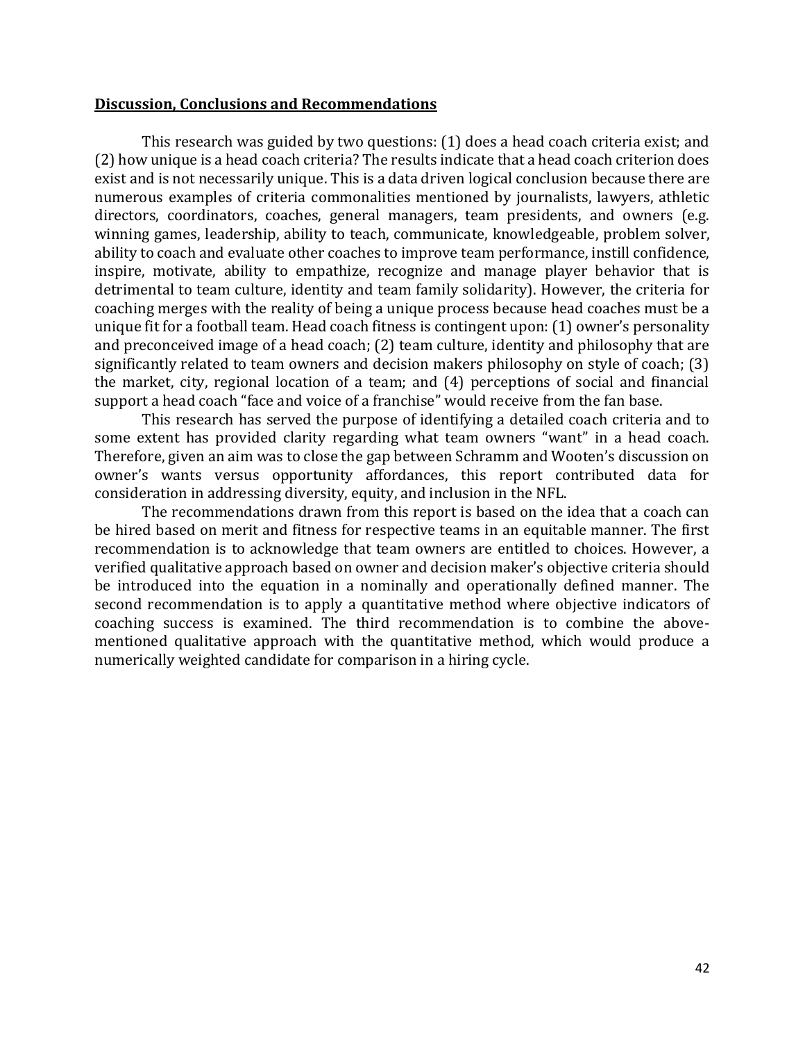## Discussion, Conclusions and Recommendations

This research was guided by two questions: (1) does a head coach criteria exist; and (2) how unique is a head coach criteria? The results indicate that a head coach criterion does exist and is not necessarily unique. This is a data driven logical conclusion because there are numerous examples of criteria commonalities mentioned by journalists, lawyers, athletic directors, coordinators, coaches, general managers, team presidents, and owners (e.g. winning games, leadership, ability to teach, communicate, knowledgeable, problem solver, ability to coach and evaluate other coaches to improve team performance, instill confidence, inspire, motivate, ability to empathize, recognize and manage player behavior that is detrimental to team culture, identity and team family solidarity). However, the criteria for coaching merges with the reality of being a unique process because head coaches must be a unique fit for a football team. Head coach fitness is contingent upon: (1) owner's personality and preconceived image of a head coach; (2) team culture, identity and philosophy that are significantly related to team owners and decision makers philosophy on style of coach; (3) the market, city, regional location of a team; and (4) perceptions of social and financial support a head coach "face and voice of a franchise" would receive from the fan base.

This research has served the purpose of identifying a detailed coach criteria and to some extent has provided clarity regarding what team owners "want" in a head coach. Therefore, given an aim was to close the gap between Schramm and Wooten's discussion on owner's wants versus opportunity affordances, this report contributed data for consideration in addressing diversity, equity, and inclusion in the NFL.

The recommendations drawn from this report is based on the idea that a coach can be hired based on merit and fitness for respective teams in an equitable manner. The first recommendation is to acknowledge that team owners are entitled to choices. However, a verified qualitative approach based on owner and decision maker's objective criteria should be introduced into the equation in a nominally and operationally defined manner. The second recommendation is to apply a quantitative method where objective indicators of coaching success is examined. The third recommendation is to combine the above-mentioned qualitative approach with the quantitative method, which would produce a numerically weighted candidate for comparison in a hiring cycle.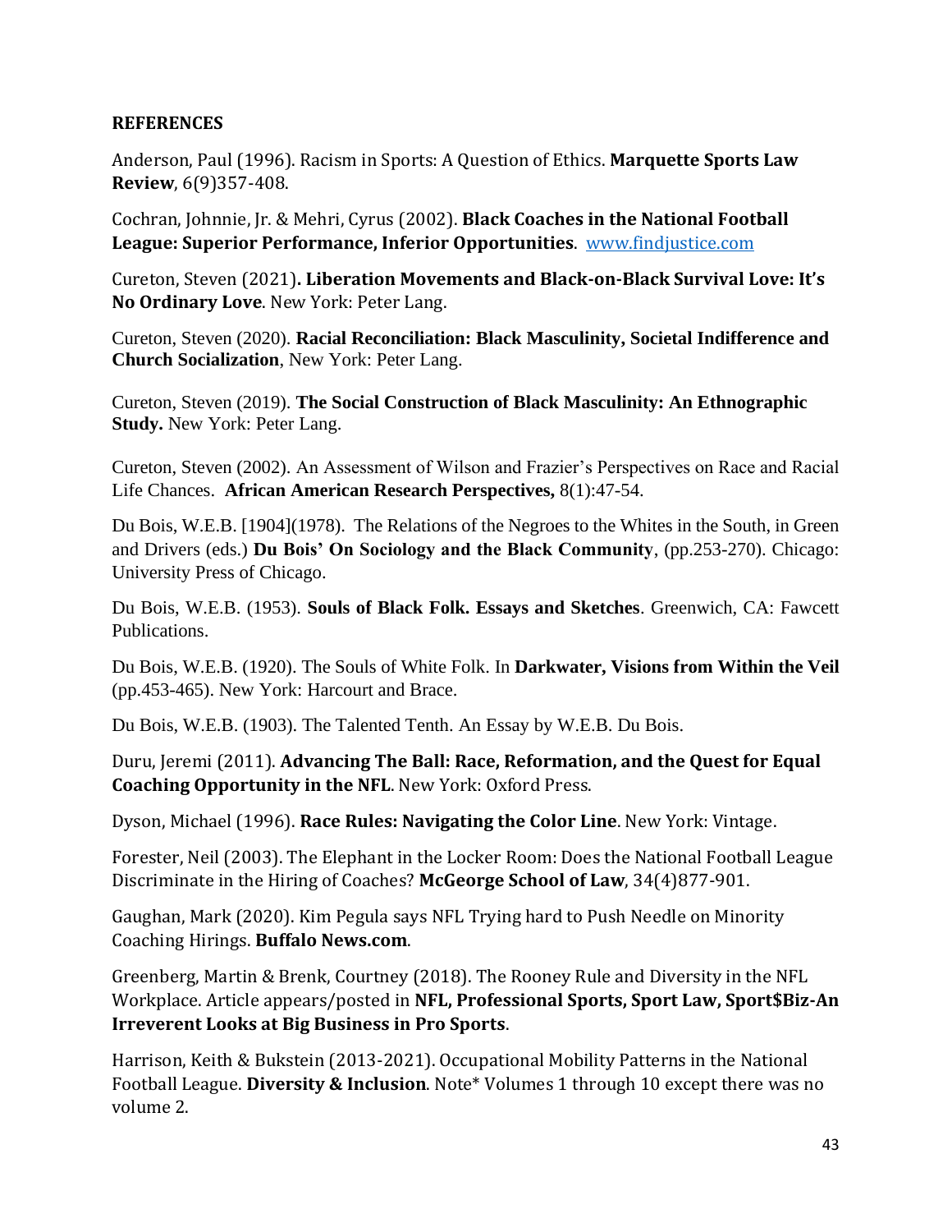**REFERENCES**

Anderson, Paul (1996). Racism in Sports: A Question of Ethics. **Marquette Sports Law Review**, 6(9)357-408.

Cochran, Johnnie, Jr. & Mehri, Cyrus (2002). **Black Coaches in the National Football League: Superior Performance, Inferior Opportunities**. www.findjustice.com

Cureton, Steven (2021)**. Liberation Movements and Black-on-Black Survival Love: It's No Ordinary Love**. New York: Peter Lang.

Cureton, Steven (2020). **Racial Reconciliation: Black Masculinity, Societal Indifference and Church Socialization**, New York: Peter Lang.

Cureton, Steven (2019). **The Social Construction of Black Masculinity: An Ethnographic Study.** New York: Peter Lang.

Cureton, Steven (2002). An Assessment of Wilson and Frazier's Perspectives on Race and Racial Life Chances. **African American Research Perspectives,** 8(1):47-54.

Du Bois, W.E.B. [1904](1978). The Relations of the Negroes to the Whites in the South, in Green and Drivers (eds.) **Du Bois' On Sociology and the Black Community**, (pp.253-270). Chicago: University Press of Chicago.

Du Bois, W.E.B. (1953). **Souls of Black Folk. Essays and Sketches**. Greenwich, CA: Fawcett Publications.

Du Bois, W.E.B. (1920). The Souls of White Folk. In **Darkwater, Visions from Within the Veil** (pp.453-465). New York: Harcourt and Brace.

Du Bois, W.E.B. (1903). The Talented Tenth. An Essay by W.E.B. Du Bois.

Duru, Jeremi (2011). **Advancing The Ball: Race, Reformation, and the Quest for Equal Coaching Opportunity in the NFL**. New York: Oxford Press.

Dyson, Michael (1996). **Race Rules: Navigating the Color Line**. New York: Vintage.

Forester, Neil (2003). The Elephant in the Locker Room: Does the National Football League Discriminate in the Hiring of Coaches? **McGeorge School of Law**, 34(4)877-901.

Gaughan, Mark (2020). Kim Pegula says NFL Trying hard to Push Needle on Minority Coaching Hirings. **Buffalo News.com**.

Greenberg, Martin & Brenk, Courtney (2018). The Rooney Rule and Diversity in the NFL Workplace. Article appears/posted in **NFL, Professional Sports, Sport Law, Sport$Biz-An Irreverent Looks at Big Business in Pro Sports**.

Harrison, Keith & Bukstein (2013-2021). Occupational Mobility Patterns in the National Football League. **Diversity & Inclusion**. Note* Volumes 1 through 10 except there was no volume 2.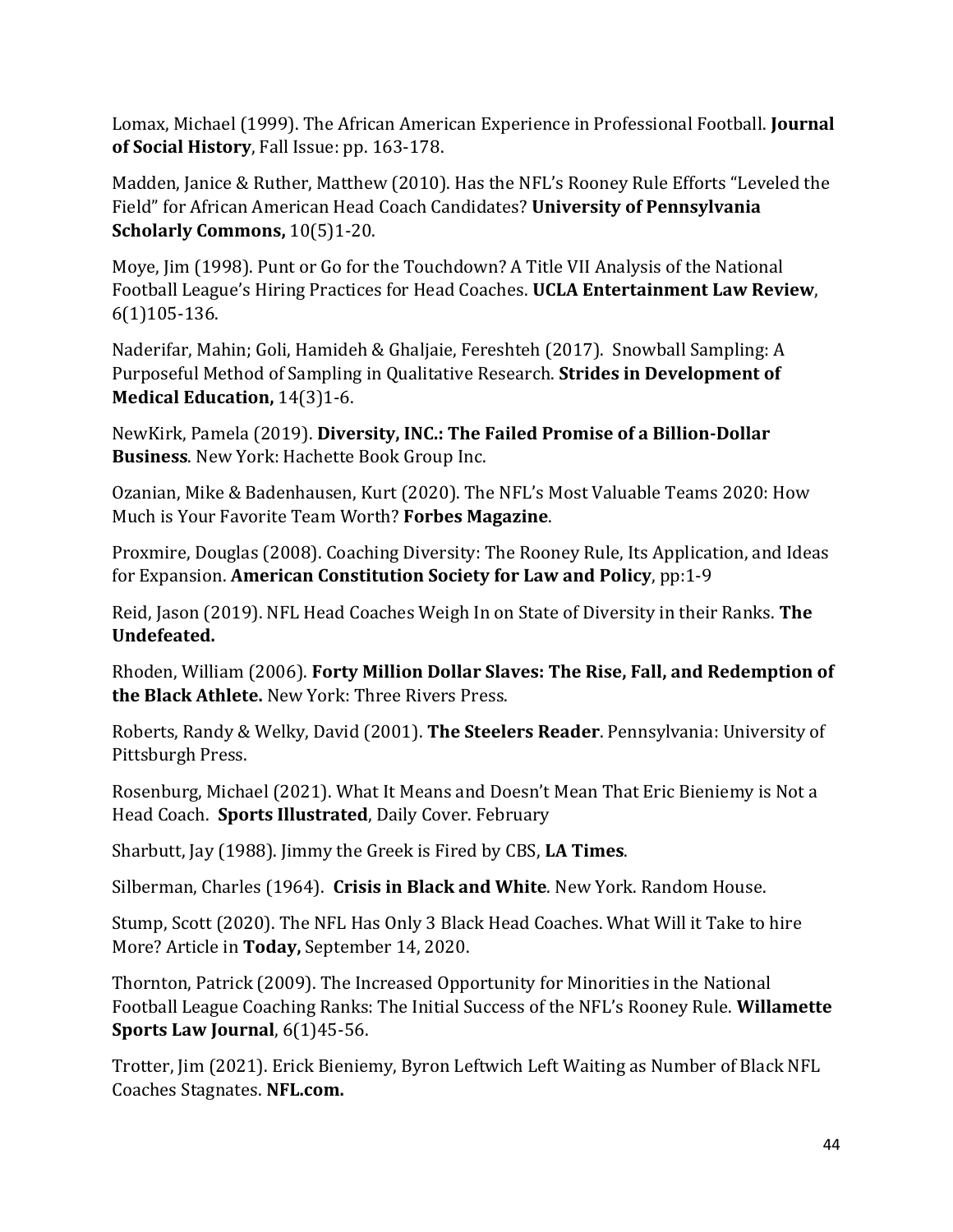Lomax, Michael (1999). The African American Experience in Professional Football. **Journal of Social History**, Fall Issue: pp. 163-178.

Madden, Janice & Ruther, Matthew (2010). Has the NFL's Rooney Rule Efforts "Leveled the Field" for African American Head Coach Candidates? **University of Pennsylvania Scholarly Commons,** 10(5)1-20.

Moye, Jim (1998). Punt or Go for the Touchdown? A Title VII Analysis of the National Football League's Hiring Practices for Head Coaches. **UCLA Entertainment Law Review**, 6(1)105-136.

Naderifar, Mahin; Goli, Hamideh & Ghaljaie, Fereshteh (2017). Snowball Sampling: A Purposeful Method of Sampling in Qualitative Research. **Strides in Development of Medical Education,** 14(3)1-6.

NewKirk, Pamela (2019). **Diversity, INC.: The Failed Promise of a Billion-Dollar Business**. New York: Hachette Book Group Inc.

Ozanian, Mike & Badenhausen, Kurt (2020). The NFL's Most Valuable Teams 2020: How Much is Your Favorite Team Worth? **Forbes Magazine**.

Proxmire, Douglas (2008). Coaching Diversity: The Rooney Rule, Its Application, and Ideas for Expansion. **American Constitution Society for Law and Policy**, pp:1-9

Reid, Jason (2019). NFL Head Coaches Weigh In on State of Diversity in their Ranks. **The Undefeated.**

Rhoden, William (2006). **Forty Million Dollar Slaves: The Rise, Fall, and Redemption of the Black Athlete.** New York: Three Rivers Press.

Roberts, Randy & Welky, David (2001). **The Steelers Reader**. Pennsylvania: University of Pittsburgh Press.

Rosenburg, Michael (2021). What It Means and Doesn't Mean That Eric Bieniemy is Not a Head Coach. **Sports Illustrated**, Daily Cover. February

Sharbutt, Jay (1988). Jimmy the Greek is Fired by CBS, **LA Times**.

Silberman, Charles (1964). **Crisis in Black and White**. New York. Random House.

Stump, Scott (2020). The NFL Has Only 3 Black Head Coaches. What Will it Take to hire More? Article in **Today,** September 14, 2020.

Thornton, Patrick (2009). The Increased Opportunity for Minorities in the National Football League Coaching Ranks: The Initial Success of the NFL's Rooney Rule. **Willamette Sports Law Journal**, 6(1)45-56.

Trotter, Jim (2021). Erick Bieniemy, Byron Leftwich Left Waiting as Number of Black NFL Coaches Stagnates. **NFL.com.**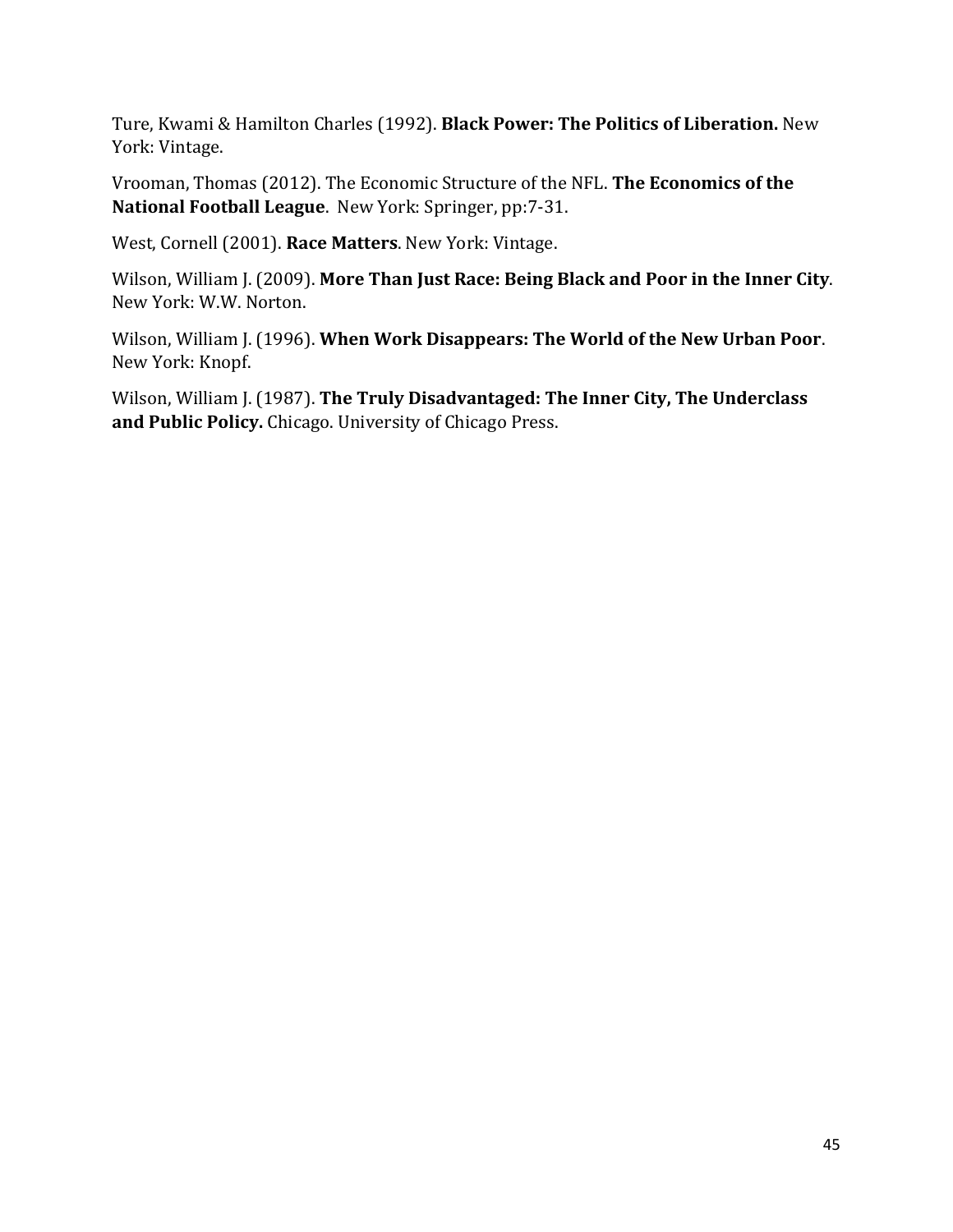Ture, Kwami & Hamilton Charles (1992). **Black Power: The Politics of Liberation.** New York: Vintage.

Vrooman, Thomas (2012). The Economic Structure of the NFL. **The Economics of the National Football League**. New York: Springer, pp:7-31.

West, Cornell (2001). **Race Matters**. New York: Vintage.

Wilson, William J. (2009). **More Than Just Race: Being Black and Poor in the Inner City**. New York: W.W. Norton.

Wilson, William J. (1996). **When Work Disappears: The World of the New Urban Poor**. New York: Knopf.

Wilson, William J. (1987). **The Truly Disadvantaged: The Inner City, The Underclass and Public Policy.** Chicago. University of Chicago Press.